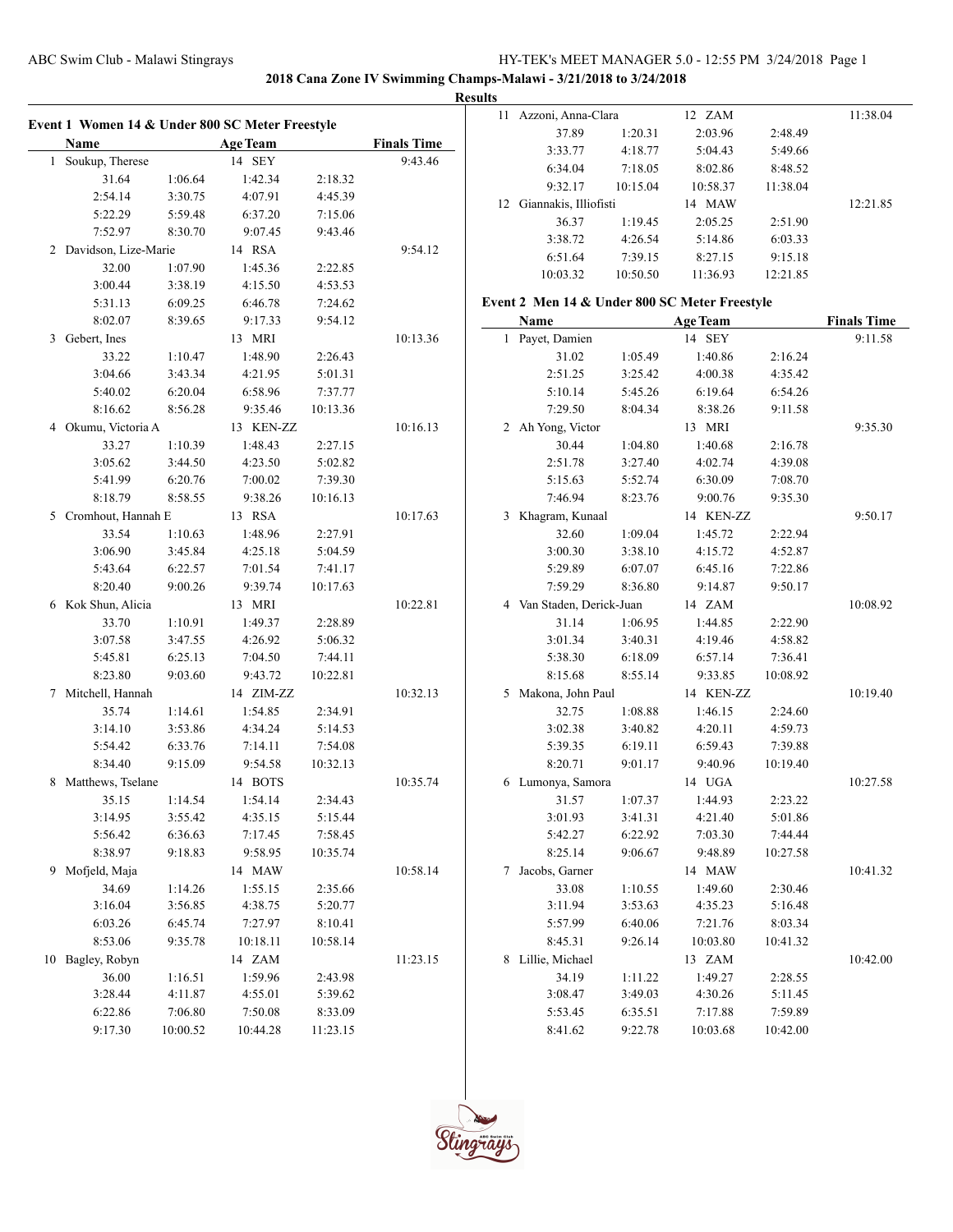ABC Swim Club - Malawi Stingrays

**2018 Cana Zone IV Swimming Champs-Malawi - 3/21/2018 to 3/24/2018**

**Results**

### Event 1 Women 14 & Under 800 SC Meter Freestyle

| | Name | Age | Team | Finals Time |
|---|---|---|---|---|
| 1 | Soukup, Therese | 14 | SEY | 9:43.46 |
| | 31.64 1:06.64 1:42.34 2:18.32 | | | |
| | 2:54.14 3:30.75 4:07.91 4:45.39 | | | |
| | 5:22.29 5:59.48 6:37.20 7:15.06 | | | |
| | 7:52.97 8:30.70 9:07.45 9:43.46 | | | |
| 2 | Davidson, Lize-Marie | 14 | RSA | 9:54.12 |
| | 32.00 1:07.90 1:45.36 2:22.85 | | | |
| | 3:00.44 3:38.19 4:15.50 4:53.53 | | | |
| | 5:31.13 6:09.25 6:46.78 7:24.62 | | | |
| | 8:02.07 8:39.65 9:17.33 9:54.12 | | | |
| 3 | Gebert, Ines | 13 | MRI | 10:13.36 |
| | 33.22 1:10.47 1:48.90 2:26.43 | | | |
| | 3:04.66 3:43.34 4:21.95 5:01.31 | | | |
| | 5:40.02 6:20.04 6:58.96 7:37.77 | | | |
| | 8:16.62 8:56.28 9:35.46 10:13.36 | | | |
| 4 | Okumu, Victoria A | 13 | KEN-ZZ | 10:16.13 |
| | 33.27 1:10.39 1:48.43 2:27.15 | | | |
| | 3:05.62 3:44.50 4:23.50 5:02.82 | | | |
| | 5:41.99 6:20.76 7:00.02 7:39.30 | | | |
| | 8:18.79 8:58.55 9:38.26 10:16.13 | | | |
| 5 | Cromhout, Hannah E | 13 | RSA | 10:17.63 |
| | 33.54 1:10.63 1:48.96 2:27.91 | | | |
| | 3:06.90 3:45.84 4:25.18 5:04.59 | | | |
| | 5:43.64 6:22.57 7:01.54 7:41.17 | | | |
| | 8:20.40 9:00.26 9:39.74 10:17.63 | | | |
| 6 | Kok Shun, Alicia | 13 | MRI | 10:22.81 |
| | 33.70 1:10.91 1:49.37 2:28.89 | | | |
| | 3:07.58 3:47.55 4:26.92 5:06.32 | | | |
| | 5:45.81 6:25.13 7:04.50 7:44.11 | | | |
| | 8:23.80 9:03.60 9:43.72 10:22.81 | | | |
| 7 | Mitchell, Hannah | 14 | ZIM-ZZ | 10:32.13 |
| | 35.74 1:14.61 1:54.85 2:34.91 | | | |
| | 3:14.10 3:53.86 4:34.24 5:14.53 | | | |
| | 5:54.42 6:33.76 7:14.11 7:54.08 | | | |
| | 8:34.40 9:15.09 9:54.58 10:32.13 | | | |
| 8 | Matthews, Tselane | 14 | BOTS | 10:35.74 |
| | 35.15 1:14.54 1:54.14 2:34.43 | | | |
| | 3:14.95 3:55.42 4:35.15 5:15.44 | | | |
| | 5:56.42 6:36.63 7:17.45 7:58.45 | | | |
| | 8:38.97 9:18.83 9:58.95 10:35.74 | | | |
| 9 | Mofjeld, Maja | 14 | MAW | 10:58.14 |
| | 34.69 1:14.26 1:55.15 2:35.66 | | | |
| | 3:16.04 3:56.85 4:38.75 5:20.77 | | | |
| | 6:03.26 6:45.74 7:27.97 8:10.41 | | | |
| | 8:53.06 9:35.78 10:18.11 10:58.14 | | | |
| 10 | Bagley, Robyn | 14 | ZAM | 11:23.15 |
| | 36.00 1:16.51 1:59.96 2:43.98 | | | |
| | 3:28.44 4:11.87 4:55.01 5:39.62 | | | |
| | 6:22.86 7:06.80 7:50.08 8:33.09 | | | |
| | 9:17.30 10:00.52 10:44.28 11:23.15 | | | |
| 11 | Azzoni, Anna-Clara | 12 | ZAM | 11:38.04 |
| | 37.89 1:20.31 2:03.96 2:48.49 | | | |
| | 3:33.77 4:18.77 5:04.43 5:49.66 | | | |
| | 6:34.04 7:18.05 8:02.86 8:48.52 | | | |
| | 9:32.17 10:15.04 10:58.37 11:38.04 | | | |
| 12 | Giannakis, Illiofisti | 14 | MAW | 12:21.85 |
| | 36.37 1:19.45 2:05.25 2:51.90 | | | |
| | 3:38.72 4:26.54 5:14.86 6:03.33 | | | |
| | 6:51.64 7:39.15 8:27.15 9:15.18 | | | |
| | 10:03.32 10:50.50 11:36.93 12:21.85 | | | |

### Event 2 Men 14 & Under 800 SC Meter Freestyle

| | Name | Age | Team | Finals Time |
|---|---|---|---|---|
| 1 | Payet, Damien | 14 | SEY | 9:11.58 |
| | 31.02 1:05.49 1:40.86 2:16.24 | | | |
| | 2:51.25 3:25.42 4:00.38 4:35.42 | | | |
| | 5:10.14 5:45.26 6:19.64 6:54.26 | | | |
| | 7:29.50 8:04.34 8:38.26 9:11.58 | | | |
| 2 | Ah Yong, Victor | 13 | MRI | 9:35.30 |
| | 30.44 1:04.80 1:40.68 2:16.78 | | | |
| | 2:51.78 3:27.40 4:02.74 4:39.08 | | | |
| | 5:15.63 5:52.74 6:30.09 7:08.70 | | | |
| | 7:46.94 8:23.76 9:00.76 9:35.30 | | | |
| 3 | Khagram, Kunaal | 14 | KEN-ZZ | 9:50.17 |
| | 32.60 1:09.04 1:45.72 2:22.94 | | | |
| | 3:00.30 3:38.10 4:15.72 4:52.87 | | | |
| | 5:29.89 6:07.07 6:45.16 7:22.86 | | | |
| | 7:59.29 8:36.80 9:14.87 9:50.17 | | | |
| 4 | Van Staden, Derick-Juan | 14 | ZAM | 10:08.92 |
| | 31.14 1:06.95 1:44.85 2:22.90 | | | |
| | 3:01.34 3:40.31 4:19.46 4:58.82 | | | |
| | 5:38.30 6:18.09 6:57.14 7:36.41 | | | |
| | 8:15.68 8:55.14 9:33.85 10:08.92 | | | |
| 5 | Makona, John Paul | 14 | KEN-ZZ | 10:19.40 |
| | 32.75 1:08.88 1:46.15 2:24.60 | | | |
| | 3:02.38 3:40.82 4:20.11 4:59.73 | | | |
| | 5:39.35 6:19.11 6:59.43 7:39.88 | | | |
| | 8:20.71 9:01.17 9:40.96 10:19.40 | | | |
| 6 | Lumonya, Samora | 14 | UGA | 10:27.58 |
| | 31.57 1:07.37 1:44.93 2:23.22 | | | |
| | 3:01.93 3:41.31 4:21.40 5:01.86 | | | |
| | 5:42.27 6:22.92 7:03.30 7:44.44 | | | |
| | 8:25.14 9:06.67 9:48.89 10:27.58 | | | |
| 7 | Jacobs, Garner | 14 | MAW | 10:41.32 |
| | 33.08 1:10.55 1:49.60 2:30.46 | | | |
| | 3:11.94 3:53.63 4:35.23 5:16.48 | | | |
| | 5:57.99 6:40.06 7:21.76 8:03.34 | | | |
| | 8:45.31 9:26.14 10:03.80 10:41.32 | | | |
| 8 | Lillie, Michael | 13 | ZAM | 10:42.00 |
| | 34.19 1:11.22 1:49.27 2:28.55 | | | |
| | 3:08.47 3:49.03 4:30.26 5:11.45 | | | |
| | 5:53.45 6:35.51 7:17.88 7:59.89 | | | |
| | 8:41.62 9:22.78 10:03.68 10:42.00 | | | |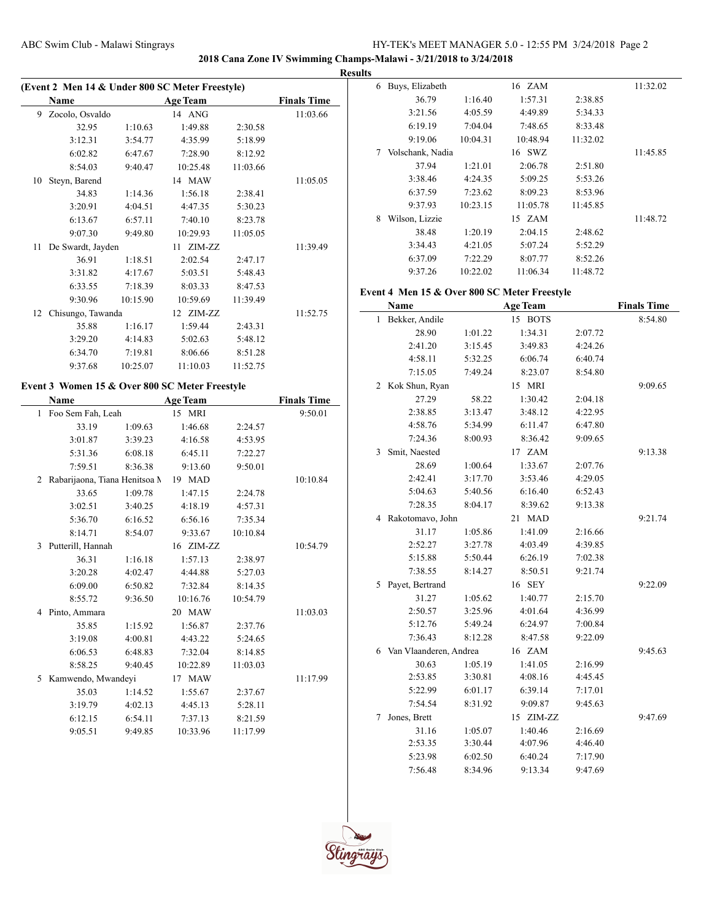## 2018 Cana Zone IV Swimming Champs-Malawi - 3/21/2018 to 3/24/2018

### Results

#### (Event 2 Men 14 & Under 800 SC Meter Freestyle)

| | Name | Age | Team | Finals Time |
|---|---|---|---|---|
| 9 | Zocolo, Osvaldo | 14 | ANG | 11:03.66 |
| | 32.95 / 1:10.63 / 1:49.88 / 2:30.58 / 3:12.31 / 3:54.77 / 4:35.99 / 5:18.99 / 6:02.82 / 6:47.67 / 7:28.90 / 8:12.92 / 8:54.03 / 9:40.47 / 10:25.48 / 11:03.66 | | | |
| 10 | Steyn, Barend | 14 | MAW | 11:05.05 |
| | 34.83 / 1:14.36 / 1:56.18 / 2:38.41 / 3:20.91 / 4:04.51 / 4:47.35 / 5:30.23 / 6:13.67 / 6:57.11 / 7:40.10 / 8:23.78 / 9:07.30 / 9:49.80 / 10:29.93 / 11:05.05 | | | |
| 11 | De Swardt, Jayden | 11 | ZIM-ZZ | 11:39.49 |
| | 36.91 / 1:18.51 / 2:02.54 / 2:47.17 / 3:31.82 / 4:17.67 / 5:03.51 / 5:48.43 / 6:33.55 / 7:18.39 / 8:03.33 / 8:47.53 / 9:30.96 / 10:15.90 / 10:59.69 / 11:39.49 | | | |
| 12 | Chisungo, Tawanda | 12 | ZIM-ZZ | 11:52.75 |
| | 35.88 / 1:16.17 / 1:59.44 / 2:43.31 / 3:29.20 / 4:14.83 / 5:02.63 / 5:48.12 / 6:34.70 / 7:19.81 / 8:06.66 / 8:51.28 / 9:37.68 / 10:25.07 / 11:10.03 / 11:52.75 | | | |

#### Event 3 Women 15 & Over 800 SC Meter Freestyle

| | Name | Age | Team | Finals Time |
|---|---|---|---|---|
| 1 | Foo Sem Fah, Leah | 15 | MRI | 9:50.01 |
| | 33.19 / 1:09.63 / 1:46.68 / 2:24.57 / 3:01.87 / 3:39.23 / 4:16.58 / 4:53.95 / 5:31.36 / 6:08.18 / 6:45.11 / 7:22.27 / 7:59.51 / 8:36.38 / 9:13.60 / 9:50.01 | | | |
| 2 | Rabarijaona, Tiana Henitsoa M | 19 | MAD | 10:10.84 |
| | 33.65 / 1:09.78 / 1:47.15 / 2:24.78 / 3:02.51 / 3:40.25 / 4:18.19 / 4:57.31 / 5:36.70 / 6:16.52 / 6:56.16 / 7:35.34 / 8:14.71 / 8:54.07 / 9:33.67 / 10:10.84 | | | |
| 3 | Putterill, Hannah | 16 | ZIM-ZZ | 10:54.79 |
| | 36.31 / 1:16.18 / 1:57.13 / 2:38.97 / 3:20.28 / 4:02.47 / 4:44.88 / 5:27.03 / 6:09.00 / 6:50.82 / 7:32.84 / 8:14.35 / 8:55.72 / 9:36.50 / 10:16.76 / 10:54.79 | | | |
| 4 | Pinto, Ammara | 20 | MAW | 11:03.03 |
| | 35.85 / 1:15.92 / 1:56.87 / 2:37.76 / 3:19.08 / 4:00.81 / 4:43.22 / 5:24.65 / 6:06.53 / 6:48.83 / 7:32.04 / 8:14.85 / 8:58.25 / 9:40.45 / 10:22.89 / 11:03.03 | | | |
| 5 | Kamwendo, Mwandeyi | 17 | MAW | 11:17.99 |
| | 35.03 / 1:14.52 / 1:55.67 / 2:37.67 / 3:19.79 / 4:02.13 / 4:45.13 / 5:28.11 / 6:12.15 / 6:54.11 / 7:37.13 / 8:21.59 / 9:05.51 / 9:49.85 / 10:33.96 / 11:17.99 | | | |
| 6 | Buys, Elizabeth | 16 | ZAM | 11:32.02 |
| | 36.79 / 1:16.40 / 1:57.31 / 2:38.85 / 3:21.56 / 4:05.59 / 4:49.89 / 5:34.33 / 6:19.19 / 7:04.04 / 7:48.65 / 8:33.48 / 9:19.06 / 10:04.31 / 10:48.94 / 11:32.02 | | | |
| 7 | Volschank, Nadia | 16 | SWZ | 11:45.85 |
| | 37.94 / 1:21.01 / 2:06.78 / 2:51.80 / 3:38.46 / 4:24.35 / 5:09.25 / 5:53.26 / 6:37.59 / 7:23.62 / 8:09.23 / 8:53.96 / 9:37.93 / 10:23.15 / 11:05.78 / 11:45.85 | | | |
| 8 | Wilson, Lizzie | 15 | ZAM | 11:48.72 |
| | 38.48 / 1:20.19 / 2:04.15 / 2:48.62 / 3:34.43 / 4:21.05 / 5:07.24 / 5:52.29 / 6:37.09 / 7:22.29 / 8:07.77 / 8:52.26 / 9:37.26 / 10:22.02 / 11:06.34 / 11:48.72 | | | |

#### Event 4 Men 15 & Over 800 SC Meter Freestyle

| | Name | Age | Team | Finals Time |
|---|---|---|---|---|
| 1 | Bekker, Andile | 15 | BOTS | 8:54.80 |
| | 28.90 / 1:01.22 / 1:34.31 / 2:07.72 / 2:41.20 / 3:15.45 / 3:49.83 / 4:24.26 / 4:58.11 / 5:32.25 / 6:06.74 / 6:40.74 / 7:15.05 / 7:49.24 / 8:23.07 / 8:54.80 | | | |
| 2 | Kok Shun, Ryan | 15 | MRI | 9:09.65 |
| | 27.29 / 58.22 / 1:30.42 / 2:04.18 / 2:38.85 / 3:13.47 / 3:48.12 / 4:22.95 / 4:58.76 / 5:34.99 / 6:11.47 / 6:47.80 / 7:24.36 / 8:00.93 / 8:36.42 / 9:09.65 | | | |
| 3 | Smit, Naested | 17 | ZAM | 9:13.38 |
| | 28.69 / 1:00.64 / 1:33.67 / 2:07.76 / 2:42.41 / 3:17.70 / 3:53.46 / 4:29.05 / 5:04.63 / 5:40.56 / 6:16.40 / 6:52.43 / 7:28.35 / 8:04.17 / 8:39.62 / 9:13.38 | | | |
| 4 | Rakotomavo, John | 21 | MAD | 9:21.74 |
| | 31.17 / 1:05.86 / 1:41.09 / 2:16.66 / 2:52.27 / 3:27.78 / 4:03.49 / 4:39.85 / 5:15.88 / 5:50.44 / 6:26.19 / 7:02.38 / 7:38.55 / 8:14.27 / 8:50.51 / 9:21.74 | | | |
| 5 | Payet, Bertrand | 16 | SEY | 9:22.09 |
| | 31.27 / 1:05.62 / 1:40.77 / 2:15.70 / 2:50.57 / 3:25.96 / 4:01.64 / 4:36.99 / 5:12.76 / 5:49.24 / 6:24.97 / 7:00.84 / 7:36.43 / 8:12.28 / 8:47.58 / 9:22.09 | | | |
| 6 | Van Vlaanderen, Andrea | 16 | ZAM | 9:45.63 |
| | 30.63 / 1:05.19 / 1:41.05 / 2:16.99 / 2:53.85 / 3:30.81 / 4:08.16 / 4:45.45 / 5:22.99 / 6:01.17 / 6:39.14 / 7:17.01 / 7:54.54 / 8:31.92 / 9:09.87 / 9:45.63 | | | |
| 7 | Jones, Brett | 15 | ZIM-ZZ | 9:47.69 |
| | 31.16 / 1:05.07 / 1:40.46 / 2:16.69 / 2:53.35 / 3:30.44 / 4:07.96 / 4:46.40 / 5:23.98 / 6:02.50 / 6:40.24 / 7:17.90 / 7:56.48 / 8:34.96 / 9:13.34 / 9:47.69 | | | |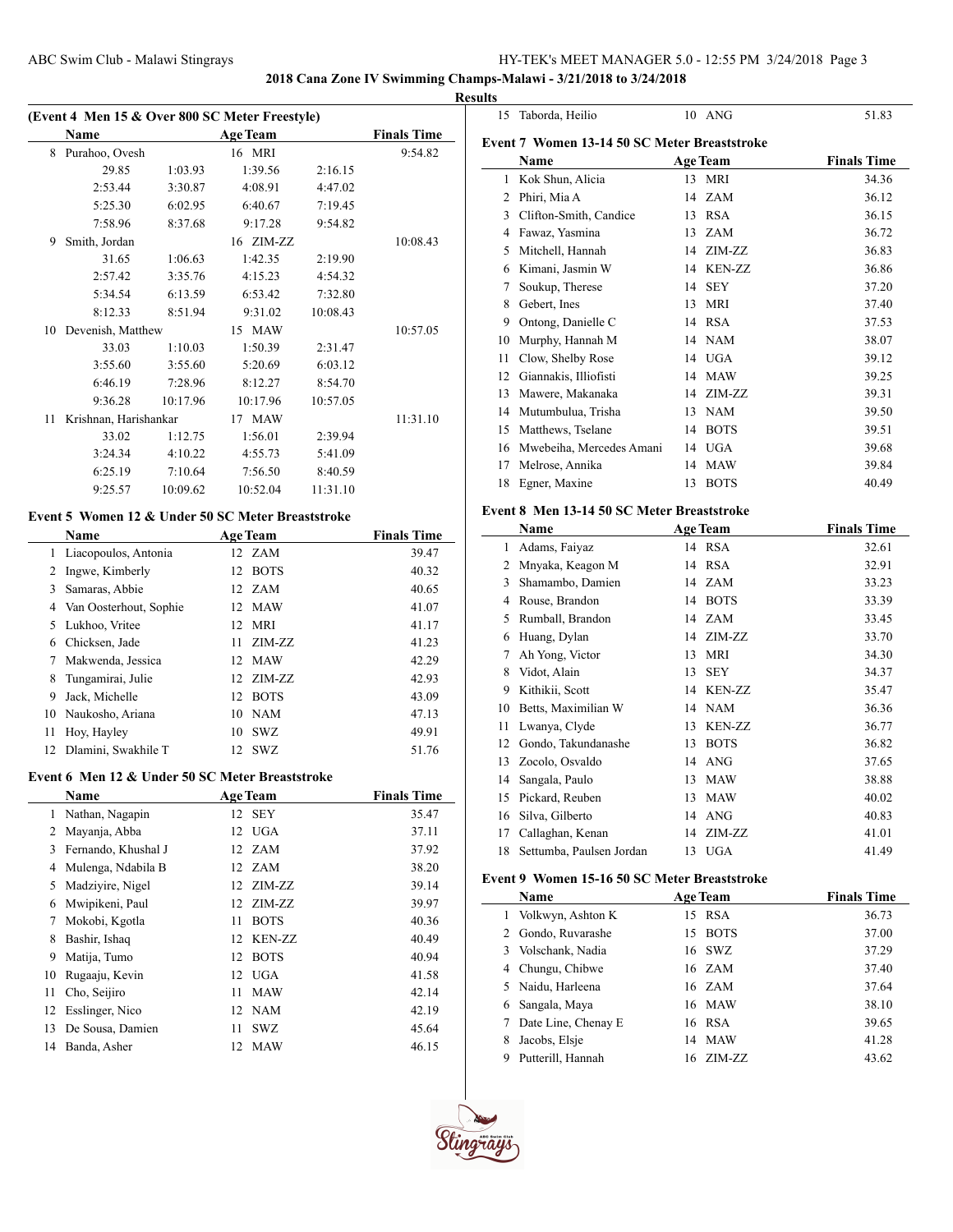2018 Cana Zone IV Swimming Champs-Malawi - 3/21/2018 to 3/24/2018

Results

### (Event 4 Men 15 & Over 800 SC Meter Freestyle)

| | Name | Age | Team | | Finals Time |
|---|---|---|---|---|---|
| 8 | Purahoo, Ovesh | 16 | MRI | | 9:54.82 |
| | 29.85 | 1:03.93 | 1:39.56 | 2:16.15 | |
| | 2:53.44 | 3:30.87 | 4:08.91 | 4:47.02 | |
| | 5:25.30 | 6:02.95 | 6:40.67 | 7:19.45 | |
| | 7:58.96 | 8:37.68 | 9:17.28 | 9:54.82 | |
| 9 | Smith, Jordan | 16 | ZIM-ZZ | | 10:08.43 |
| | 31.65 | 1:06.63 | 1:42.35 | 2:19.90 | |
| | 2:57.42 | 3:35.76 | 4:15.23 | 4:54.32 | |
| | 5:34.54 | 6:13.59 | 6:53.42 | 7:32.80 | |
| | 8:12.33 | 8:51.94 | 9:31.02 | 10:08.43 | |
| 10 | Devenish, Matthew | 15 | MAW | | 10:57.05 |
| | 33.03 | 1:10.03 | 1:50.39 | 2:31.47 | |
| | 3:55.60 | 3:55.60 | 5:20.69 | 6:03.12 | |
| | 6:46.19 | 7:28.96 | 8:12.27 | 8:54.70 | |
| | 9:36.28 | 10:17.96 | 10:17.96 | 10:57.05 | |
| 11 | Krishnan, Harishankar | 17 | MAW | | 11:31.10 |
| | 33.02 | 1:12.75 | 1:56.01 | 2:39.94 | |
| | 3:24.34 | 4:10.22 | 4:55.73 | 5:41.09 | |
| | 6:25.19 | 7:10.64 | 7:56.50 | 8:40.59 | |
| | 9:25.57 | 10:09.62 | 10:52.04 | 11:31.10 | |

### Event 5 Women 12 & Under 50 SC Meter Breaststroke

| | Name | Age | Team | Finals Time |
|---|---|---|---|---|
| 1 | Liacopoulos, Antonia | 12 | ZAM | 39.47 |
| 2 | Ingwe, Kimberly | 12 | BOTS | 40.32 |
| 3 | Samaras, Abbie | 12 | ZAM | 40.65 |
| 4 | Van Oosterhout, Sophie | 12 | MAW | 41.07 |
| 5 | Lukhoo, Vritee | 12 | MRI | 41.17 |
| 6 | Chicksen, Jade | 11 | ZIM-ZZ | 41.23 |
| 7 | Makwenda, Jessica | 12 | MAW | 42.29 |
| 8 | Tungamirai, Julie | 12 | ZIM-ZZ | 42.93 |
| 9 | Jack, Michelle | 12 | BOTS | 43.09 |
| 10 | Naukosho, Ariana | 10 | NAM | 47.13 |
| 11 | Hoy, Hayley | 10 | SWZ | 49.91 |
| 12 | Dlamini, Swakhile T | 12 | SWZ | 51.76 |

### Event 6 Men 12 & Under 50 SC Meter Breaststroke

| | Name | Age | Team | Finals Time |
|---|---|---|---|---|
| 1 | Nathan, Nagapin | 12 | SEY | 35.47 |
| 2 | Mayanja, Abba | 12 | UGA | 37.11 |
| 3 | Fernando, Khushal J | 12 | ZAM | 37.92 |
| 4 | Mulenga, Ndabila B | 12 | ZAM | 38.20 |
| 5 | Madziyire, Nigel | 12 | ZIM-ZZ | 39.14 |
| 6 | Mwipikeni, Paul | 12 | ZIM-ZZ | 39.97 |
| 7 | Mokobi, Kgotla | 11 | BOTS | 40.36 |
| 8 | Bashir, Ishaq | 12 | KEN-ZZ | 40.49 |
| 9 | Matija, Tumo | 12 | BOTS | 40.94 |
| 10 | Rugaaju, Kevin | 12 | UGA | 41.58 |
| 11 | Cho, Seijiro | 11 | MAW | 42.14 |
| 12 | Esslinger, Nico | 12 | NAM | 42.19 |
| 13 | De Sousa, Damien | 11 | SWZ | 45.64 |
| 14 | Banda, Asher | 12 | MAW | 46.15 |
| 15 | Taborda, Heilio | 10 | ANG | 51.83 |

### Event 7 Women 13-14 50 SC Meter Breaststroke

| | Name | Age | Team | Finals Time |
|---|---|---|---|---|
| 1 | Kok Shun, Alicia | 13 | MRI | 34.36 |
| 2 | Phiri, Mia A | 14 | ZAM | 36.12 |
| 3 | Clifton-Smith, Candice | 13 | RSA | 36.15 |
| 4 | Fawaz, Yasmina | 13 | ZAM | 36.72 |
| 5 | Mitchell, Hannah | 14 | ZIM-ZZ | 36.83 |
| 6 | Kimani, Jasmin W | 14 | KEN-ZZ | 36.86 |
| 7 | Soukup, Therese | 14 | SEY | 37.20 |
| 8 | Gebert, Ines | 13 | MRI | 37.40 |
| 9 | Ontong, Danielle C | 14 | RSA | 37.53 |
| 10 | Murphy, Hannah M | 14 | NAM | 38.07 |
| 11 | Clow, Shelby Rose | 14 | UGA | 39.12 |
| 12 | Giannakis, Illiofisti | 14 | MAW | 39.25 |
| 13 | Mawere, Makanaka | 14 | ZIM-ZZ | 39.31 |
| 14 | Mutumbulua, Trisha | 13 | NAM | 39.50 |
| 15 | Matthews, Tselane | 14 | BOTS | 39.51 |
| 16 | Mwebeiha, Mercedes Amani | 14 | UGA | 39.68 |
| 17 | Melrose, Annika | 14 | MAW | 39.84 |
| 18 | Egner, Maxine | 13 | BOTS | 40.49 |

### Event 8 Men 13-14 50 SC Meter Breaststroke

| | Name | Age | Team | Finals Time |
|---|---|---|---|---|
| 1 | Adams, Faiyaz | 14 | RSA | 32.61 |
| 2 | Mnyaka, Keagon M | 14 | RSA | 32.91 |
| 3 | Shamambo, Damien | 14 | ZAM | 33.23 |
| 4 | Rouse, Brandon | 14 | BOTS | 33.39 |
| 5 | Rumball, Brandon | 14 | ZAM | 33.45 |
| 6 | Huang, Dylan | 14 | ZIM-ZZ | 33.70 |
| 7 | Ah Yong, Victor | 13 | MRI | 34.30 |
| 8 | Vidot, Alain | 13 | SEY | 34.37 |
| 9 | Kithikii, Scott | 14 | KEN-ZZ | 35.47 |
| 10 | Betts, Maximilian W | 14 | NAM | 36.36 |
| 11 | Lwanya, Clyde | 13 | KEN-ZZ | 36.77 |
| 12 | Gondo, Takundanashe | 13 | BOTS | 36.82 |
| 13 | Zocolo, Osvaldo | 14 | ANG | 37.65 |
| 14 | Sangala, Paulo | 13 | MAW | 38.88 |
| 15 | Pickard, Reuben | 13 | MAW | 40.02 |
| 16 | Silva, Gilberto | 14 | ANG | 40.83 |
| 17 | Callaghan, Kenan | 14 | ZIM-ZZ | 41.01 |
| 18 | Settumba, Paulsen Jordan | 13 | UGA | 41.49 |

### Event 9 Women 15-16 50 SC Meter Breaststroke

| | Name | Age | Team | Finals Time |
|---|---|---|---|---|
| 1 | Volkwyn, Ashton K | 15 | RSA | 36.73 |
| 2 | Gondo, Ruvarashe | 15 | BOTS | 37.00 |
| 3 | Volschank, Nadia | 16 | SWZ | 37.29 |
| 4 | Chungu, Chibwe | 16 | ZAM | 37.40 |
| 5 | Naidu, Harleena | 16 | ZAM | 37.64 |
| 6 | Sangala, Maya | 16 | MAW | 38.10 |
| 7 | Date Line, Chenay E | 16 | RSA | 39.65 |
| 8 | Jacobs, Elsje | 14 | MAW | 41.28 |
| 9 | Putterill, Hannah | 16 | ZIM-ZZ | 43.62 |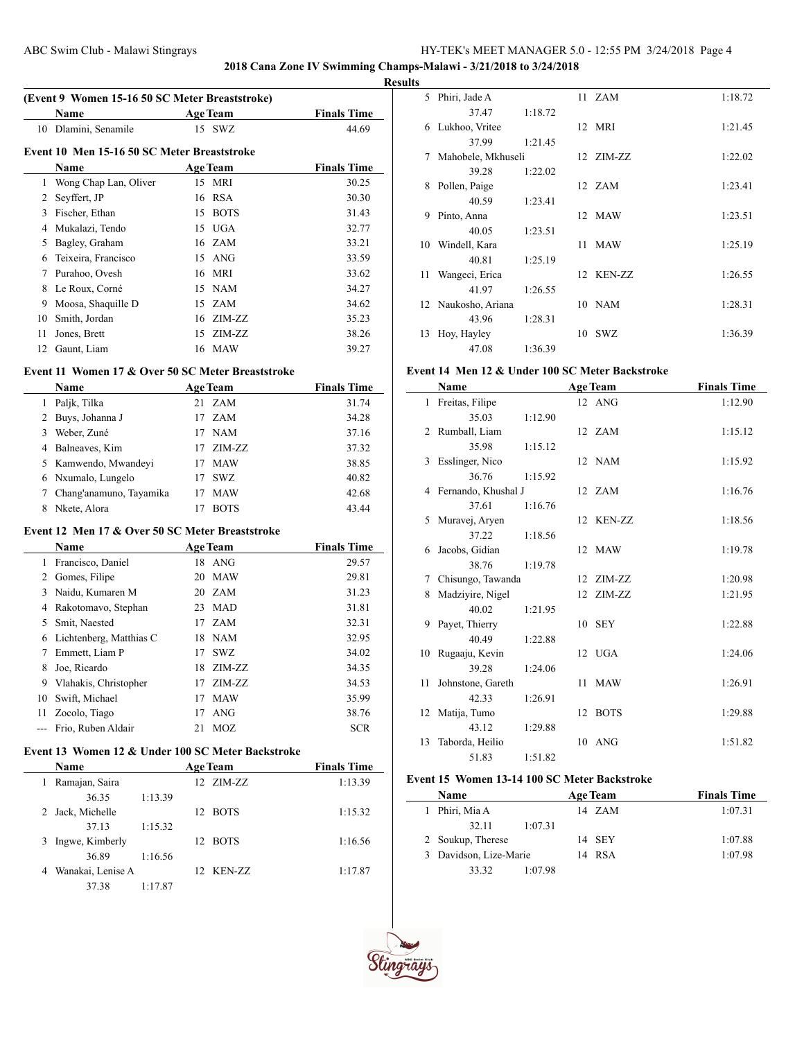## 2018 Cana Zone IV Swimming Champs-Malawi - 3/21/2018 to 3/24/2018

### Results

#### (Event 9 Women 15-16 50 SC Meter Breaststroke)

| | Name | Age | Team | Finals Time |
|---|---|---|---|---|
| 10 | Dlamini, Senamile | 15 | SWZ | 44.69 |

#### Event 10 Men 15-16 50 SC Meter Breaststroke

| | Name | Age | Team | Finals Time |
|---|---|---|---|---|
| 1 | Wong Chap Lan, Oliver | 15 | MRI | 30.25 |
| 2 | Seyffert, JP | 16 | RSA | 30.30 |
| 3 | Fischer, Ethan | 15 | BOTS | 31.43 |
| 4 | Mukalazi, Tendo | 15 | UGA | 32.77 |
| 5 | Bagley, Graham | 16 | ZAM | 33.21 |
| 6 | Teixeira, Francisco | 15 | ANG | 33.59 |
| 7 | Purahoo, Ovesh | 16 | MRI | 33.62 |
| 8 | Le Roux, Corné | 15 | NAM | 34.27 |
| 9 | Moosa, Shaquille D | 15 | ZAM | 34.62 |
| 10 | Smith, Jordan | 16 | ZIM-ZZ | 35.23 |
| 11 | Jones, Brett | 15 | ZIM-ZZ | 38.26 |
| 12 | Gaunt, Liam | 16 | MAW | 39.27 |

#### Event 11 Women 17 & Over 50 SC Meter Breaststroke

| | Name | Age | Team | Finals Time |
|---|---|---|---|---|
| 1 | Paljk, Tilka | 21 | ZAM | 31.74 |
| 2 | Buys, Johanna J | 17 | ZAM | 34.28 |
| 3 | Weber, Zuné | 17 | NAM | 37.16 |
| 4 | Balneaves, Kim | 17 | ZIM-ZZ | 37.32 |
| 5 | Kamwendo, Mwandeyi | 17 | MAW | 38.85 |
| 6 | Nxumalo, Lungelo | 17 | SWZ | 40.82 |
| 7 | Chang'anamuno, Tayamika | 17 | MAW | 42.68 |
| 8 | Nkete, Alora | 17 | BOTS | 43.44 |

#### Event 12 Men 17 & Over 50 SC Meter Breaststroke

| | Name | Age | Team | Finals Time |
|---|---|---|---|---|
| 1 | Francisco, Daniel | 18 | ANG | 29.57 |
| 2 | Gomes, Filipe | 20 | MAW | 29.81 |
| 3 | Naidu, Kumaren M | 20 | ZAM | 31.23 |
| 4 | Rakotomavo, Stephan | 23 | MAD | 31.81 |
| 5 | Smit, Naested | 17 | ZAM | 32.31 |
| 6 | Lichtenberg, Matthias C | 18 | NAM | 32.95 |
| 7 | Emmett, Liam P | 17 | SWZ | 34.02 |
| 8 | Joe, Ricardo | 18 | ZIM-ZZ | 34.35 |
| 9 | Vlahakis, Christopher | 17 | ZIM-ZZ | 34.53 |
| 10 | Swift, Michael | 17 | MAW | 35.99 |
| 11 | Zocolo, Tiago | 17 | ANG | 38.76 |
| --- | Frio, Ruben Aldair | 21 | MOZ | SCR |

#### Event 13 Women 12 & Under 100 SC Meter Backstroke

| | Name | Age | Team | Finals Time |
|---|---|---|---|---|
| 1 | Ramajan, Saira | 12 | ZIM-ZZ | 1:13.39 |
| | 36.35 1:13.39 | | | |
| 2 | Jack, Michelle | 12 | BOTS | 1:15.32 |
| | 37.13 1:15.32 | | | |
| 3 | Ingwe, Kimberly | 12 | BOTS | 1:16.56 |
| | 36.89 1:16.56 | | | |
| 4 | Wanakai, Lenise A | 12 | KEN-ZZ | 1:17.87 |
| | 37.38 1:17.87 | | | |
| 5 | Phiri, Jade A | 11 | ZAM | 1:18.72 |
| | 37.47 1:18.72 | | | |
| 6 | Lukhoo, Vritee | 12 | MRI | 1:21.45 |
| | 37.99 1:21.45 | | | |
| 7 | Mahobele, Mkhuseli | 12 | ZIM-ZZ | 1:22.02 |
| | 39.28 1:22.02 | | | |
| 8 | Pollen, Paige | 12 | ZAM | 1:23.41 |
| | 40.59 1:23.41 | | | |
| 9 | Pinto, Anna | 12 | MAW | 1:23.51 |
| | 40.05 1:23.51 | | | |
| 10 | Windell, Kara | 11 | MAW | 1:25.19 |
| | 40.81 1:25.19 | | | |
| 11 | Wangeci, Erica | 12 | KEN-ZZ | 1:26.55 |
| | 41.97 1:26.55 | | | |
| 12 | Naukosho, Ariana | 10 | NAM | 1:28.31 |
| | 43.96 1:28.31 | | | |
| 13 | Hoy, Hayley | 10 | SWZ | 1:36.39 |
| | 47.08 1:36.39 | | | |

#### Event 14 Men 12 & Under 100 SC Meter Backstroke

| | Name | Age | Team | Finals Time |
|---|---|---|---|---|
| 1 | Freitas, Filipe | 12 | ANG | 1:12.90 |
| | 35.03 1:12.90 | | | |
| 2 | Rumball, Liam | 12 | ZAM | 1:15.12 |
| | 35.98 1:15.12 | | | |
| 3 | Esslinger, Nico | 12 | NAM | 1:15.92 |
| | 36.76 1:15.92 | | | |
| 4 | Fernando, Khushal J | 12 | ZAM | 1:16.76 |
| | 37.61 1:16.76 | | | |
| 5 | Muravej, Aryen | 12 | KEN-ZZ | 1:18.56 |
| | 37.22 1:18.56 | | | |
| 6 | Jacobs, Gidian | 12 | MAW | 1:19.78 |
| | 38.76 1:19.78 | | | |
| 7 | Chisungo, Tawanda | 12 | ZIM-ZZ | 1:20.98 |
| 8 | Madziyire, Nigel | 12 | ZIM-ZZ | 1:21.95 |
| | 40.02 1:21.95 | | | |
| 9 | Payet, Thierry | 10 | SEY | 1:22.88 |
| | 40.49 1:22.88 | | | |
| 10 | Rugaaju, Kevin | 12 | UGA | 1:24.06 |
| | 39.28 1:24.06 | | | |
| 11 | Johnstone, Gareth | 11 | MAW | 1:26.91 |
| | 42.33 1:26.91 | | | |
| 12 | Matija, Tumo | 12 | BOTS | 1:29.88 |
| | 43.12 1:29.88 | | | |
| 13 | Taborda, Heilio | 10 | ANG | 1:51.82 |
| | 51.83 1:51.82 | | | |

#### Event 15 Women 13-14 100 SC Meter Backstroke

| | Name | Age | Team | Finals Time |
|---|---|---|---|---|
| 1 | Phiri, Mia A | 14 | ZAM | 1:07.31 |
| | 32.11 1:07.31 | | | |
| 2 | Soukup, Therese | 14 | SEY | 1:07.88 |
| 3 | Davidson, Lize-Marie | 14 | RSA | 1:07.98 |
| | 33.32 1:07.98 | | | |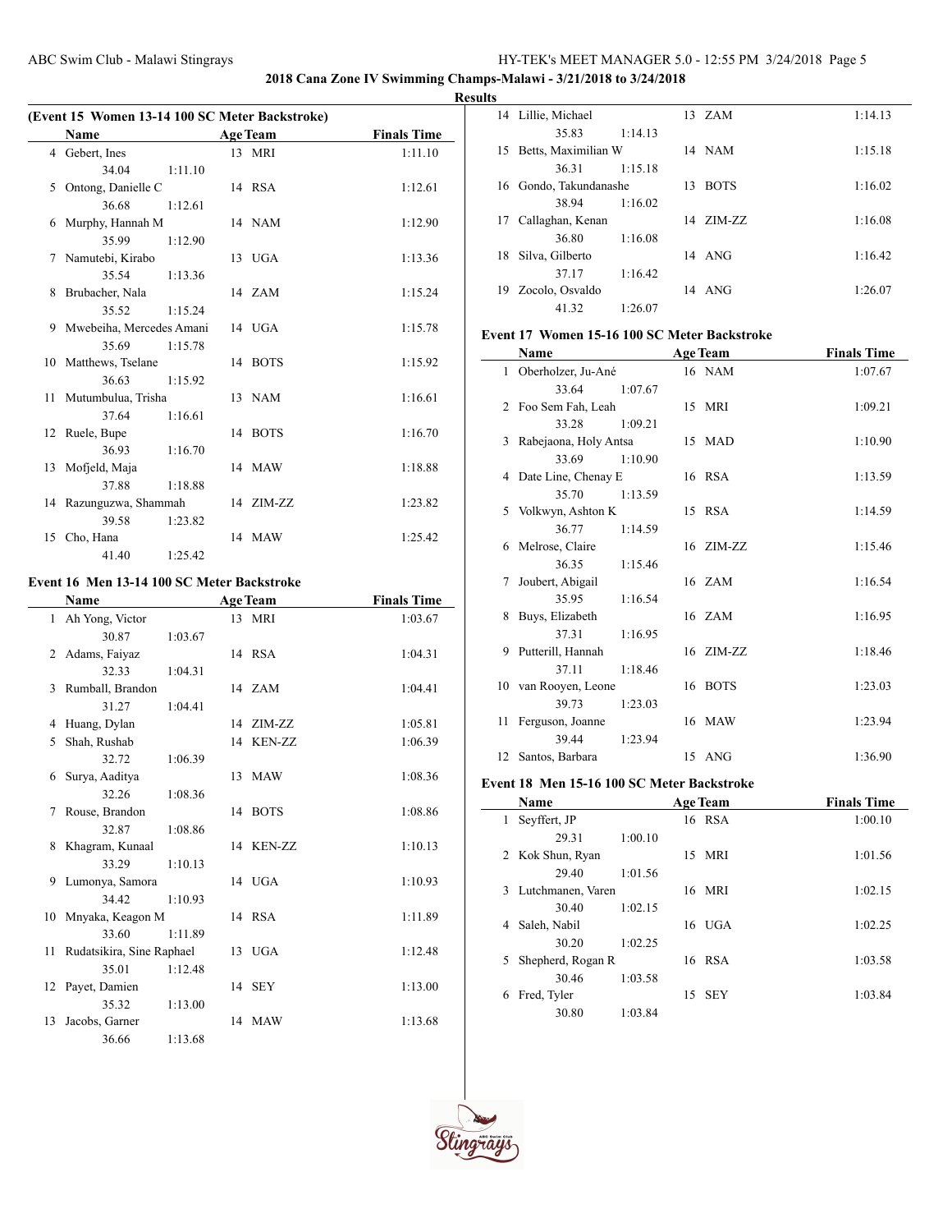## 2018 Cana Zone IV Swimming Champs-Malawi - 3/21/2018 to 3/24/2018

### Results

### (Event 15 Women 13-14 100 SC Meter Backstroke)

| | Name | Age | Team | Finals Time |
|---|---|---|---|---|
| 4 | Gebert, Ines | 13 | MRI | 1:11.10 |
| | 34.04 1:11.10 | | | |
| 5 | Ontong, Danielle C | 14 | RSA | 1:12.61 |
| | 36.68 1:12.61 | | | |
| 6 | Murphy, Hannah M | 14 | NAM | 1:12.90 |
| | 35.99 1:12.90 | | | |
| 7 | Namutebi, Kirabo | 13 | UGA | 1:13.36 |
| | 35.54 1:13.36 | | | |
| 8 | Brubacher, Nala | 14 | ZAM | 1:15.24 |
| | 35.52 1:15.24 | | | |
| 9 | Mwebeiha, Mercedes Amani | 14 | UGA | 1:15.78 |
| | 35.69 1:15.78 | | | |
| 10 | Matthews, Tselane | 14 | BOTS | 1:15.92 |
| | 36.63 1:15.92 | | | |
| 11 | Mutumbulua, Trisha | 13 | NAM | 1:16.61 |
| | 37.64 1:16.61 | | | |
| 12 | Ruele, Bupe | 14 | BOTS | 1:16.70 |
| | 36.93 1:16.70 | | | |
| 13 | Mofjeld, Maja | 14 | MAW | 1:18.88 |
| | 37.88 1:18.88 | | | |
| 14 | Razunguzwa, Shammah | 14 | ZIM-ZZ | 1:23.82 |
| | 39.58 1:23.82 | | | |
| 15 | Cho, Hana | 14 | MAW | 1:25.42 |
| | 41.40 1:25.42 | | | |

### Event 16 Men 13-14 100 SC Meter Backstroke

| | Name | Age | Team | Finals Time |
|---|---|---|---|---|
| 1 | Ah Yong, Victor | 13 | MRI | 1:03.67 |
| | 30.87 1:03.67 | | | |
| 2 | Adams, Faiyaz | 14 | RSA | 1:04.31 |
| | 32.33 1:04.31 | | | |
| 3 | Rumball, Brandon | 14 | ZAM | 1:04.41 |
| | 31.27 1:04.41 | | | |
| 4 | Huang, Dylan | 14 | ZIM-ZZ | 1:05.81 |
| 5 | Shah, Rushab | 14 | KEN-ZZ | 1:06.39 |
| | 32.72 1:06.39 | | | |
| 6 | Surya, Aaditya | 13 | MAW | 1:08.36 |
| | 32.26 1:08.36 | | | |
| 7 | Rouse, Brandon | 14 | BOTS | 1:08.86 |
| | 32.87 1:08.86 | | | |
| 8 | Khagram, Kunaal | 14 | KEN-ZZ | 1:10.13 |
| | 33.29 1:10.13 | | | |
| 9 | Lumonya, Samora | 14 | UGA | 1:10.93 |
| | 34.42 1:10.93 | | | |
| 10 | Mnyaka, Keagon M | 14 | RSA | 1:11.89 |
| | 33.60 1:11.89 | | | |
| 11 | Rudatsikira, Sine Raphael | 13 | UGA | 1:12.48 |
| | 35.01 1:12.48 | | | |
| 12 | Payet, Damien | 14 | SEY | 1:13.00 |
| | 35.32 1:13.00 | | | |
| 13 | Jacobs, Garner | 14 | MAW | 1:13.68 |
| | 36.66 1:13.68 | | | |
| 14 | Lillie, Michael | 13 | ZAM | 1:14.13 |
| | 35.83 1:14.13 | | | |
| 15 | Betts, Maximilian W | 14 | NAM | 1:15.18 |
| | 36.31 1:15.18 | | | |
| 16 | Gondo, Takundanashe | 13 | BOTS | 1:16.02 |
| | 38.94 1:16.02 | | | |
| 17 | Callaghan, Kenan | 14 | ZIM-ZZ | 1:16.08 |
| | 36.80 1:16.08 | | | |
| 18 | Silva, Gilberto | 14 | ANG | 1:16.42 |
| | 37.17 1:16.42 | | | |
| 19 | Zocolo, Osvaldo | 14 | ANG | 1:26.07 |
| | 41.32 1:26.07 | | | |

### Event 17 Women 15-16 100 SC Meter Backstroke

| | Name | Age | Team | Finals Time |
|---|---|---|---|---|
| 1 | Oberholzer, Ju-Ané | 16 | NAM | 1:07.67 |
| | 33.64 1:07.67 | | | |
| 2 | Foo Sem Fah, Leah | 15 | MRI | 1:09.21 |
| | 33.28 1:09.21 | | | |
| 3 | Rabejaona, Holy Antsa | 15 | MAD | 1:10.90 |
| | 33.69 1:10.90 | | | |
| 4 | Date Line, Chenay E | 16 | RSA | 1:13.59 |
| | 35.70 1:13.59 | | | |
| 5 | Volkwyn, Ashton K | 15 | RSA | 1:14.59 |
| | 36.77 1:14.59 | | | |
| 6 | Melrose, Claire | 16 | ZIM-ZZ | 1:15.46 |
| | 36.35 1:15.46 | | | |
| 7 | Joubert, Abigail | 16 | ZAM | 1:16.54 |
| | 35.95 1:16.54 | | | |
| 8 | Buys, Elizabeth | 16 | ZAM | 1:16.95 |
| | 37.31 1:16.95 | | | |
| 9 | Putterill, Hannah | 16 | ZIM-ZZ | 1:18.46 |
| | 37.11 1:18.46 | | | |
| 10 | van Rooyen, Leone | 16 | BOTS | 1:23.03 |
| | 39.73 1:23.03 | | | |
| 11 | Ferguson, Joanne | 16 | MAW | 1:23.94 |
| | 39.44 1:23.94 | | | |
| 12 | Santos, Barbara | 15 | ANG | 1:36.90 |

### Event 18 Men 15-16 100 SC Meter Backstroke

| | Name | Age | Team | Finals Time |
|---|---|---|---|---|
| 1 | Seyffert, JP | 16 | RSA | 1:00.10 |
| | 29.31 1:00.10 | | | |
| 2 | Kok Shun, Ryan | 15 | MRI | 1:01.56 |
| | 29.40 1:01.56 | | | |
| 3 | Lutchmanen, Varen | 16 | MRI | 1:02.15 |
| | 30.40 1:02.15 | | | |
| 4 | Saleh, Nabil | 16 | UGA | 1:02.25 |
| | 30.20 1:02.25 | | | |
| 5 | Shepherd, Rogan R | 16 | RSA | 1:03.58 |
| | 30.46 1:03.58 | | | |
| 6 | Fred, Tyler | 15 | SEY | 1:03.84 |
| | 30.80 1:03.84 | | | |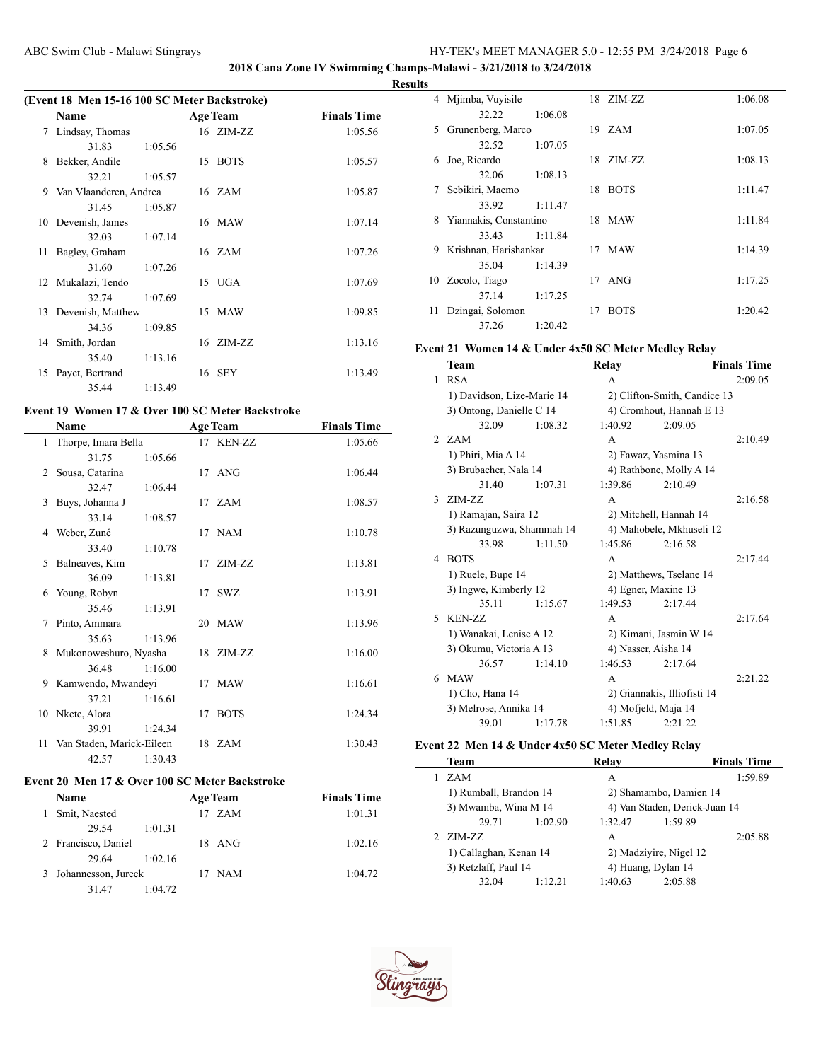## 2018 Cana Zone IV Swimming Champs-Malawi - 3/21/2018 to 3/24/2018

### Results

#### (Event 18 Men 15-16 100 SC Meter Backstroke)

| | Name | Age | Team | Finals Time |
|---|---|---|---|---|
| 7 | Lindsay, Thomas | 16 | ZIM-ZZ | 1:05.56 |
| | 31.83 1:05.56 | | | |
| 8 | Bekker, Andile | 15 | BOTS | 1:05.57 |
| | 32.21 1:05.57 | | | |
| 9 | Van Vlaanderen, Andrea | 16 | ZAM | 1:05.87 |
| | 31.45 1:05.87 | | | |
| 10 | Devenish, James | 16 | MAW | 1:07.14 |
| | 32.03 1:07.14 | | | |
| 11 | Bagley, Graham | 16 | ZAM | 1:07.26 |
| | 31.60 1:07.26 | | | |
| 12 | Mukalazi, Tendo | 15 | UGA | 1:07.69 |
| | 32.74 1:07.69 | | | |
| 13 | Devenish, Matthew | 15 | MAW | 1:09.85 |
| | 34.36 1:09.85 | | | |
| 14 | Smith, Jordan | 16 | ZIM-ZZ | 1:13.16 |
| | 35.40 1:13.16 | | | |
| 15 | Payet, Bertrand | 16 | SEY | 1:13.49 |
| | 35.44 1:13.49 | | | |

#### Event 19 Women 17 & Over 100 SC Meter Backstroke

| | Name | Age | Team | Finals Time |
|---|---|---|---|---|
| 1 | Thorpe, Imara Bella | 17 | KEN-ZZ | 1:05.66 |
| | 31.75 1:05.66 | | | |
| 2 | Sousa, Catarina | 17 | ANG | 1:06.44 |
| | 32.47 1:06.44 | | | |
| 3 | Buys, Johanna J | 17 | ZAM | 1:08.57 |
| | 33.14 1:08.57 | | | |
| 4 | Weber, Zuné | 17 | NAM | 1:10.78 |
| | 33.40 1:10.78 | | | |
| 5 | Balneaves, Kim | 17 | ZIM-ZZ | 1:13.81 |
| | 36.09 1:13.81 | | | |
| 6 | Young, Robyn | 17 | SWZ | 1:13.91 |
| | 35.46 1:13.91 | | | |
| 7 | Pinto, Ammara | 20 | MAW | 1:13.96 |
| | 35.63 1:13.96 | | | |
| 8 | Mukonoweshuro, Nyasha | 18 | ZIM-ZZ | 1:16.00 |
| | 36.48 1:16.00 | | | |
| 9 | Kamwendo, Mwandeyi | 17 | MAW | 1:16.61 |
| | 37.21 1:16.61 | | | |
| 10 | Nkete, Alora | 17 | BOTS | 1:24.34 |
| | 39.91 1:24.34 | | | |
| 11 | Van Staden, Marick-Eileen | 18 | ZAM | 1:30.43 |
| | 42.57 1:30.43 | | | |

#### Event 20 Men 17 & Over 100 SC Meter Backstroke

| | Name | Age | Team | Finals Time |
|---|---|---|---|---|
| 1 | Smit, Naested | 17 | ZAM | 1:01.31 |
| | 29.54 1:01.31 | | | |
| 2 | Francisco, Daniel | 18 | ANG | 1:02.16 |
| | 29.64 1:02.16 | | | |
| 3 | Johannesson, Jureck | 17 | NAM | 1:04.72 |
| | 31.47 1:04.72 | | | |
| 4 | Mjimba, Vuyisile | 18 | ZIM-ZZ | 1:06.08 |
| | 32.22 1:06.08 | | | |
| 5 | Grunenberg, Marco | 19 | ZAM | 1:07.05 |
| | 32.52 1:07.05 | | | |
| 6 | Joe, Ricardo | 18 | ZIM-ZZ | 1:08.13 |
| | 32.06 1:08.13 | | | |
| 7 | Sebikiri, Maemo | 18 | BOTS | 1:11.47 |
| | 33.92 1:11.47 | | | |
| 8 | Yiannakis, Constantino | 18 | MAW | 1:11.84 |
| | 33.43 1:11.84 | | | |
| 9 | Krishnan, Harishankar | 17 | MAW | 1:14.39 |
| | 35.04 1:14.39 | | | |
| 10 | Zocolo, Tiago | 17 | ANG | 1:17.25 |
| | 37.14 1:17.25 | | | |
| 11 | Dzingai, Solomon | 17 | BOTS | 1:20.42 |
| | 37.26 1:20.42 | | | |

#### Event 21 Women 14 & Under 4x50 SC Meter Medley Relay

| | Team | Relay | Finals Time |
|---|---|---|---|
| 1 | RSA | A | 2:09.05 |
| | 1) Davidson, Lize-Marie 14 | 2) Clifton-Smith, Candice 13 | |
| | 3) Ontong, Danielle C 14 | 4) Cromhout, Hannah E 13 | |
| | 32.09 1:08.32 | 1:40.92 2:09.05 | |
| 2 | ZAM | A | 2:10.49 |
| | 1) Phiri, Mia A 14 | 2) Fawaz, Yasmina 13 | |
| | 3) Brubacher, Nala 14 | 4) Rathbone, Molly A 14 | |
| | 31.40 1:07.31 | 1:39.86 2:10.49 | |
| 3 | ZIM-ZZ | A | 2:16.58 |
| | 1) Ramajan, Saira 12 | 2) Mitchell, Hannah 14 | |
| | 3) Razunguzwa, Shammah 14 | 4) Mahobele, Mkhuseli 12 | |
| | 33.98 1:11.50 | 1:45.86 2:16.58 | |
| 4 | BOTS | A | 2:17.44 |
| | 1) Ruele, Bupe 14 | 2) Matthews, Tselane 14 | |
| | 3) Ingwe, Kimberly 12 | 4) Egner, Maxine 13 | |
| | 35.11 1:15.67 | 1:49.53 2:17.44 | |
| 5 | KEN-ZZ | A | 2:17.64 |
| | 1) Wanakai, Lenise A 12 | 2) Kimani, Jasmin W 14 | |
| | 3) Okumu, Victoria A 13 | 4) Nasser, Aisha 14 | |
| | 36.57 1:14.10 | 1:46.53 2:17.64 | |
| 6 | MAW | A | 2:21.22 |
| | 1) Cho, Hana 14 | 2) Giannakis, Illiofisti 14 | |
| | 3) Melrose, Annika 14 | 4) Mofjeld, Maja 14 | |
| | 39.01 1:17.78 | 1:51.85 2:21.22 | |

#### Event 22 Men 14 & Under 4x50 SC Meter Medley Relay

| | Team | Relay | Finals Time |
|---|---|---|---|
| 1 | ZAM | A | 1:59.89 |
| | 1) Rumball, Brandon 14 | 2) Shamambo, Damien 14 | |
| | 3) Mwamba, Wina M 14 | 4) Van Staden, Derick-Juan 14 | |
| | 29.71 1:02.90 | 1:32.47 1:59.89 | |
| 2 | ZIM-ZZ | A | 2:05.88 |
| | 1) Callaghan, Kenan 14 | 2) Madziyire, Nigel 12 | |
| | 3) Retzlaff, Paul 14 | 4) Huang, Dylan 14 | |
| | 32.04 1:12.21 | 1:40.63 2:05.88 | |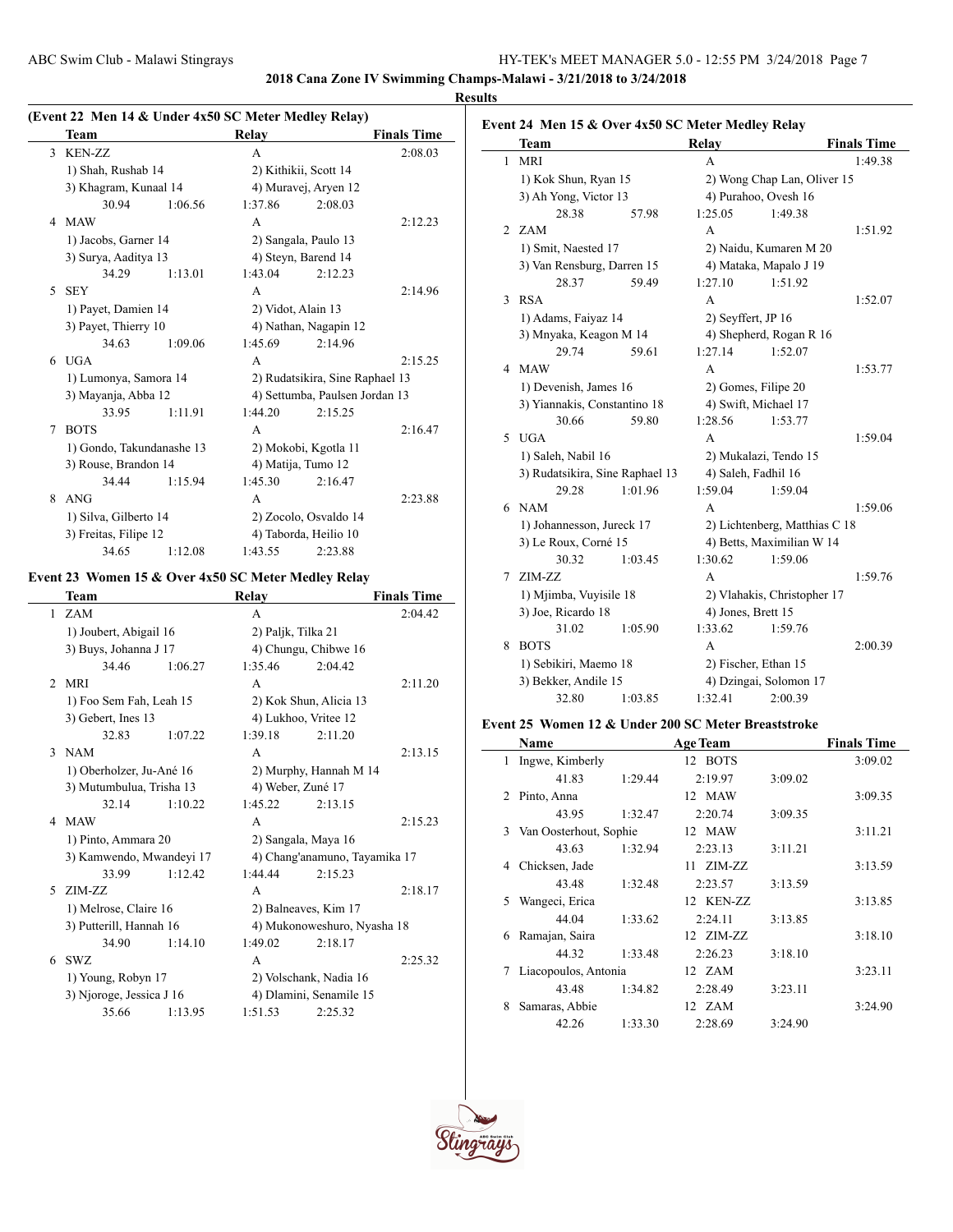## 2018 Cana Zone IV Swimming Champs-Malawi - 3/21/2018 to 3/24/2018

### Results

**(Event 22 Men 14 & Under 4x50 SC Meter Medley Relay)**

| | Team | Relay | Finals Time |
|---|---|---|---|
| 3 | KEN-ZZ | A | 2:08.03 |
| | 1) Shah, Rushab 14 | 2) Kithikii, Scott 14 | |
| | 3) Khagram, Kunaal 14 | 4) Muravej, Aryen 12 | |
| | 30.94  1:06.56 | 1:37.86  2:08.03 | |
| 4 | MAW | A | 2:12.23 |
| | 1) Jacobs, Garner 14 | 2) Sangala, Paulo 13 | |
| | 3) Surya, Aaditya 13 | 4) Steyn, Barend 14 | |
| | 34.29  1:13.01 | 1:43.04  2:12.23 | |
| 5 | SEY | A | 2:14.96 |
| | 1) Payet, Damien 14 | 2) Vidot, Alain 13 | |
| | 3) Payet, Thierry 10 | 4) Nathan, Nagapin 12 | |
| | 34.63  1:09.06 | 1:45.69  2:14.96 | |
| 6 | UGA | A | 2:15.25 |
| | 1) Lumonya, Samora 14 | 2) Rudatsikira, Sine Raphael 13 | |
| | 3) Mayanja, Abba 12 | 4) Settumba, Paulsen Jordan 13 | |
| | 33.95  1:11.91 | 1:44.20  2:15.25 | |
| 7 | BOTS | A | 2:16.47 |
| | 1) Gondo, Takundanashe 13 | 2) Mokobi, Kgotla 11 | |
| | 3) Rouse, Brandon 14 | 4) Matija, Tumo 12 | |
| | 34.44  1:15.94 | 1:45.30  2:16.47 | |
| 8 | ANG | A | 2:23.88 |
| | 1) Silva, Gilberto 14 | 2) Zocolo, Osvaldo 14 | |
| | 3) Freitas, Filipe 12 | 4) Taborda, Heilio 10 | |
| | 34.65  1:12.08 | 1:43.55  2:23.88 | |

**Event 23 Women 15 & Over 4x50 SC Meter Medley Relay**

| | Team | Relay | Finals Time |
|---|---|---|---|
| 1 | ZAM | A | 2:04.42 |
| | 1) Joubert, Abigail 16 | 2) Paljk, Tilka 21 | |
| | 3) Buys, Johanna J 17 | 4) Chungu, Chibwe 16 | |
| | 34.46  1:06.27 | 1:35.46  2:04.42 | |
| 2 | MRI | A | 2:11.20 |
| | 1) Foo Sem Fah, Leah 15 | 2) Kok Shun, Alicia 13 | |
| | 3) Gebert, Ines 13 | 4) Lukhoo, Vritee 12 | |
| | 32.83  1:07.22 | 1:39.18  2:11.20 | |
| 3 | NAM | A | 2:13.15 |
| | 1) Oberholzer, Ju-Ané 16 | 2) Murphy, Hannah M 14 | |
| | 3) Mutumbulua, Trisha 13 | 4) Weber, Zuné 17 | |
| | 32.14  1:10.22 | 1:45.22  2:13.15 | |
| 4 | MAW | A | 2:15.23 |
| | 1) Pinto, Ammara 20 | 2) Sangala, Maya 16 | |
| | 3) Kamwendo, Mwandeyi 17 | 4) Chang'anamuno, Tayamika 17 | |
| | 33.99  1:12.42 | 1:44.44  2:15.23 | |
| 5 | ZIM-ZZ | A | 2:18.17 |
| | 1) Melrose, Claire 16 | 2) Balneaves, Kim 17 | |
| | 3) Putterill, Hannah 16 | 4) Mukonoweshuro, Nyasha 18 | |
| | 34.90  1:14.10 | 1:49.02  2:18.17 | |
| 6 | SWZ | A | 2:25.32 |
| | 1) Young, Robyn 17 | 2) Volschank, Nadia 16 | |
| | 3) Njoroge, Jessica J 16 | 4) Dlamini, Senamile 15 | |
| | 35.66  1:13.95 | 1:51.53  2:25.32 | |

**Event 24 Men 15 & Over 4x50 SC Meter Medley Relay**

| | Team | Relay | Finals Time |
|---|---|---|---|
| 1 | MRI | A | 1:49.38 |
| | 1) Kok Shun, Ryan 15 | 2) Wong Chap Lan, Oliver 15 | |
| | 3) Ah Yong, Victor 13 | 4) Purahoo, Ovesh 16 | |
| | 28.38  57.98 | 1:25.05  1:49.38 | |
| 2 | ZAM | A | 1:51.92 |
| | 1) Smit, Naested 17 | 2) Naidu, Kumaren M 20 | |
| | 3) Van Rensburg, Darren 15 | 4) Mataka, Mapalo J 19 | |
| | 28.37  59.49 | 1:27.10  1:51.92 | |
| 3 | RSA | A | 1:52.07 |
| | 1) Adams, Faiyaz 14 | 2) Seyffert, JP 16 | |
| | 3) Mnyaka, Keagon M 14 | 4) Shepherd, Rogan R 16 | |
| | 29.74  59.61 | 1:27.14  1:52.07 | |
| 4 | MAW | A | 1:53.77 |
| | 1) Devenish, James 16 | 2) Gomes, Filipe 20 | |
| | 3) Yiannakis, Constantino 18 | 4) Swift, Michael 17 | |
| | 30.66  59.80 | 1:28.56  1:53.77 | |
| 5 | UGA | A | 1:59.04 |
| | 1) Saleh, Nabil 16 | 2) Mukalazi, Tendo 15 | |
| | 3) Rudatsikira, Sine Raphael 13 | 4) Saleh, Fadhil 16 | |
| | 29.28  1:01.96 | 1:59.04  1:59.04 | |
| 6 | NAM | A | 1:59.06 |
| | 1) Johannesson, Jureck 17 | 2) Lichtenberg, Matthias C 18 | |
| | 3) Le Roux, Corné 15 | 4) Betts, Maximilian W 14 | |
| | 30.32  1:03.45 | 1:30.62  1:59.06 | |
| 7 | ZIM-ZZ | A | 1:59.76 |
| | 1) Mjimba, Vuyisile 18 | 2) Vlahakis, Christopher 17 | |
| | 3) Joe, Ricardo 18 | 4) Jones, Brett 15 | |
| | 31.02  1:05.90 | 1:33.62  1:59.76 | |
| 8 | BOTS | A | 2:00.39 |
| | 1) Sebikiri, Maemo 18 | 2) Fischer, Ethan 15 | |
| | 3) Bekker, Andile 15 | 4) Dzingai, Solomon 17 | |
| | 32.80  1:03.85 | 1:32.41  2:00.39 | |

**Event 25 Women 12 & Under 200 SC Meter Breaststroke**

| | Name | Age | Team | Finals Time |
|---|---|---|---|---|
| 1 | Ingwe, Kimberly | 12 | BOTS | 3:09.02 |
| | 41.83  1:29.44 | | 2:19.97  3:09.02 | |
| 2 | Pinto, Anna | 12 | MAW | 3:09.35 |
| | 43.95  1:32.47 | | 2:20.74  3:09.35 | |
| 3 | Van Oosterhout, Sophie | 12 | MAW | 3:11.21 |
| | 43.63  1:32.94 | | 2:23.13  3:11.21 | |
| 4 | Chicksen, Jade | 11 | ZIM-ZZ | 3:13.59 |
| | 43.48  1:32.48 | | 2:23.57  3:13.59 | |
| 5 | Wangeci, Erica | 12 | KEN-ZZ | 3:13.85 |
| | 44.04  1:33.62 | | 2:24.11  3:13.85 | |
| 6 | Ramajan, Saira | 12 | ZIM-ZZ | 3:18.10 |
| | 44.32  1:33.48 | | 2:26.23  3:18.10 | |
| 7 | Liacopoulos, Antonia | 12 | ZAM | 3:23.11 |
| | 43.48  1:34.82 | | 2:28.49  3:23.11 | |
| 8 | Samaras, Abbie | 12 | ZAM | 3:24.90 |
| | 42.26  1:33.30 | | 2:28.69  3:24.90 | |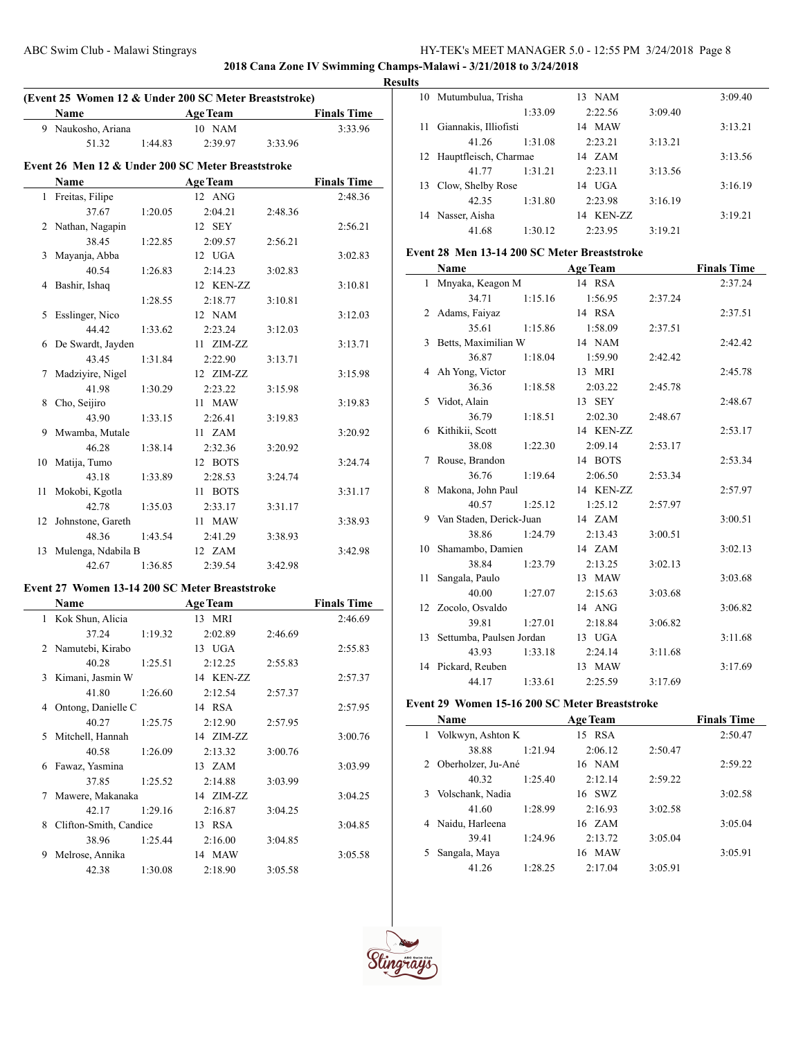**2018 Cana Zone IV Swimming Champs-Malawi - 3/21/2018 to 3/24/2018**

**Results**

### (Event 25 Women 12 & Under 200 SC Meter Breaststroke)

| | Name | Age | Team | Finals Time |
|---|---|---|---|---|
| 9 | Naukosho, Ariana | 10 | NAM | 3:33.96 |
| | 51.32 / 1:44.83 / 2:39.97 / 3:33.96 | | | |

### Event 26 Men 12 & Under 200 SC Meter Breaststroke

| | Name | Age | Team | Finals Time |
|---|---|---|---|---|
| 1 | Freitas, Filipe | 12 | ANG | 2:48.36 |
| | 37.67 / 1:20.05 / 2:04.21 / 2:48.36 | | | |
| 2 | Nathan, Nagapin | 12 | SEY | 2:56.21 |
| | 38.45 / 1:22.85 / 2:09.57 / 2:56.21 | | | |
| 3 | Mayanja, Abba | 12 | UGA | 3:02.83 |
| | 40.54 / 1:26.83 / 2:14.23 / 3:02.83 | | | |
| 4 | Bashir, Ishaq | 12 | KEN-ZZ | 3:10.81 |
| | 1:28.55 / 2:18.77 / 3:10.81 | | | |
| 5 | Esslinger, Nico | 12 | NAM | 3:12.03 |
| | 44.42 / 1:33.62 / 2:23.24 / 3:12.03 | | | |
| 6 | De Swardt, Jayden | 11 | ZIM-ZZ | 3:13.71 |
| | 43.45 / 1:31.84 / 2:22.90 / 3:13.71 | | | |
| 7 | Madziyire, Nigel | 12 | ZIM-ZZ | 3:15.98 |
| | 41.98 / 1:30.29 / 2:23.22 / 3:15.98 | | | |
| 8 | Cho, Seijiro | 11 | MAW | 3:19.83 |
| | 43.90 / 1:33.15 / 2:26.41 / 3:19.83 | | | |
| 9 | Mwamba, Mutale | 11 | ZAM | 3:20.92 |
| | 46.28 / 1:38.14 / 2:32.36 / 3:20.92 | | | |
| 10 | Matija, Tumo | 12 | BOTS | 3:24.74 |
| | 43.18 / 1:33.89 / 2:28.53 / 3:24.74 | | | |
| 11 | Mokobi, Kgotla | 11 | BOTS | 3:31.17 |
| | 42.78 / 1:35.03 / 2:33.17 / 3:31.17 | | | |
| 12 | Johnstone, Gareth | 11 | MAW | 3:38.93 |
| | 48.36 / 1:43.54 / 2:41.29 / 3:38.93 | | | |
| 13 | Mulenga, Ndabila B | 12 | ZAM | 3:42.98 |
| | 42.67 / 1:36.85 / 2:39.54 / 3:42.98 | | | |

### Event 27 Women 13-14 200 SC Meter Breaststroke

| | Name | Age | Team | Finals Time |
|---|---|---|---|---|
| 1 | Kok Shun, Alicia | 13 | MRI | 2:46.69 |
| | 37.24 / 1:19.32 / 2:02.89 / 2:46.69 | | | |
| 2 | Namutebi, Kirabo | 13 | UGA | 2:55.83 |
| | 40.28 / 1:25.51 / 2:12.25 / 2:55.83 | | | |
| 3 | Kimani, Jasmin W | 14 | KEN-ZZ | 2:57.37 |
| | 41.80 / 1:26.60 / 2:12.54 / 2:57.37 | | | |
| 4 | Ontong, Danielle C | 14 | RSA | 2:57.95 |
| | 40.27 / 1:25.75 / 2:12.90 / 2:57.95 | | | |
| 5 | Mitchell, Hannah | 14 | ZIM-ZZ | 3:00.76 |
| | 40.58 / 1:26.09 / 2:13.32 / 3:00.76 | | | |
| 6 | Fawaz, Yasmina | 13 | ZAM | 3:03.99 |
| | 37.85 / 1:25.52 / 2:14.88 / 3:03.99 | | | |
| 7 | Mawere, Makanaka | 14 | ZIM-ZZ | 3:04.25 |
| | 42.17 / 1:29.16 / 2:16.87 / 3:04.25 | | | |
| 8 | Clifton-Smith, Candice | 13 | RSA | 3:04.85 |
| | 38.96 / 1:25.44 / 2:16.00 / 3:04.85 | | | |
| 9 | Melrose, Annika | 14 | MAW | 3:05.58 |
| | 42.38 / 1:30.08 / 2:18.90 / 3:05.58 | | | |
| 10 | Mutumbulua, Trisha | 13 | NAM | 3:09.40 |
| | 1:33.09 / 2:22.56 / 3:09.40 | | | |
| 11 | Giannakis, Illiofisti | 14 | MAW | 3:13.21 |
| | 41.26 / 1:31.08 / 2:23.21 / 3:13.21 | | | |
| 12 | Hauptfleisch, Charmae | 14 | ZAM | 3:13.56 |
| | 41.77 / 1:31.21 / 2:23.11 / 3:13.56 | | | |
| 13 | Clow, Shelby Rose | 14 | UGA | 3:16.19 |
| | 42.35 / 1:31.80 / 2:23.98 / 3:16.19 | | | |
| 14 | Nasser, Aisha | 14 | KEN-ZZ | 3:19.21 |
| | 41.68 / 1:30.12 / 2:23.95 / 3:19.21 | | | |

### Event 28 Men 13-14 200 SC Meter Breaststroke

| | Name | Age | Team | Finals Time |
|---|---|---|---|---|
| 1 | Mnyaka, Keagon M | 14 | RSA | 2:37.24 |
| | 34.71 / 1:15.16 / 1:56.95 / 2:37.24 | | | |
| 2 | Adams, Faiyaz | 14 | RSA | 2:37.51 |
| | 35.61 / 1:15.86 / 1:58.09 / 2:37.51 | | | |
| 3 | Betts, Maximilian W | 14 | NAM | 2:42.42 |
| | 36.87 / 1:18.04 / 1:59.90 / 2:42.42 | | | |
| 4 | Ah Yong, Victor | 13 | MRI | 2:45.78 |
| | 36.36 / 1:18.58 / 2:03.22 / 2:45.78 | | | |
| 5 | Vidot, Alain | 13 | SEY | 2:48.67 |
| | 36.79 / 1:18.51 / 2:02.30 / 2:48.67 | | | |
| 6 | Kithikii, Scott | 14 | KEN-ZZ | 2:53.17 |
| | 38.08 / 1:22.30 / 2:09.14 / 2:53.17 | | | |
| 7 | Rouse, Brandon | 14 | BOTS | 2:53.34 |
| | 36.76 / 1:19.64 / 2:06.50 / 2:53.34 | | | |
| 8 | Makona, John Paul | 14 | KEN-ZZ | 2:57.97 |
| | 40.57 / 1:25.12 / 1:25.12 / 2:57.97 | | | |
| 9 | Van Staden, Derick-Juan | 14 | ZAM | 3:00.51 |
| | 38.86 / 1:24.79 / 2:13.43 / 3:00.51 | | | |
| 10 | Shamambo, Damien | 14 | ZAM | 3:02.13 |
| | 38.84 / 1:23.79 / 2:13.25 / 3:02.13 | | | |
| 11 | Sangala, Paulo | 13 | MAW | 3:03.68 |
| | 40.00 / 1:27.07 / 2:15.63 / 3:03.68 | | | |
| 12 | Zocolo, Osvaldo | 14 | ANG | 3:06.82 |
| | 39.81 / 1:27.01 / 2:18.84 / 3:06.82 | | | |
| 13 | Settumba, Paulsen Jordan | 13 | UGA | 3:11.68 |
| | 43.93 / 1:33.18 / 2:24.14 / 3:11.68 | | | |
| 14 | Pickard, Reuben | 13 | MAW | 3:17.69 |
| | 44.17 / 1:33.61 / 2:25.59 / 3:17.69 | | | |

### Event 29 Women 15-16 200 SC Meter Breaststroke

| | Name | Age | Team | Finals Time |
|---|---|---|---|---|
| 1 | Volkwyn, Ashton K | 15 | RSA | 2:50.47 |
| | 38.88 / 1:21.94 / 2:06.12 / 2:50.47 | | | |
| 2 | Oberholzer, Ju-Ané | 16 | NAM | 2:59.22 |
| | 40.32 / 1:25.40 / 2:12.14 / 2:59.22 | | | |
| 3 | Volschank, Nadia | 16 | SWZ | 3:02.58 |
| | 41.60 / 1:28.99 / 2:16.93 / 3:02.58 | | | |
| 4 | Naidu, Harleena | 16 | ZAM | 3:05.04 |
| | 39.41 / 1:24.96 / 2:13.72 / 3:05.04 | | | |
| 5 | Sangala, Maya | 16 | MAW | 3:05.91 |
| | 41.26 / 1:28.25 / 2:17.04 / 3:05.91 | | | |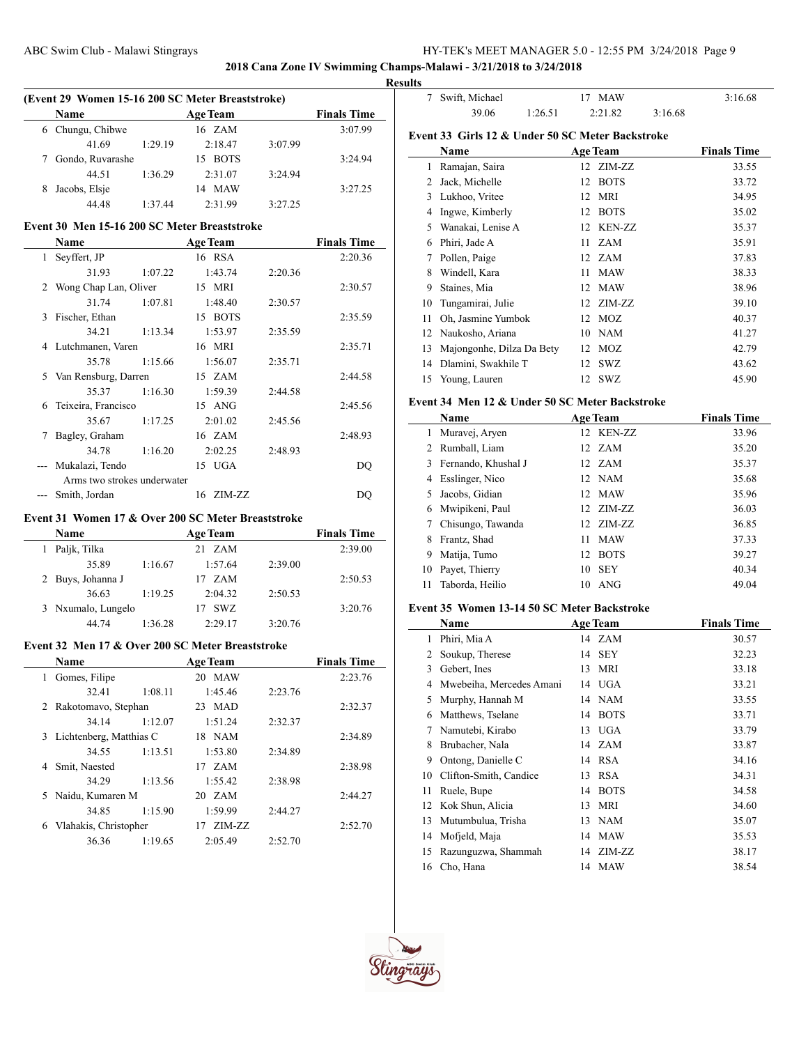**2018 Cana Zone IV Swimming Champs-Malawi - 3/21/2018 to 3/24/2018**

**Results**

### (Event 29 Women 15-16 200 SC Meter Breaststroke)

| | Name | | Age | Team | | Finals Time |
|---|---|---|---|---|---|---|
| 6 | Chungu, Chibwe | | 16 | ZAM | | 3:07.99 |
| | 41.69 | 1:29.19 | 2:18.47 | | 3:07.99 | |
| 7 | Gondo, Ruvarashe | | 15 | BOTS | | 3:24.94 |
| | 44.51 | 1:36.29 | 2:31.07 | | 3:24.94 | |
| 8 | Jacobs, Elsje | | 14 | MAW | | 3:27.25 |
| | 44.48 | 1:37.44 | 2:31.99 | | 3:27.25 | |

### Event 30 Men 15-16 200 SC Meter Breaststroke

| | Name | | Age | Team | | Finals Time |
|---|---|---|---|---|---|---|
| 1 | Seyffert, JP | | 16 | RSA | | 2:20.36 |
| | 31.93 | 1:07.22 | 1:43.74 | | 2:20.36 | |
| 2 | Wong Chap Lan, Oliver | | 15 | MRI | | 2:30.57 |
| | 31.74 | 1:07.81 | 1:48.40 | | 2:30.57 | |
| 3 | Fischer, Ethan | | 15 | BOTS | | 2:35.59 |
| | 34.21 | 1:13.34 | 1:53.97 | | 2:35.59 | |
| 4 | Lutchmanen, Varen | | 16 | MRI | | 2:35.71 |
| | 35.78 | 1:15.66 | 1:56.07 | | 2:35.71 | |
| 5 | Van Rensburg, Darren | | 15 | ZAM | | 2:44.58 |
| | 35.37 | 1:16.30 | 1:59.39 | | 2:44.58 | |
| 6 | Teixeira, Francisco | | 15 | ANG | | 2:45.56 |
| | 35.67 | 1:17.25 | 2:01.02 | | 2:45.56 | |
| 7 | Bagley, Graham | | 16 | ZAM | | 2:48.93 |
| | 34.78 | 1:16.20 | 2:02.25 | | 2:48.93 | |
| --- | Mukalazi, Tendo | | 15 | UGA | | DQ |
| | Arms two strokes underwater | | | | | |
| --- | Smith, Jordan | | 16 | ZIM-ZZ | | DQ |

### Event 31 Women 17 & Over 200 SC Meter Breaststroke

| | Name | | Age | Team | | Finals Time |
|---|---|---|---|---|---|---|
| 1 | Paljk, Tilka | | 21 | ZAM | | 2:39.00 |
| | 35.89 | 1:16.67 | 1:57.64 | | 2:39.00 | |
| 2 | Buys, Johanna J | | 17 | ZAM | | 2:50.53 |
| | 36.63 | 1:19.25 | 2:04.32 | | 2:50.53 | |
| 3 | Nxumalo, Lungelo | | 17 | SWZ | | 3:20.76 |
| | 44.74 | 1:36.28 | 2:29.17 | | 3:20.76 | |

### Event 32 Men 17 & Over 200 SC Meter Breaststroke

| | Name | | Age | Team | | Finals Time |
|---|---|---|---|---|---|---|
| 1 | Gomes, Filipe | | 20 | MAW | | 2:23.76 |
| | 32.41 | 1:08.11 | 1:45.46 | | 2:23.76 | |
| 2 | Rakotomavo, Stephan | | 23 | MAD | | 2:32.37 |
| | 34.14 | 1:12.07 | 1:51.24 | | 2:32.37 | |
| 3 | Lichtenberg, Matthias C | | 18 | NAM | | 2:34.89 |
| | 34.55 | 1:13.51 | 1:53.80 | | 2:34.89 | |
| 4 | Smit, Naested | | 17 | ZAM | | 2:38.98 |
| | 34.29 | 1:13.56 | 1:55.42 | | 2:38.98 | |
| 5 | Naidu, Kumaren M | | 20 | ZAM | | 2:44.27 |
| | 34.85 | 1:15.90 | 1:59.99 | | 2:44.27 | |
| 6 | Vlahakis, Christopher | | 17 | ZIM-ZZ | | 2:52.70 |
| | 36.36 | 1:19.65 | 2:05.49 | | 2:52.70 | |
| 7 | Swift, Michael | | 17 | MAW | | 3:16.68 |
| | 39.06 | 1:26.51 | 2:21.82 | | 3:16.68 | |

### Event 33 Girls 12 & Under 50 SC Meter Backstroke

| | Name | Age | Team | Finals Time |
|---|---|---|---|---|
| 1 | Ramajan, Saira | 12 | ZIM-ZZ | 33.55 |
| 2 | Jack, Michelle | 12 | BOTS | 33.72 |
| 3 | Lukhoo, Vritee | 12 | MRI | 34.95 |
| 4 | Ingwe, Kimberly | 12 | BOTS | 35.02 |
| 5 | Wanakai, Lenise A | 12 | KEN-ZZ | 35.37 |
| 6 | Phiri, Jade A | 11 | ZAM | 35.91 |
| 7 | Pollen, Paige | 12 | ZAM | 37.83 |
| 8 | Windell, Kara | 11 | MAW | 38.33 |
| 9 | Staines, Mia | 12 | MAW | 38.96 |
| 10 | Tungamirai, Julie | 12 | ZIM-ZZ | 39.10 |
| 11 | Oh, Jasmine Yumbok | 12 | MOZ | 40.37 |
| 12 | Naukosho, Ariana | 10 | NAM | 41.27 |
| 13 | Majongonhe, Dilza Da Bety | 12 | MOZ | 42.79 |
| 14 | Dlamini, Swakhile T | 12 | SWZ | 43.62 |
| 15 | Young, Lauren | 12 | SWZ | 45.90 |

### Event 34 Men 12 & Under 50 SC Meter Backstroke

| | Name | Age | Team | Finals Time |
|---|---|---|---|---|
| 1 | Muravej, Aryen | 12 | KEN-ZZ | 33.96 |
| 2 | Rumball, Liam | 12 | ZAM | 35.20 |
| 3 | Fernando, Khushal J | 12 | ZAM | 35.37 |
| 4 | Esslinger, Nico | 12 | NAM | 35.68 |
| 5 | Jacobs, Gidian | 12 | MAW | 35.96 |
| 6 | Mwipikeni, Paul | 12 | ZIM-ZZ | 36.03 |
| 7 | Chisungo, Tawanda | 12 | ZIM-ZZ | 36.85 |
| 8 | Frantz, Shad | 11 | MAW | 37.33 |
| 9 | Matija, Tumo | 12 | BOTS | 39.27 |
| 10 | Payet, Thierry | 10 | SEY | 40.34 |
| 11 | Taborda, Heilio | 10 | ANG | 49.04 |

### Event 35 Women 13-14 50 SC Meter Backstroke

| | Name | Age | Team | Finals Time |
|---|---|---|---|---|
| 1 | Phiri, Mia A | 14 | ZAM | 30.57 |
| 2 | Soukup, Therese | 14 | SEY | 32.23 |
| 3 | Gebert, Ines | 13 | MRI | 33.18 |
| 4 | Mwebeiha, Mercedes Amani | 14 | UGA | 33.21 |
| 5 | Murphy, Hannah M | 14 | NAM | 33.55 |
| 6 | Matthews, Tselane | 14 | BOTS | 33.71 |
| 7 | Namutebi, Kirabo | 13 | UGA | 33.79 |
| 8 | Brubacher, Nala | 14 | ZAM | 33.87 |
| 9 | Ontong, Danielle C | 14 | RSA | 34.16 |
| 10 | Clifton-Smith, Candice | 13 | RSA | 34.31 |
| 11 | Ruele, Bupe | 14 | BOTS | 34.58 |
| 12 | Kok Shun, Alicia | 13 | MRI | 34.60 |
| 13 | Mutumbulua, Trisha | 13 | NAM | 35.07 |
| 14 | Mofjeld, Maja | 14 | MAW | 35.53 |
| 15 | Razunguzwa, Shammah | 14 | ZIM-ZZ | 38.17 |
| 16 | Cho, Hana | 14 | MAW | 38.54 |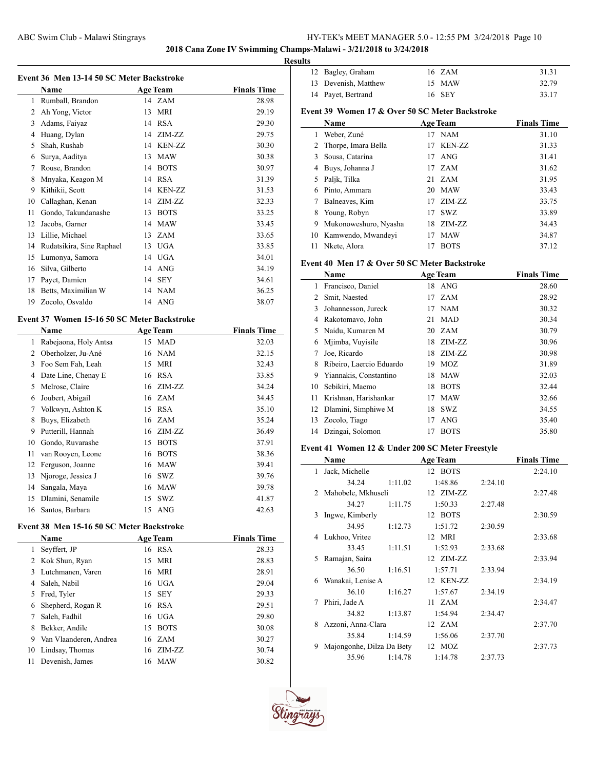## 2018 Cana Zone IV Swimming Champs-Malawi - 3/21/2018 to 3/24/2018

### Results

#### Event 36 Men 13-14 50 SC Meter Backstroke

| | Name | Age | Team | Finals Time |
|---|---|---|---|---|
| 1 | Rumball, Brandon | 14 | ZAM | 28.98 |
| 2 | Ah Yong, Victor | 13 | MRI | 29.19 |
| 3 | Adams, Faiyaz | 14 | RSA | 29.30 |
| 4 | Huang, Dylan | 14 | ZIM-ZZ | 29.75 |
| 5 | Shah, Rushab | 14 | KEN-ZZ | 30.30 |
| 6 | Surya, Aaditya | 13 | MAW | 30.38 |
| 7 | Rouse, Brandon | 14 | BOTS | 30.97 |
| 8 | Mnyaka, Keagon M | 14 | RSA | 31.39 |
| 9 | Kithikii, Scott | 14 | KEN-ZZ | 31.53 |
| 10 | Callaghan, Kenan | 14 | ZIM-ZZ | 32.33 |
| 11 | Gondo, Takundanashe | 13 | BOTS | 33.25 |
| 12 | Jacobs, Garner | 14 | MAW | 33.45 |
| 13 | Lillie, Michael | 13 | ZAM | 33.65 |
| 14 | Rudatsikira, Sine Raphael | 13 | UGA | 33.85 |
| 15 | Lumonya, Samora | 14 | UGA | 34.01 |
| 16 | Silva, Gilberto | 14 | ANG | 34.19 |
| 17 | Payet, Damien | 14 | SEY | 34.61 |
| 18 | Betts, Maximilian W | 14 | NAM | 36.25 |
| 19 | Zocolo, Osvaldo | 14 | ANG | 38.07 |

#### Event 37 Women 15-16 50 SC Meter Backstroke

| | Name | Age | Team | Finals Time |
|---|---|---|---|---|
| 1 | Rabejaona, Holy Antsa | 15 | MAD | 32.03 |
| 2 | Oberholzer, Ju-Ané | 16 | NAM | 32.15 |
| 3 | Foo Sem Fah, Leah | 15 | MRI | 32.43 |
| 4 | Date Line, Chenay E | 16 | RSA | 33.85 |
| 5 | Melrose, Claire | 16 | ZIM-ZZ | 34.24 |
| 6 | Joubert, Abigail | 16 | ZAM | 34.45 |
| 7 | Volkwyn, Ashton K | 15 | RSA | 35.10 |
| 8 | Buys, Elizabeth | 16 | ZAM | 35.24 |
| 9 | Putterill, Hannah | 16 | ZIM-ZZ | 36.49 |
| 10 | Gondo, Ruvarashe | 15 | BOTS | 37.91 |
| 11 | van Rooyen, Leone | 16 | BOTS | 38.36 |
| 12 | Ferguson, Joanne | 16 | MAW | 39.41 |
| 13 | Njoroge, Jessica J | 16 | SWZ | 39.76 |
| 14 | Sangala, Maya | 16 | MAW | 39.78 |
| 15 | Dlamini, Senamile | 15 | SWZ | 41.87 |
| 16 | Santos, Barbara | 15 | ANG | 42.63 |

#### Event 38 Men 15-16 50 SC Meter Backstroke

| | Name | Age | Team | Finals Time |
|---|---|---|---|---|
| 1 | Seyffert, JP | 16 | RSA | 28.33 |
| 2 | Kok Shun, Ryan | 15 | MRI | 28.83 |
| 3 | Lutchmanen, Varen | 16 | MRI | 28.91 |
| 4 | Saleh, Nabil | 16 | UGA | 29.04 |
| 5 | Fred, Tyler | 15 | SEY | 29.33 |
| 6 | Shepherd, Rogan R | 16 | RSA | 29.51 |
| 7 | Saleh, Fadhil | 16 | UGA | 29.80 |
| 8 | Bekker, Andile | 15 | BOTS | 30.08 |
| 9 | Van Vlaanderen, Andrea | 16 | ZAM | 30.27 |
| 10 | Lindsay, Thomas | 16 | ZIM-ZZ | 30.74 |
| 11 | Devenish, James | 16 | MAW | 30.82 |
| 12 | Bagley, Graham | 16 | ZAM | 31.31 |
| 13 | Devenish, Matthew | 15 | MAW | 32.79 |
| 14 | Payet, Bertrand | 16 | SEY | 33.17 |

#### Event 39 Women 17 & Over 50 SC Meter Backstroke

| | Name | Age | Team | Finals Time |
|---|---|---|---|---|
| 1 | Weber, Zuné | 17 | NAM | 31.10 |
| 2 | Thorpe, Imara Bella | 17 | KEN-ZZ | 31.33 |
| 3 | Sousa, Catarina | 17 | ANG | 31.41 |
| 4 | Buys, Johanna J | 17 | ZAM | 31.62 |
| 5 | Paljk, Tilka | 21 | ZAM | 31.95 |
| 6 | Pinto, Ammara | 20 | MAW | 33.43 |
| 7 | Balneaves, Kim | 17 | ZIM-ZZ | 33.75 |
| 8 | Young, Robyn | 17 | SWZ | 33.89 |
| 9 | Mukonoweshuro, Nyasha | 18 | ZIM-ZZ | 34.43 |
| 10 | Kamwendo, Mwandeyi | 17 | MAW | 34.87 |
| 11 | Nkete, Alora | 17 | BOTS | 37.12 |

#### Event 40 Men 17 & Over 50 SC Meter Backstroke

| | Name | Age | Team | Finals Time |
|---|---|---|---|---|
| 1 | Francisco, Daniel | 18 | ANG | 28.60 |
| 2 | Smit, Naested | 17 | ZAM | 28.92 |
| 3 | Johannesson, Jureck | 17 | NAM | 30.32 |
| 4 | Rakotomavo, John | 21 | MAD | 30.34 |
| 5 | Naidu, Kumaren M | 20 | ZAM | 30.79 |
| 6 | Mjimba, Vuyisile | 18 | ZIM-ZZ | 30.96 |
| 7 | Joe, Ricardo | 18 | ZIM-ZZ | 30.98 |
| 8 | Ribeiro, Laercio Eduardo | 19 | MOZ | 31.89 |
| 9 | Yiannakis, Constantino | 18 | MAW | 32.03 |
| 10 | Sebikiri, Maemo | 18 | BOTS | 32.44 |
| 11 | Krishnan, Harishankar | 17 | MAW | 32.66 |
| 12 | Dlamini, Simphiwe M | 18 | SWZ | 34.55 |
| 13 | Zocolo, Tiago | 17 | ANG | 35.40 |
| 14 | Dzingai, Solomon | 17 | BOTS | 35.80 |

#### Event 41 Women 12 & Under 200 SC Meter Freestyle

| | Name | Age | Team | Finals Time |
|---|---|---|---|---|
| 1 | Jack, Michelle | 12 | BOTS | 2:24.10 |
| | 34.24 · 1:11.02 · 1:48.86 · 2:24.10 | | | |
| 2 | Mahobele, Mkhuseli | 12 | ZIM-ZZ | 2:27.48 |
| | 34.27 · 1:11.75 · 1:50.33 · 2:27.48 | | | |
| 3 | Ingwe, Kimberly | 12 | BOTS | 2:30.59 |
| | 34.95 · 1:12.73 · 1:51.72 · 2:30.59 | | | |
| 4 | Lukhoo, Vritee | 12 | MRI | 2:33.68 |
| | 33.45 · 1:11.51 · 1:52.93 · 2:33.68 | | | |
| 5 | Ramajan, Saira | 12 | ZIM-ZZ | 2:33.94 |
| | 36.50 · 1:16.51 · 1:57.71 · 2:33.94 | | | |
| 6 | Wanakai, Lenise A | 12 | KEN-ZZ | 2:34.19 |
| | 36.10 · 1:16.27 · 1:57.67 · 2:34.19 | | | |
| 7 | Phiri, Jade A | 11 | ZAM | 2:34.47 |
| | 34.82 · 1:13.87 · 1:54.94 · 2:34.47 | | | |
| 8 | Azzoni, Anna-Clara | 12 | ZAM | 2:37.70 |
| | 35.84 · 1:14.59 · 1:56.06 · 2:37.70 | | | |
| 9 | Majongonhe, Dilza Da Bety | 12 | MOZ | 2:37.73 |
| | 35.96 · 1:14.78 · 1:14.78 · 2:37.73 | | | |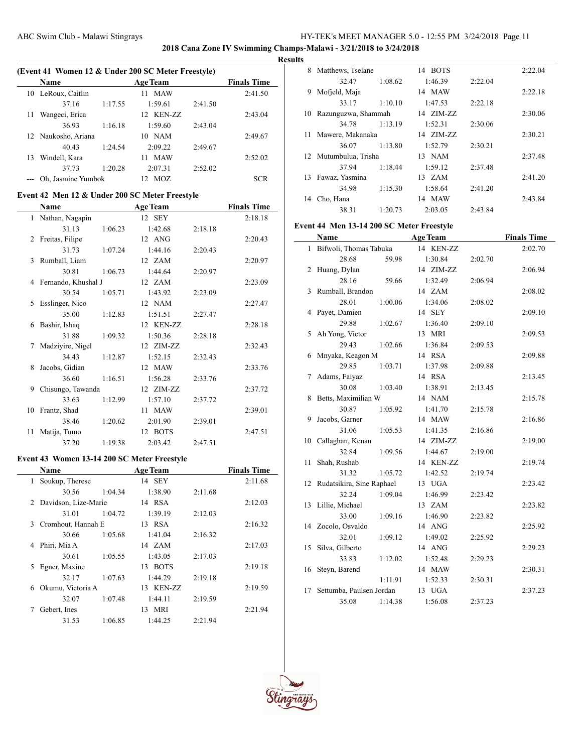## 2018 Cana Zone IV Swimming Champs-Malawi - 3/21/2018 to 3/24/2018

### Results

**(Event 41 Women 12 & Under 200 SC Meter Freestyle)**

| | Name | Age | Team | | | Finals Time |
|---|---|---|---|---|---|---|
| 10 | LeRoux, Caitlin | 11 | MAW | | | 2:41.50 |
| | 37.16 | 1:17.55 | 1:59.61 | 2:41.50 | | |
| 11 | Wangeci, Erica | 12 | KEN-ZZ | | | 2:43.04 |
| | 36.93 | 1:16.18 | 1:59.60 | 2:43.04 | | |
| 12 | Naukosho, Ariana | 10 | NAM | | | 2:49.67 |
| | 40.43 | 1:24.54 | 2:09.22 | 2:49.67 | | |
| 13 | Windell, Kara | 11 | MAW | | | 2:52.02 |
| | 37.73 | 1:20.28 | 2:07.31 | 2:52.02 | | |
| --- | Oh, Jasmine Yumbok | 12 | MOZ | | | SCR |

**Event 42 Men 12 & Under 200 SC Meter Freestyle**

| | Name | Age | Team | | | Finals Time |
|---|---|---|---|---|---|---|
| 1 | Nathan, Nagapin | 12 | SEY | | | 2:18.18 |
| | 31.13 | 1:06.23 | 1:42.68 | 2:18.18 | | |
| 2 | Freitas, Filipe | 12 | ANG | | | 2:20.43 |
| | 31.73 | 1:07.24 | 1:44.16 | 2:20.43 | | |
| 3 | Rumball, Liam | 12 | ZAM | | | 2:20.97 |
| | 30.81 | 1:06.73 | 1:44.64 | 2:20.97 | | |
| 4 | Fernando, Khushal J | 12 | ZAM | | | 2:23.09 |
| | 30.54 | 1:05.71 | 1:43.92 | 2:23.09 | | |
| 5 | Esslinger, Nico | 12 | NAM | | | 2:27.47 |
| | 35.00 | 1:12.83 | 1:51.51 | 2:27.47 | | |
| 6 | Bashir, Ishaq | 12 | KEN-ZZ | | | 2:28.18 |
| | 31.88 | 1:09.32 | 1:50.36 | 2:28.18 | | |
| 7 | Madziyire, Nigel | 12 | ZIM-ZZ | | | 2:32.43 |
| | 34.43 | 1:12.87 | 1:52.15 | 2:32.43 | | |
| 8 | Jacobs, Gidian | 12 | MAW | | | 2:33.76 |
| | 36.60 | 1:16.51 | 1:56.28 | 2:33.76 | | |
| 9 | Chisungo, Tawanda | 12 | ZIM-ZZ | | | 2:37.72 |
| | 33.63 | 1:12.99 | 1:57.10 | 2:37.72 | | |
| 10 | Frantz, Shad | 11 | MAW | | | 2:39.01 |
| | 38.46 | 1:20.62 | 2:01.90 | 2:39.01 | | |
| 11 | Matija, Tumo | 12 | BOTS | | | 2:47.51 |
| | 37.20 | 1:19.38 | 2:03.42 | 2:47.51 | | |

**Event 43 Women 13-14 200 SC Meter Freestyle**

| | Name | Age | Team | | | Finals Time |
|---|---|---|---|---|---|---|
| 1 | Soukup, Therese | 14 | SEY | | | 2:11.68 |
| | 30.56 | 1:04.34 | 1:38.90 | 2:11.68 | | |
| 2 | Davidson, Lize-Marie | 14 | RSA | | | 2:12.03 |
| | 31.01 | 1:04.72 | 1:39.19 | 2:12.03 | | |
| 3 | Cromhout, Hannah E | 13 | RSA | | | 2:16.32 |
| | 30.66 | 1:05.68 | 1:41.04 | 2:16.32 | | |
| 4 | Phiri, Mia A | 14 | ZAM | | | 2:17.03 |
| | 30.61 | 1:05.55 | 1:43.05 | 2:17.03 | | |
| 5 | Egner, Maxine | 13 | BOTS | | | 2:19.18 |
| | 32.17 | 1:07.63 | 1:44.29 | 2:19.18 | | |
| 6 | Okumu, Victoria A | 13 | KEN-ZZ | | | 2:19.59 |
| | 32.07 | 1:07.48 | 1:44.11 | 2:19.59 | | |
| 7 | Gebert, Ines | 13 | MRI | | | 2:21.94 |
| | 31.53 | 1:06.85 | 1:44.25 | 2:21.94 | | |
| 8 | Matthews, Tselane | 14 | BOTS | | | 2:22.04 |
| | 32.47 | 1:08.62 | 1:46.39 | 2:22.04 | | |
| 9 | Mofjeld, Maja | 14 | MAW | | | 2:22.18 |
| | 33.17 | 1:10.10 | 1:47.53 | 2:22.18 | | |
| 10 | Razunguzwa, Shammah | 14 | ZIM-ZZ | | | 2:30.06 |
| | 34.78 | 1:13.19 | 1:52.31 | 2:30.06 | | |
| 11 | Mawere, Makanaka | 14 | ZIM-ZZ | | | 2:30.21 |
| | 36.07 | 1:13.80 | 1:52.79 | 2:30.21 | | |
| 12 | Mutumbulua, Trisha | 13 | NAM | | | 2:37.48 |
| | 37.94 | 1:18.44 | 1:59.12 | 2:37.48 | | |
| 13 | Fawaz, Yasmina | 13 | ZAM | | | 2:41.20 |
| | 34.98 | 1:15.30 | 1:58.64 | 2:41.20 | | |
| 14 | Cho, Hana | 14 | MAW | | | 2:43.84 |
| | 38.31 | 1:20.73 | 2:03.05 | 2:43.84 | | |

**Event 44 Men 13-14 200 SC Meter Freestyle**

| | Name | Age | Team | | | Finals Time |
|---|---|---|---|---|---|---|
| 1 | Bifwoli, Thomas Tabuka | 14 | KEN-ZZ | | | 2:02.70 |
| | 28.68 | 59.98 | 1:30.84 | 2:02.70 | | |
| 2 | Huang, Dylan | 14 | ZIM-ZZ | | | 2:06.94 |
| | 28.16 | 59.66 | 1:32.49 | 2:06.94 | | |
| 3 | Rumball, Brandon | 14 | ZAM | | | 2:08.02 |
| | 28.01 | 1:00.06 | 1:34.06 | 2:08.02 | | |
| 4 | Payet, Damien | 14 | SEY | | | 2:09.10 |
| | 29.88 | 1:02.67 | 1:36.40 | 2:09.10 | | |
| 5 | Ah Yong, Victor | 13 | MRI | | | 2:09.53 |
| | 29.43 | 1:02.66 | 1:36.84 | 2:09.53 | | |
| 6 | Mnyaka, Keagon M | 14 | RSA | | | 2:09.88 |
| | 29.85 | 1:03.71 | 1:37.98 | 2:09.88 | | |
| 7 | Adams, Faiyaz | 14 | RSA | | | 2:13.45 |
| | 30.08 | 1:03.40 | 1:38.91 | 2:13.45 | | |
| 8 | Betts, Maximilian W | 14 | NAM | | | 2:15.78 |
| | 30.87 | 1:05.92 | 1:41.70 | 2:15.78 | | |
| 9 | Jacobs, Garner | 14 | MAW | | | 2:16.86 |
| | 31.06 | 1:05.53 | 1:41.35 | 2:16.86 | | |
| 10 | Callaghan, Kenan | 14 | ZIM-ZZ | | | 2:19.00 |
| | 32.84 | 1:09.56 | 1:44.67 | 2:19.00 | | |
| 11 | Shah, Rushab | 14 | KEN-ZZ | | | 2:19.74 |
| | 31.32 | 1:05.72 | 1:42.52 | 2:19.74 | | |
| 12 | Rudatsikira, Sine Raphael | 13 | UGA | | | 2:23.42 |
| | 32.24 | 1:09.04 | 1:46.99 | 2:23.42 | | |
| 13 | Lillie, Michael | 13 | ZAM | | | 2:23.82 |
| | 33.00 | 1:09.16 | 1:46.90 | 2:23.82 | | |
| 14 | Zocolo, Osvaldo | 14 | ANG | | | 2:25.92 |
| | 32.01 | 1:09.12 | 1:49.02 | 2:25.92 | | |
| 15 | Silva, Gilberto | 14 | ANG | | | 2:29.23 |
| | 33.83 | 1:12.02 | 1:52.48 | 2:29.23 | | |
| 16 | Steyn, Barend | 14 | MAW | | | 2:30.31 |
| | | 1:11.91 | 1:52.33 | 2:30.31 | | |
| 17 | Settumba, Paulsen Jordan | 13 | UGA | | | 2:37.23 |
| | 35.08 | 1:14.38 | 1:56.08 | 2:37.23 | | |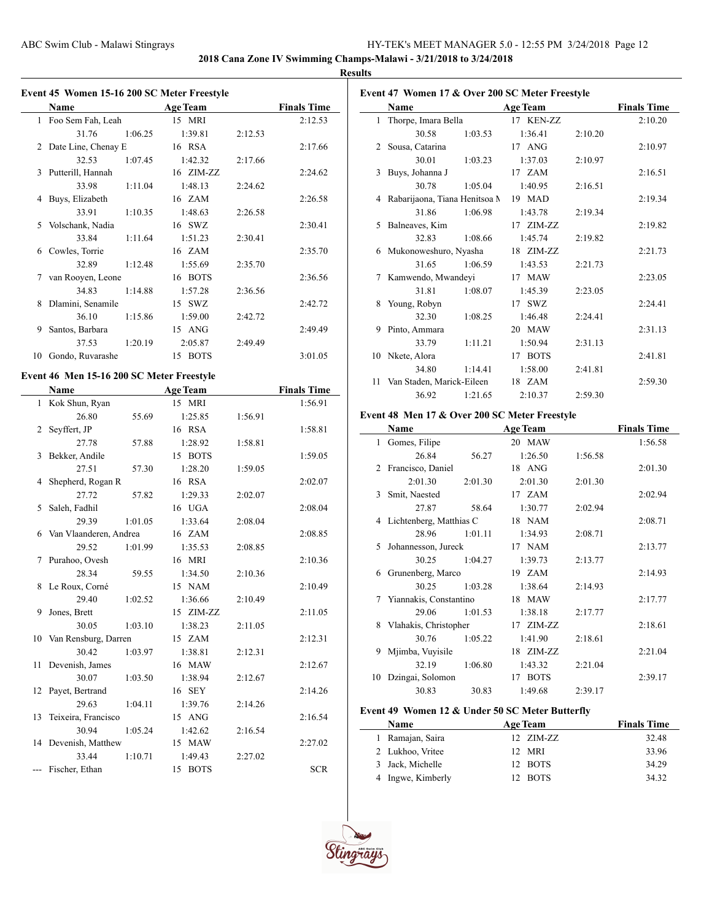**2018 Cana Zone IV Swimming Champs-Malawi - 3/21/2018 to 3/24/2018**

**Results**

### Event 45 Women 15-16 200 SC Meter Freestyle

| | Name | Age | Team | Finals Time |
|---|---|---|---|---|
| 1 | Foo Sem Fah, Leah | 15 | MRI | 2:12.53 |
| | 31.76 / 1:06.25 / 1:39.81 / 2:12.53 | | | |
| 2 | Date Line, Chenay E | 16 | RSA | 2:17.66 |
| | 32.53 / 1:07.45 / 1:42.32 / 2:17.66 | | | |
| 3 | Putterill, Hannah | 16 | ZIM-ZZ | 2:24.62 |
| | 33.98 / 1:11.04 / 1:48.13 / 2:24.62 | | | |
| 4 | Buys, Elizabeth | 16 | ZAM | 2:26.58 |
| | 33.91 / 1:10.35 / 1:48.63 / 2:26.58 | | | |
| 5 | Volschank, Nadia | 16 | SWZ | 2:30.41 |
| | 33.84 / 1:11.64 / 1:51.23 / 2:30.41 | | | |
| 6 | Cowles, Torrie | 16 | ZAM | 2:35.70 |
| | 32.89 / 1:12.48 / 1:55.69 / 2:35.70 | | | |
| 7 | van Rooyen, Leone | 16 | BOTS | 2:36.56 |
| | 34.83 / 1:14.88 / 1:57.28 / 2:36.56 | | | |
| 8 | Dlamini, Senamile | 15 | SWZ | 2:42.72 |
| | 36.10 / 1:15.86 / 1:59.00 / 2:42.72 | | | |
| 9 | Santos, Barbara | 15 | ANG | 2:49.49 |
| | 37.53 / 1:20.19 / 2:05.87 / 2:49.49 | | | |
| 10 | Gondo, Ruvarashe | 15 | BOTS | 3:01.05 |

### Event 46 Men 15-16 200 SC Meter Freestyle

| | Name | Age | Team | Finals Time |
|---|---|---|---|---|
| 1 | Kok Shun, Ryan | 15 | MRI | 1:56.91 |
| | 26.80 / 55.69 / 1:25.85 / 1:56.91 | | | |
| 2 | Seyffert, JP | 16 | RSA | 1:58.81 |
| | 27.78 / 57.88 / 1:28.92 / 1:58.81 | | | |
| 3 | Bekker, Andile | 15 | BOTS | 1:59.05 |
| | 27.51 / 57.30 / 1:28.20 / 1:59.05 | | | |
| 4 | Shepherd, Rogan R | 16 | RSA | 2:02.07 |
| | 27.72 / 57.82 / 1:29.33 / 2:02.07 | | | |
| 5 | Saleh, Fadhil | 16 | UGA | 2:08.04 |
| | 29.39 / 1:01.05 / 1:33.64 / 2:08.04 | | | |
| 6 | Van Vlaanderen, Andrea | 16 | ZAM | 2:08.85 |
| | 29.52 / 1:01.99 / 1:35.53 / 2:08.85 | | | |
| 7 | Purahoo, Ovesh | 16 | MRI | 2:10.36 |
| | 28.34 / 59.55 / 1:34.50 / 2:10.36 | | | |
| 8 | Le Roux, Corné | 15 | NAM | 2:10.49 |
| | 29.40 / 1:02.52 / 1:36.66 / 2:10.49 | | | |
| 9 | Jones, Brett | 15 | ZIM-ZZ | 2:11.05 |
| | 30.05 / 1:03.10 / 1:38.23 / 2:11.05 | | | |
| 10 | Van Rensburg, Darren | 15 | ZAM | 2:12.31 |
| | 30.42 / 1:03.97 / 1:38.81 / 2:12.31 | | | |
| 11 | Devenish, James | 16 | MAW | 2:12.67 |
| | 30.07 / 1:03.50 / 1:38.94 / 2:12.67 | | | |
| 12 | Payet, Bertrand | 16 | SEY | 2:14.26 |
| | 29.63 / 1:04.11 / 1:39.76 / 2:14.26 | | | |
| 13 | Teixeira, Francisco | 15 | ANG | 2:16.54 |
| | 30.94 / 1:05.24 / 1:42.62 / 2:16.54 | | | |
| 14 | Devenish, Matthew | 15 | MAW | 2:27.02 |
| | 33.44 / 1:10.71 / 1:49.43 / 2:27.02 | | | |
| --- | Fischer, Ethan | 15 | BOTS | SCR |

### Event 47 Women 17 & Over 200 SC Meter Freestyle

| | Name | Age | Team | Finals Time |
|---|---|---|---|---|
| 1 | Thorpe, Imara Bella | 17 | KEN-ZZ | 2:10.20 |
| | 30.58 / 1:03.53 / 1:36.41 / 2:10.20 | | | |
| 2 | Sousa, Catarina | 17 | ANG | 2:10.97 |
| | 30.01 / 1:03.23 / 1:37.03 / 2:10.97 | | | |
| 3 | Buys, Johanna J | 17 | ZAM | 2:16.51 |
| | 30.78 / 1:05.04 / 1:40.95 / 2:16.51 | | | |
| 4 | Rabarijaona, Tiana Henitsoa M | 19 | MAD | 2:19.34 |
| | 31.86 / 1:06.98 / 1:43.78 / 2:19.34 | | | |
| 5 | Balneaves, Kim | 17 | ZIM-ZZ | 2:19.82 |
| | 32.83 / 1:08.66 / 1:45.74 / 2:19.82 | | | |
| 6 | Mukonoweshuro, Nyasha | 18 | ZIM-ZZ | 2:21.73 |
| | 31.65 / 1:06.59 / 1:43.53 / 2:21.73 | | | |
| 7 | Kamwendo, Mwandeyi | 17 | MAW | 2:23.05 |
| | 31.81 / 1:08.07 / 1:45.39 / 2:23.05 | | | |
| 8 | Young, Robyn | 17 | SWZ | 2:24.41 |
| | 32.30 / 1:08.25 / 1:46.48 / 2:24.41 | | | |
| 9 | Pinto, Ammara | 20 | MAW | 2:31.13 |
| | 33.79 / 1:11.21 / 1:50.94 / 2:31.13 | | | |
| 10 | Nkete, Alora | 17 | BOTS | 2:41.81 |
| | 34.80 / 1:14.41 / 1:58.00 / 2:41.81 | | | |
| 11 | Van Staden, Marick-Eileen | 18 | ZAM | 2:59.30 |
| | 36.92 / 1:21.65 / 2:10.37 / 2:59.30 | | | |

### Event 48 Men 17 & Over 200 SC Meter Freestyle

| | Name | Age | Team | Finals Time |
|---|---|---|---|---|
| 1 | Gomes, Filipe | 20 | MAW | 1:56.58 |
| | 26.84 / 56.27 / 1:26.50 / 1:56.58 | | | |
| 2 | Francisco, Daniel | 18 | ANG | 2:01.30 |
| | 2:01.30 / 2:01.30 / 2:01.30 / 2:01.30 | | | |
| 3 | Smit, Naested | 17 | ZAM | 2:02.94 |
| | 27.87 / 58.64 / 1:30.77 / 2:02.94 | | | |
| 4 | Lichtenberg, Matthias C | 18 | NAM | 2:08.71 |
| | 28.96 / 1:01.11 / 1:34.93 / 2:08.71 | | | |
| 5 | Johannesson, Jureck | 17 | NAM | 2:13.77 |
| | 30.25 / 1:04.27 / 1:39.73 / 2:13.77 | | | |
| 6 | Grunenberg, Marco | 19 | ZAM | 2:14.93 |
| | 30.25 / 1:03.28 / 1:38.64 / 2:14.93 | | | |
| 7 | Yiannakis, Constantino | 18 | MAW | 2:17.77 |
| | 29.06 / 1:01.53 / 1:38.18 / 2:17.77 | | | |
| 8 | Vlahakis, Christopher | 17 | ZIM-ZZ | 2:18.61 |
| | 30.76 / 1:05.22 / 1:41.90 / 2:18.61 | | | |
| 9 | Mjimba, Vuyisile | 18 | ZIM-ZZ | 2:21.04 |
| | 32.19 / 1:06.80 / 1:43.32 / 2:21.04 | | | |
| 10 | Dzingai, Solomon | 17 | BOTS | 2:39.17 |
| | 30.83 / 30.83 / 1:49.68 / 2:39.17 | | | |

### Event 49 Women 12 & Under 50 SC Meter Butterfly

| | Name | Age | Team | Finals Time |
|---|---|---|---|---|
| 1 | Ramajan, Saira | 12 | ZIM-ZZ | 32.48 |
| 2 | Lukhoo, Vritee | 12 | MRI | 33.96 |
| 3 | Jack, Michelle | 12 | BOTS | 34.29 |
| 4 | Ingwe, Kimberly | 12 | BOTS | 34.32 |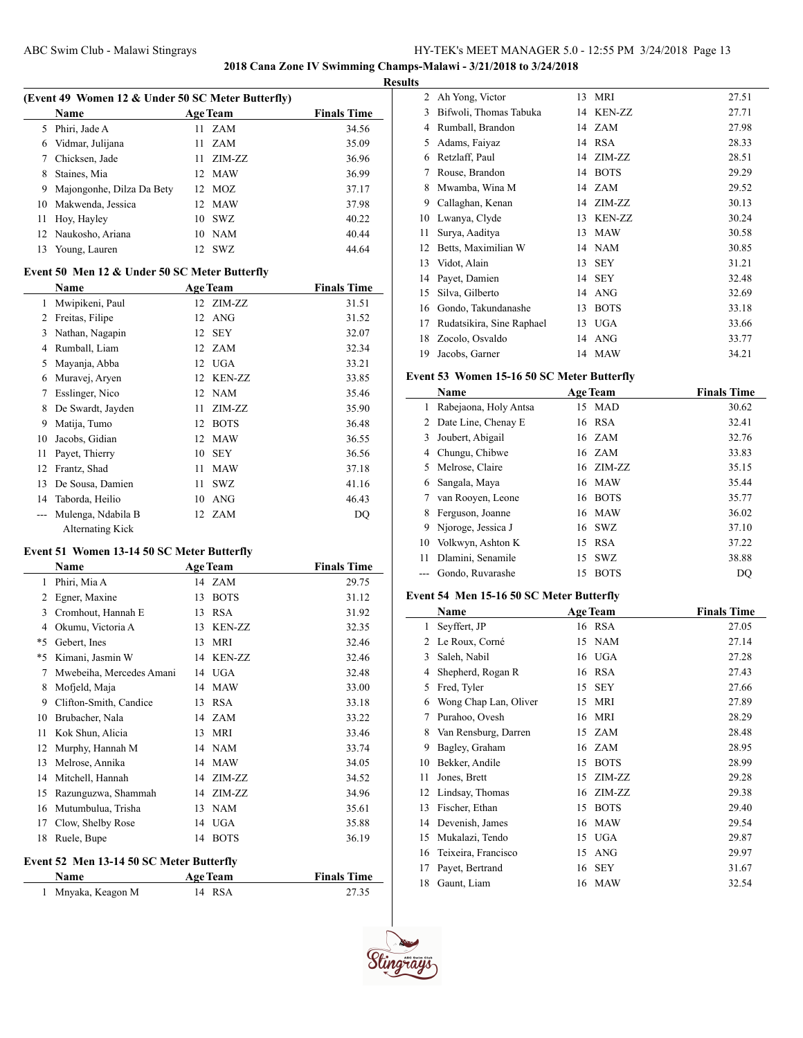## Results

### (Event 49 Women 12 & Under 50 SC Meter Butterfly)

| | Name | Age | Team | Finals Time |
|---|---|---|---|---|
| 5 | Phiri, Jade A | 11 | ZAM | 34.56 |
| 6 | Vidmar, Julijana | 11 | ZAM | 35.09 |
| 7 | Chicksen, Jade | 11 | ZIM-ZZ | 36.96 |
| 8 | Staines, Mia | 12 | MAW | 36.99 |
| 9 | Majongonhe, Dilza Da Bety | 12 | MOZ | 37.17 |
| 10 | Makwenda, Jessica | 12 | MAW | 37.98 |
| 11 | Hoy, Hayley | 10 | SWZ | 40.22 |
| 12 | Naukosho, Ariana | 10 | NAM | 40.44 |
| 13 | Young, Lauren | 12 | SWZ | 44.64 |

### Event 50 Men 12 & Under 50 SC Meter Butterfly

| | Name | Age | Team | Finals Time |
|---|---|---|---|---|
| 1 | Mwipikeni, Paul | 12 | ZIM-ZZ | 31.51 |
| 2 | Freitas, Filipe | 12 | ANG | 31.52 |
| 3 | Nathan, Nagapin | 12 | SEY | 32.07 |
| 4 | Rumball, Liam | 12 | ZAM | 32.34 |
| 5 | Mayanja, Abba | 12 | UGA | 33.21 |
| 6 | Muravej, Aryen | 12 | KEN-ZZ | 33.85 |
| 7 | Esslinger, Nico | 12 | NAM | 35.46 |
| 8 | De Swardt, Jayden | 11 | ZIM-ZZ | 35.90 |
| 9 | Matija, Tumo | 12 | BOTS | 36.48 |
| 10 | Jacobs, Gidian | 12 | MAW | 36.55 |
| 11 | Payet, Thierry | 10 | SEY | 36.56 |
| 12 | Frantz, Shad | 11 | MAW | 37.18 |
| 13 | De Sousa, Damien | 11 | SWZ | 41.16 |
| 14 | Taborda, Heilio | 10 | ANG | 46.43 |
| --- | Mulenga, Ndabila B | 12 | ZAM | DQ |
| | Alternating Kick | | | |

### Event 51 Women 13-14 50 SC Meter Butterfly

| | Name | Age | Team | Finals Time |
|---|---|---|---|---|
| 1 | Phiri, Mia A | 14 | ZAM | 29.75 |
| 2 | Egner, Maxine | 13 | BOTS | 31.12 |
| 3 | Cromhout, Hannah E | 13 | RSA | 31.92 |
| 4 | Okumu, Victoria A | 13 | KEN-ZZ | 32.35 |
| *5 | Gebert, Ines | 13 | MRI | 32.46 |
| *5 | Kimani, Jasmin W | 14 | KEN-ZZ | 32.46 |
| 7 | Mwebeiha, Mercedes Amani | 14 | UGA | 32.48 |
| 8 | Mofjeld, Maja | 14 | MAW | 33.00 |
| 9 | Clifton-Smith, Candice | 13 | RSA | 33.18 |
| 10 | Brubacher, Nala | 14 | ZAM | 33.22 |
| 11 | Kok Shun, Alicia | 13 | MRI | 33.46 |
| 12 | Murphy, Hannah M | 14 | NAM | 33.74 |
| 13 | Melrose, Annika | 14 | MAW | 34.05 |
| 14 | Mitchell, Hannah | 14 | ZIM-ZZ | 34.52 |
| 15 | Razunguzwa, Shammah | 14 | ZIM-ZZ | 34.96 |
| 16 | Mutumbulua, Trisha | 13 | NAM | 35.61 |
| 17 | Clow, Shelby Rose | 14 | UGA | 35.88 |
| 18 | Ruele, Bupe | 14 | BOTS | 36.19 |

### Event 52 Men 13-14 50 SC Meter Butterfly

| | Name | Age | Team | Finals Time |
|---|---|---|---|---|
| 1 | Mnyaka, Keagon M | 14 | RSA | 27.35 |
| 2 | Ah Yong, Victor | 13 | MRI | 27.51 |
| 3 | Bifwoli, Thomas Tabuka | 14 | KEN-ZZ | 27.71 |
| 4 | Rumball, Brandon | 14 | ZAM | 27.98 |
| 5 | Adams, Faiyaz | 14 | RSA | 28.33 |
| 6 | Retzlaff, Paul | 14 | ZIM-ZZ | 28.51 |
| 7 | Rouse, Brandon | 14 | BOTS | 29.29 |
| 8 | Mwamba, Wina M | 14 | ZAM | 29.52 |
| 9 | Callaghan, Kenan | 14 | ZIM-ZZ | 30.13 |
| 10 | Lwanya, Clyde | 13 | KEN-ZZ | 30.24 |
| 11 | Surya, Aaditya | 13 | MAW | 30.58 |
| 12 | Betts, Maximilian W | 14 | NAM | 30.85 |
| 13 | Vidot, Alain | 13 | SEY | 31.21 |
| 14 | Payet, Damien | 14 | SEY | 32.48 |
| 15 | Silva, Gilberto | 14 | ANG | 32.69 |
| 16 | Gondo, Takundanashe | 13 | BOTS | 33.18 |
| 17 | Rudatsikira, Sine Raphael | 13 | UGA | 33.66 |
| 18 | Zocolo, Osvaldo | 14 | ANG | 33.77 |
| 19 | Jacobs, Garner | 14 | MAW | 34.21 |

### Event 53 Women 15-16 50 SC Meter Butterfly

| | Name | Age | Team | Finals Time |
|---|---|---|---|---|
| 1 | Rabejaona, Holy Antsa | 15 | MAD | 30.62 |
| 2 | Date Line, Chenay E | 16 | RSA | 32.41 |
| 3 | Joubert, Abigail | 16 | ZAM | 32.76 |
| 4 | Chungu, Chibwe | 16 | ZAM | 33.83 |
| 5 | Melrose, Claire | 16 | ZIM-ZZ | 35.15 |
| 6 | Sangala, Maya | 16 | MAW | 35.44 |
| 7 | van Rooyen, Leone | 16 | BOTS | 35.77 |
| 8 | Ferguson, Joanne | 16 | MAW | 36.02 |
| 9 | Njoroge, Jessica J | 16 | SWZ | 37.10 |
| 10 | Volkwyn, Ashton K | 15 | RSA | 37.22 |
| 11 | Dlamini, Senamile | 15 | SWZ | 38.88 |
| --- | Gondo, Ruvarashe | 15 | BOTS | DQ |

### Event 54 Men 15-16 50 SC Meter Butterfly

| | Name | Age | Team | Finals Time |
|---|---|---|---|---|
| 1 | Seyffert, JP | 16 | RSA | 27.05 |
| 2 | Le Roux, Corné | 15 | NAM | 27.14 |
| 3 | Saleh, Nabil | 16 | UGA | 27.28 |
| 4 | Shepherd, Rogan R | 16 | RSA | 27.43 |
| 5 | Fred, Tyler | 15 | SEY | 27.66 |
| 6 | Wong Chap Lan, Oliver | 15 | MRI | 27.89 |
| 7 | Purahoo, Ovesh | 16 | MRI | 28.29 |
| 8 | Van Rensburg, Darren | 15 | ZAM | 28.48 |
| 9 | Bagley, Graham | 16 | ZAM | 28.95 |
| 10 | Bekker, Andile | 15 | BOTS | 28.99 |
| 11 | Jones, Brett | 15 | ZIM-ZZ | 29.28 |
| 12 | Lindsay, Thomas | 16 | ZIM-ZZ | 29.38 |
| 13 | Fischer, Ethan | 15 | BOTS | 29.40 |
| 14 | Devenish, James | 16 | MAW | 29.54 |
| 15 | Mukalazi, Tendo | 15 | UGA | 29.87 |
| 16 | Teixeira, Francisco | 15 | ANG | 29.97 |
| 17 | Payet, Bertrand | 16 | SEY | 31.67 |
| 18 | Gaunt, Liam | 16 | MAW | 32.54 |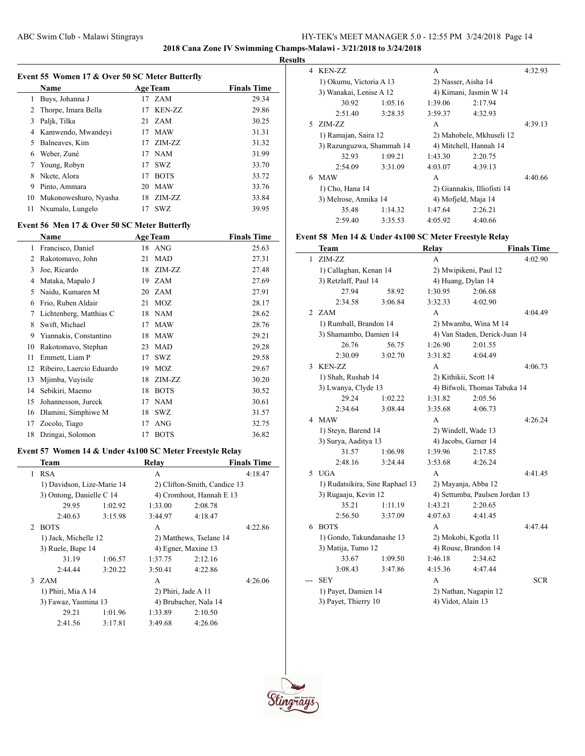## 2018 Cana Zone IV Swimming Champs-Malawi - 3/21/2018 to 3/24/2018

**Results**

### Event 55 Women 17 & Over 50 SC Meter Butterfly

| | Name | Age | Team | Finals Time |
|---|---|---|---|---|
| 1 | Buys, Johanna J | 17 | ZAM | 29.34 |
| 2 | Thorpe, Imara Bella | 17 | KEN-ZZ | 29.86 |
| 3 | Paljk, Tilka | 21 | ZAM | 30.25 |
| 4 | Kamwendo, Mwandeyi | 17 | MAW | 31.31 |
| 5 | Balneaves, Kim | 17 | ZIM-ZZ | 31.32 |
| 6 | Weber, Zuné | 17 | NAM | 31.99 |
| 7 | Young, Robyn | 17 | SWZ | 33.70 |
| 8 | Nkete, Alora | 17 | BOTS | 33.72 |
| 9 | Pinto, Ammara | 20 | MAW | 33.76 |
| 10 | Mukonoweshuro, Nyasha | 18 | ZIM-ZZ | 33.84 |
| 11 | Nxumalo, Lungelo | 17 | SWZ | 39.95 |

### Event 56 Men 17 & Over 50 SC Meter Butterfly

| | Name | Age | Team | Finals Time |
|---|---|---|---|---|
| 1 | Francisco, Daniel | 18 | ANG | 25.63 |
| 2 | Rakotomavo, John | 21 | MAD | 27.31 |
| 3 | Joe, Ricardo | 18 | ZIM-ZZ | 27.48 |
| 4 | Mataka, Mapalo J | 19 | ZAM | 27.69 |
| 5 | Naidu, Kumaren M | 20 | ZAM | 27.91 |
| 6 | Frio, Ruben Aldair | 21 | MOZ | 28.17 |
| 7 | Lichtenberg, Matthias C | 18 | NAM | 28.62 |
| 8 | Swift, Michael | 17 | MAW | 28.76 |
| 9 | Yiannakis, Constantino | 18 | MAW | 29.21 |
| 10 | Rakotomavo, Stephan | 23 | MAD | 29.28 |
| 11 | Emmett, Liam P | 17 | SWZ | 29.58 |
| 12 | Ribeiro, Laercio Eduardo | 19 | MOZ | 29.67 |
| 13 | Mjimba, Vuyisile | 18 | ZIM-ZZ | 30.20 |
| 14 | Sebikiri, Maemo | 18 | BOTS | 30.52 |
| 15 | Johannesson, Jureck | 17 | NAM | 30.61 |
| 16 | Dlamini, Simphiwe M | 18 | SWZ | 31.57 |
| 17 | Zocolo, Tiago | 17 | ANG | 32.75 |
| 18 | Dzingai, Solomon | 17 | BOTS | 36.82 |

### Event 57 Women 14 & Under 4x100 SC Meter Freestyle Relay

| | Team | Relay | Finals Time |
|---|---|---|---|
| 1 | RSA | A | 4:18.47 |
| | 1) Davidson, Lize-Marie 14; 2) Clifton-Smith, Candice 13; 3) Ontong, Danielle C 14; 4) Cromhout, Hannah E 13 | | |
| | 29.95, 1:02.92, 1:33.00, 2:08.78, 2:40.63, 3:15.98, 3:44.97, 4:18.47 | | |
| 2 | BOTS | A | 4:22.86 |
| | 1) Jack, Michelle 12; 2) Matthews, Tselane 14; 3) Ruele, Bupe 14; 4) Egner, Maxine 13 | | |
| | 31.19, 1:06.57, 1:37.75, 2:12.16, 2:44.44, 3:20.22, 3:50.41, 4:22.86 | | |
| 3 | ZAM | A | 4:26.06 |
| | 1) Phiri, Mia A 14; 2) Phiri, Jade A 11; 3) Fawaz, Yasmina 13; 4) Brubacher, Nala 14 | | |
| | 29.21, 1:01.96, 1:33.89, 2:10.50, 2:41.56, 3:17.81, 3:49.68, 4:26.06 | | |
| 4 | KEN-ZZ | A | 4:32.93 |
| | 1) Okumu, Victoria A 13; 2) Nasser, Aisha 14; 3) Wanakai, Lenise A 12; 4) Kimani, Jasmin W 14 | | |
| | 30.92, 1:05.16, 1:39.06, 2:17.94, 2:51.40, 3:28.35, 3:59.37, 4:32.93 | | |
| 5 | ZIM-ZZ | A | 4:39.13 |
| | 1) Ramajan, Saira 12; 2) Mahobele, Mkhuseli 12; 3) Razunguzwa, Shammah 14; 4) Mitchell, Hannah 14 | | |
| | 32.93, 1:09.21, 1:43.30, 2:20.75, 2:54.09, 3:31.09, 4:03.07, 4:39.13 | | |
| 6 | MAW | A | 4:40.66 |
| | 1) Cho, Hana 14; 2) Giannakis, Illiofisti 14; 3) Melrose, Annika 14; 4) Mofjeld, Maja 14 | | |
| | 35.48, 1:14.32, 1:47.64, 2:26.21, 2:59.40, 3:35.53, 4:05.92, 4:40.66 | | |

### Event 58 Men 14 & Under 4x100 SC Meter Freestyle Relay

| | Team | Relay | Finals Time |
|---|---|---|---|
| 1 | ZIM-ZZ | A | 4:02.90 |
| | 1) Callaghan, Kenan 14; 2) Mwipikeni, Paul 12; 3) Retzlaff, Paul 14; 4) Huang, Dylan 14 | | |
| | 27.94, 58.92, 1:30.95, 2:06.68, 2:34.58, 3:06.84, 3:32.33, 4:02.90 | | |
| 2 | ZAM | A | 4:04.49 |
| | 1) Rumball, Brandon 14; 2) Mwamba, Wina M 14; 3) Shamambo, Damien 14; 4) Van Staden, Derick-Juan 14 | | |
| | 26.76, 56.75, 1:26.90, 2:01.55, 2:30.09, 3:02.70, 3:31.82, 4:04.49 | | |
| 3 | KEN-ZZ | A | 4:06.73 |
| | 1) Shah, Rushab 14; 2) Kithikii, Scott 14; 3) Lwanya, Clyde 13; 4) Bifwoli, Thomas Tabuka 14 | | |
| | 29.24, 1:02.22, 1:31.82, 2:05.56, 2:34.64, 3:08.44, 3:35.68, 4:06.73 | | |
| 4 | MAW | A | 4:26.24 |
| | 1) Steyn, Barend 14; 2) Windell, Wade 13; 3) Surya, Aaditya 13; 4) Jacobs, Garner 14 | | |
| | 31.57, 1:06.98, 1:39.96, 2:17.85, 2:48.16, 3:24.44, 3:53.68, 4:26.24 | | |
| 5 | UGA | A | 4:41.45 |
| | 1) Rudatsikira, Sine Raphael 13; 2) Mayanja, Abba 12; 3) Rugaaju, Kevin 12; 4) Settumba, Paulsen Jordan 13 | | |
| | 35.21, 1:11.19, 1:43.21, 2:20.65, 2:56.50, 3:37.09, 4:07.63, 4:41.45 | | |
| 6 | BOTS | A | 4:47.44 |
| | 1) Gondo, Takundanashe 13; 2) Mokobi, Kgotla 11; 3) Matija, Tumo 12; 4) Rouse, Brandon 14 | | |
| | 33.67, 1:09.50, 1:46.18, 2:34.62, 3:08.43, 3:47.86, 4:15.36, 4:47.44 | | |
| --- | SEY | A | SCR |
| | 1) Payet, Damien 14; 2) Nathan, Nagapin 12; 3) Payet, Thierry 10; 4) Vidot, Alain 13 | | |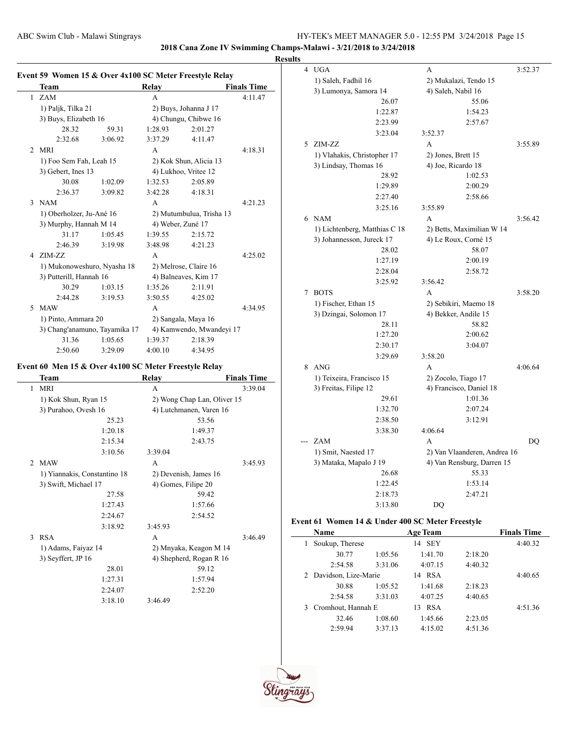## 2018 Cana Zone IV Swimming Champs-Malawi - 3/21/2018 to 3/24/2018

### Results

### Event 59 Women 15 & Over 4x100 SC Meter Freestyle Relay

| | Team | Relay | Finals Time |
|---|---|---|---|
| 1 | ZAM | A | 4:11.47 |
| | 1) Paljk, Tilka 21 | 2) Buys, Johanna J 17 | |
| | 3) Buys, Elizabeth 16 | 4) Chungu, Chibwe 16 | |
| | 28.32 59.31 1:28.93 2:01.27 | | |
| | 2:32.68 3:06.92 3:37.29 4:11.47 | | |
| 2 | MRI | A | 4:18.31 |
| | 1) Foo Sem Fah, Leah 15 | 2) Kok Shun, Alicia 13 | |
| | 3) Gebert, Ines 13 | 4) Lukhoo, Vritee 12 | |
| | 30.08 1:02.09 1:32.53 2:05.89 | | |
| | 2:36.37 3:09.82 3:42.28 4:18.31 | | |
| 3 | NAM | A | 4:21.23 |
| | 1) Oberholzer, Ju-Ané 16 | 2) Mutumbulua, Trisha 13 | |
| | 3) Murphy, Hannah M 14 | 4) Weber, Zuné 17 | |
| | 31.17 1:05.45 1:39.55 2:15.72 | | |
| | 2:46.39 3:19.98 3:48.98 4:21.23 | | |
| 4 | ZIM-ZZ | A | 4:25.02 |
| | 1) Mukonoweshuro, Nyasha 18 | 2) Melrose, Claire 16 | |
| | 3) Putterill, Hannah 16 | 4) Balneaves, Kim 17 | |
| | 30.29 1:03.15 1:35.26 2:11.91 | | |
| | 2:44.28 3:19.53 3:50.55 4:25.02 | | |
| 5 | MAW | A | 4:34.95 |
| | 1) Pinto, Ammara 20 | 2) Sangala, Maya 16 | |
| | 3) Chang'anamuno, Tayamika 17 | 4) Kamwendo, Mwandeyi 17 | |
| | 31.36 1:05.65 1:39.37 2:18.39 | | |
| | 2:50.60 3:29.09 4:00.10 4:34.95 | | |

### Event 60 Men 15 & Over 4x100 SC Meter Freestyle Relay

| | Team | Relay | Finals Time |
|---|---|---|---|
| 1 | MRI | A | 3:39.04 |
| | 1) Kok Shun, Ryan 15 | 2) Wong Chap Lan, Oliver 15 | |
| | 3) Purahoo, Ovesh 16 | 4) Lutchmanen, Varen 16 | |
| | 25.23 53.56 | | |
| | 1:20.18 1:49.37 | | |
| | 2:15.34 2:43.75 | | |
| | 3:10.56 3:39.04 | | |
| 2 | MAW | A | 3:45.93 |
| | 1) Yiannakis, Constantino 18 | 2) Devenish, James 16 | |
| | 3) Swift, Michael 17 | 4) Gomes, Filipe 20 | |
| | 27.58 59.42 | | |
| | 1:27.43 1:57.66 | | |
| | 2:24.67 2:54.52 | | |
| | 3:18.92 3:45.93 | | |
| 3 | RSA | A | 3:46.49 |
| | 1) Adams, Faiyaz 14 | 2) Mnyaka, Keagon M 14 | |
| | 3) Seyffert, JP 16 | 4) Shepherd, Rogan R 16 | |
| | 28.01 59.12 | | |
| | 1:27.31 1:57.94 | | |
| | 2:24.07 2:52.20 | | |
| | 3:18.10 3:46.49 | | |
| 4 | UGA | A | 3:52.37 |
| | 1) Saleh, Fadhil 16 | 2) Mukalazi, Tendo 15 | |
| | 3) Lumonya, Samora 14 | 4) Saleh, Nabil 16 | |
| | 26.07 55.06 | | |
| | 1:22.87 1:54.23 | | |
| | 2:23.99 2:57.67 | | |
| | 3:23.04 3:52.37 | | |
| 5 | ZIM-ZZ | A | 3:55.89 |
| | 1) Vlahakis, Christopher 17 | 2) Jones, Brett 15 | |
| | 3) Lindsay, Thomas 16 | 4) Joe, Ricardo 18 | |
| | 28.92 1:02.53 | | |
| | 1:29.89 2:00.29 | | |
| | 2:27.40 2:58.66 | | |
| | 3:25.16 3:55.89 | | |
| 6 | NAM | A | 3:56.42 |
| | 1) Lichtenberg, Matthias C 18 | 2) Betts, Maximilian W 14 | |
| | 3) Johannesson, Jureck 17 | 4) Le Roux, Corné 15 | |
| | 28.02 58.07 | | |
| | 1:27.19 2:00.19 | | |
| | 2:28.04 2:58.72 | | |
| | 3:25.92 3:56.42 | | |
| 7 | BOTS | A | 3:58.20 |
| | 1) Fischer, Ethan 15 | 2) Sebikiri, Maemo 18 | |
| | 3) Dzingai, Solomon 17 | 4) Bekker, Andile 15 | |
| | 28.11 58.82 | | |
| | 1:27.20 2:00.62 | | |
| | 2:30.17 3:04.07 | | |
| | 3:29.69 3:58.20 | | |
| 8 | ANG | A | 4:06.64 |
| | 1) Teixeira, Francisco 15 | 2) Zocolo, Tiago 17 | |
| | 3) Freitas, Filipe 12 | 4) Francisco, Daniel 18 | |
| | 29.61 1:01.36 | | |
| | 1:32.70 2:07.24 | | |
| | 2:38.50 3:12.91 | | |
| | 3:38.30 4:06.64 | | |
| --- | ZAM | A | DQ |
| | 1) Smit, Naested 17 | 2) Van Vlaanderen, Andrea 16 | |
| | 3) Mataka, Mapalo J 19 | 4) Van Rensburg, Darren 15 | |
| | 26.68 55.33 | | |
| | 1:22.45 1:53.14 | | |
| | 2:18.73 2:47.21 | | |
| | 3:13.80 DQ | | |

### Event 61 Women 14 & Under 400 SC Meter Freestyle

| | Name | Age | Team | Finals Time |
|---|---|---|---|---|
| 1 | Soukup, Therese | 14 | SEY | 4:40.32 |
| | 30.77 1:05.56 1:41.70 2:18.20 | | | |
| | 2:54.58 3:31.06 4:07.15 4:40.32 | | | |
| 2 | Davidson, Lize-Marie | 14 | RSA | 4:40.65 |
| | 30.88 1:05.52 1:41.68 2:18.23 | | | |
| | 2:54.58 3:31.03 4:07.25 4:40.65 | | | |
| 3 | Cromhout, Hannah E | 13 | RSA | 4:51.36 |
| | 32.46 1:08.60 1:45.66 2:23.05 | | | |
| | 2:59.94 3:37.13 4:15.02 4:51.36 | | | |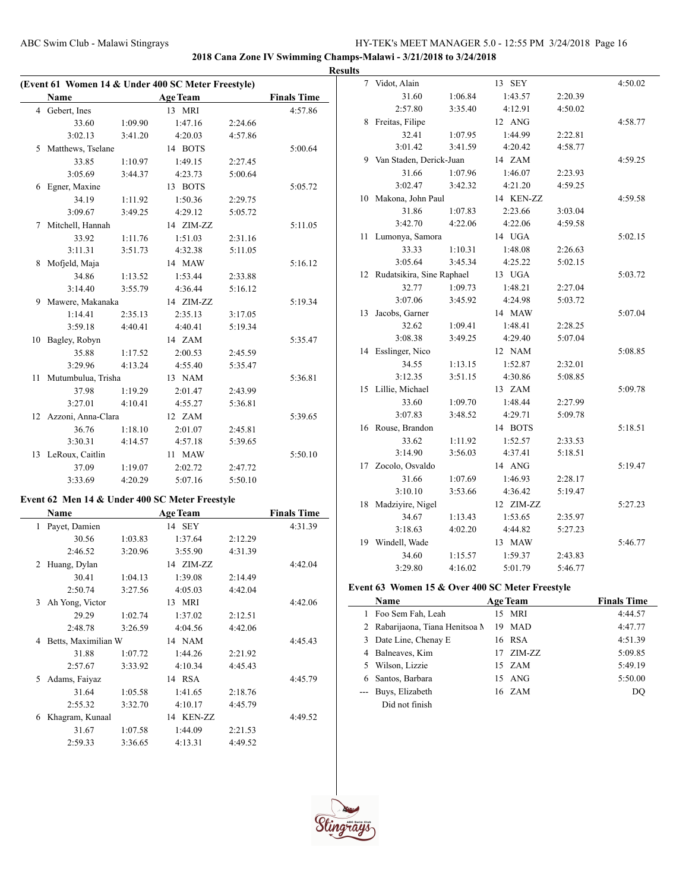**2018 Cana Zone IV Swimming Champs-Malawi - 3/21/2018 to 3/24/2018**

**Results**

### (Event 61 Women 14 & Under 400 SC Meter Freestyle)

| | Name | Age | Team | Finals Time |
|---|---|---|---|---|
| 4 | Gebert, Ines | 13 | MRI | 4:57.86 |
| | 33.60 1:09.90 1:47.16 2:24.66 3:02.13 3:41.20 4:20.03 4:57.86 | | | |
| 5 | Matthews, Tselane | 14 | BOTS | 5:00.64 |
| | 33.85 1:10.97 1:49.15 2:27.45 3:05.69 3:44.37 4:23.73 5:00.64 | | | |
| 6 | Egner, Maxine | 13 | BOTS | 5:05.72 |
| | 34.19 1:11.92 1:50.36 2:29.75 3:09.67 3:49.25 4:29.12 5:05.72 | | | |
| 7 | Mitchell, Hannah | 14 | ZIM-ZZ | 5:11.05 |
| | 33.92 1:11.76 1:51.03 2:31.16 3:11.31 3:51.73 4:32.38 5:11.05 | | | |
| 8 | Mofjeld, Maja | 14 | MAW | 5:16.12 |
| | 34.86 1:13.52 1:53.44 2:33.88 3:14.40 3:55.79 4:36.44 5:16.12 | | | |
| 9 | Mawere, Makanaka | 14 | ZIM-ZZ | 5:19.34 |
| | 1:14.41 2:35.13 2:35.13 3:17.05 3:59.18 4:40.41 4:40.41 5:19.34 | | | |
| 10 | Bagley, Robyn | 14 | ZAM | 5:35.47 |
| | 35.88 1:17.52 2:00.53 2:45.59 3:29.96 4:13.24 4:55.40 5:35.47 | | | |
| 11 | Mutumbulua, Trisha | 13 | NAM | 5:36.81 |
| | 37.98 1:19.29 2:01.47 2:43.99 3:27.01 4:10.41 4:55.27 5:36.81 | | | |
| 12 | Azzoni, Anna-Clara | 12 | ZAM | 5:39.65 |
| | 36.76 1:18.10 2:01.07 2:45.81 3:30.31 4:14.57 4:57.18 5:39.65 | | | |
| 13 | LeRoux, Caitlin | 11 | MAW | 5:50.10 |
| | 37.09 1:19.07 2:02.72 2:47.72 3:33.69 4:20.29 5:07.16 5:50.10 | | | |

### Event 62 Men 14 & Under 400 SC Meter Freestyle

| | Name | Age | Team | Finals Time |
|---|---|---|---|---|
| 1 | Payet, Damien | 14 | SEY | 4:31.39 |
| | 30.56 1:03.83 1:37.64 2:12.29 2:46.52 3:20.96 3:55.90 4:31.39 | | | |
| 2 | Huang, Dylan | 14 | ZIM-ZZ | 4:42.04 |
| | 30.41 1:04.13 1:39.08 2:14.49 2:50.74 3:27.56 4:05.03 4:42.04 | | | |
| 3 | Ah Yong, Victor | 13 | MRI | 4:42.06 |
| | 29.29 1:02.74 1:37.02 2:12.51 2:48.78 3:26.59 4:04.56 4:42.06 | | | |
| 4 | Betts, Maximilian W | 14 | NAM | 4:45.43 |
| | 31.88 1:07.72 1:44.26 2:21.92 2:57.67 3:33.92 4:10.34 4:45.43 | | | |
| 5 | Adams, Faiyaz | 14 | RSA | 4:45.79 |
| | 31.64 1:05.58 1:41.65 2:18.76 2:55.32 3:32.70 4:10.17 4:45.79 | | | |
| 6 | Khagram, Kunaal | 14 | KEN-ZZ | 4:49.52 |
| | 31.67 1:07.58 1:44.09 2:21.53 2:59.33 3:36.65 4:13.31 4:49.52 | | | |
| 7 | Vidot, Alain | 13 | SEY | 4:50.02 |
| | 31.60 1:06.84 1:43.57 2:20.39 2:57.80 3:35.40 4:12.91 4:50.02 | | | |
| 8 | Freitas, Filipe | 12 | ANG | 4:58.77 |
| | 32.41 1:07.95 1:44.99 2:22.81 3:01.42 3:41.59 4:20.42 4:58.77 | | | |
| 9 | Van Staden, Derick-Juan | 14 | ZAM | 4:59.25 |
| | 31.66 1:07.96 1:46.07 2:23.93 3:02.47 3:42.32 4:21.20 4:59.25 | | | |
| 10 | Makona, John Paul | 14 | KEN-ZZ | 4:59.58 |
| | 31.86 1:07.83 2:23.66 3:03.04 3:42.70 4:22.06 4:22.06 4:59.58 | | | |
| 11 | Lumonya, Samora | 14 | UGA | 5:02.15 |
| | 33.33 1:10.31 1:48.08 2:26.63 3:05.64 3:45.34 4:25.22 5:02.15 | | | |
| 12 | Rudatsikira, Sine Raphael | 13 | UGA | 5:03.72 |
| | 32.77 1:09.73 1:48.21 2:27.04 3:07.06 3:45.92 4:24.98 5:03.72 | | | |
| 13 | Jacobs, Garner | 14 | MAW | 5:07.04 |
| | 32.62 1:09.41 1:48.41 2:28.25 3:08.38 3:49.25 4:29.40 5:07.04 | | | |
| 14 | Esslinger, Nico | 12 | NAM | 5:08.85 |
| | 34.55 1:13.15 1:52.87 2:32.01 3:12.35 3:51.15 4:30.86 5:08.85 | | | |
| 15 | Lillie, Michael | 13 | ZAM | 5:09.78 |
| | 33.60 1:09.70 1:48.44 2:27.99 3:07.83 3:48.52 4:29.71 5:09.78 | | | |
| 16 | Rouse, Brandon | 14 | BOTS | 5:18.51 |
| | 33.62 1:11.92 1:52.57 2:33.53 3:14.90 3:56.03 4:37.41 5:18.51 | | | |
| 17 | Zocolo, Osvaldo | 14 | ANG | 5:19.47 |
| | 31.66 1:07.69 1:46.93 2:28.17 3:10.10 3:53.66 4:36.42 5:19.47 | | | |
| 18 | Madziyire, Nigel | 12 | ZIM-ZZ | 5:27.23 |
| | 34.67 1:13.43 1:53.65 2:35.97 3:18.63 4:02.20 4:44.82 5:27.23 | | | |
| 19 | Windell, Wade | 13 | MAW | 5:46.77 |
| | 34.60 1:15.57 1:59.37 2:43.83 3:29.80 4:16.02 5:01.79 5:46.77 | | | |

### Event 63 Women 15 & Over 400 SC Meter Freestyle

| | Name | Age | Team | Finals Time |
|---|---|---|---|---|
| 1 | Foo Sem Fah, Leah | 15 | MRI | 4:44.57 |
| 2 | Rabarijaona, Tiana Henitsoa N | 19 | MAD | 4:47.77 |
| 3 | Date Line, Chenay E | 16 | RSA | 4:51.39 |
| 4 | Balneaves, Kim | 17 | ZIM-ZZ | 5:09.85 |
| 5 | Wilson, Lizzie | 15 | ZAM | 5:49.19 |
| 6 | Santos, Barbara | 15 | ANG | 5:50.00 |
| --- | Buys, Elizabeth | 16 | ZAM | DQ |
| | Did not finish | | | |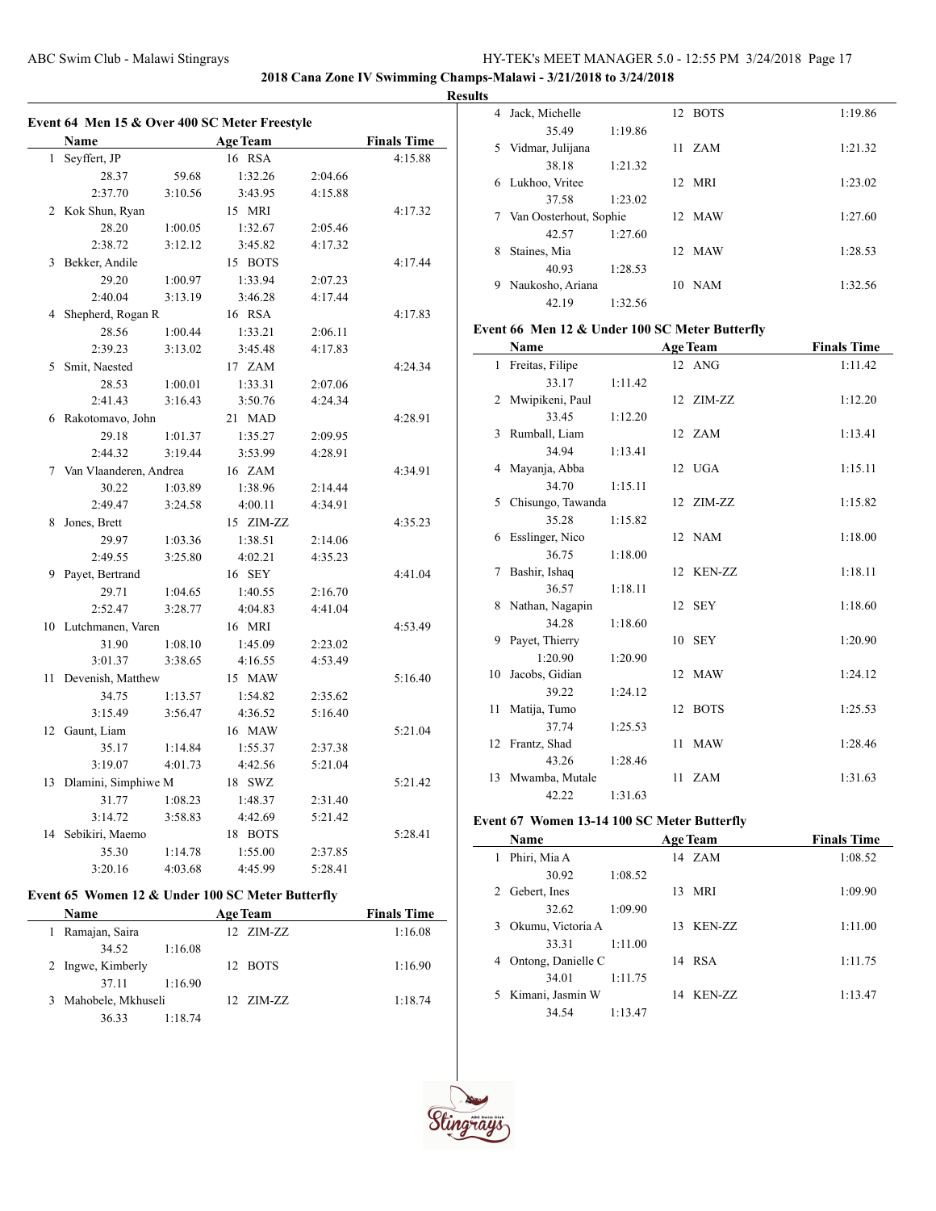**2018 Cana Zone IV Swimming Champs-Malawi - 3/21/2018 to 3/24/2018**

**Results**

### Event 64 Men 15 & Over 400 SC Meter Freestyle

| | Name | Age | Team | Finals Time |
|---|---|---|---|---|
| 1 | Seyffert, JP | 16 | RSA | 4:15.88 |
| | 28.37 59.68 1:32.26 2:04.66 2:37.70 3:10.56 3:43.95 4:15.88 | | | |
| 2 | Kok Shun, Ryan | 15 | MRI | 4:17.32 |
| | 28.20 1:00.05 1:32.67 2:05.46 2:38.72 3:12.12 3:45.82 4:17.32 | | | |
| 3 | Bekker, Andile | 15 | BOTS | 4:17.44 |
| | 29.20 1:00.97 1:33.94 2:07.23 2:40.04 3:13.19 3:46.28 4:17.44 | | | |
| 4 | Shepherd, Rogan R | 16 | RSA | 4:17.83 |
| | 28.56 1:00.44 1:33.21 2:06.11 2:39.23 3:13.02 3:45.48 4:17.83 | | | |
| 5 | Smit, Naested | 17 | ZAM | 4:24.34 |
| | 28.53 1:00.01 1:33.31 2:07.06 2:41.43 3:16.43 3:50.76 4:24.34 | | | |
| 6 | Rakotomavo, John | 21 | MAD | 4:28.91 |
| | 29.18 1:01.37 1:35.27 2:09.95 2:44.32 3:19.44 3:53.99 4:28.91 | | | |
| 7 | Van Vlaanderen, Andrea | 16 | ZAM | 4:34.91 |
| | 30.22 1:03.89 1:38.96 2:14.44 2:49.47 3:24.58 4:00.11 4:34.91 | | | |
| 8 | Jones, Brett | 15 | ZIM-ZZ | 4:35.23 |
| | 29.97 1:03.36 1:38.51 2:14.06 2:49.55 3:25.80 4:02.21 4:35.23 | | | |
| 9 | Payet, Bertrand | 16 | SEY | 4:41.04 |
| | 29.71 1:04.65 1:40.55 2:16.70 2:52.47 3:28.77 4:04.83 4:41.04 | | | |
| 10 | Lutchmanen, Varen | 16 | MRI | 4:53.49 |
| | 31.90 1:08.10 1:45.09 2:23.02 3:01.37 3:38.65 4:16.55 4:53.49 | | | |
| 11 | Devenish, Matthew | 15 | MAW | 5:16.40 |
| | 34.75 1:13.57 1:54.82 2:35.62 3:15.49 3:56.47 4:36.52 5:16.40 | | | |
| 12 | Gaunt, Liam | 16 | MAW | 5:21.04 |
| | 35.17 1:14.84 1:55.37 2:37.38 3:19.07 4:01.73 4:42.56 5:21.04 | | | |
| 13 | Dlamini, Simphiwe M | 18 | SWZ | 5:21.42 |
| | 31.77 1:08.23 1:48.37 2:31.40 3:14.72 3:58.83 4:42.69 5:21.42 | | | |
| 14 | Sebikiri, Maemo | 18 | BOTS | 5:28.41 |
| | 35.30 1:14.78 1:55.00 2:37.85 3:20.16 4:03.68 4:45.99 5:28.41 | | | |

### Event 65 Women 12 & Under 100 SC Meter Butterfly

| | Name | Age | Team | Finals Time |
|---|---|---|---|---|
| 1 | Ramajan, Saira | 12 | ZIM-ZZ | 1:16.08 |
| | 34.52 1:16.08 | | | |
| 2 | Ingwe, Kimberly | 12 | BOTS | 1:16.90 |
| | 37.11 1:16.90 | | | |
| 3 | Mahobele, Mkhuseli | 12 | ZIM-ZZ | 1:18.74 |
| | 36.33 1:18.74 | | | |
| 4 | Jack, Michelle | 12 | BOTS | 1:19.86 |
| | 35.49 1:19.86 | | | |
| 5 | Vidmar, Julijana | 11 | ZAM | 1:21.32 |
| | 38.18 1:21.32 | | | |
| 6 | Lukhoo, Vritee | 12 | MRI | 1:23.02 |
| | 37.58 1:23.02 | | | |
| 7 | Van Oosterhout, Sophie | 12 | MAW | 1:27.60 |
| | 42.57 1:27.60 | | | |
| 8 | Staines, Mia | 12 | MAW | 1:28.53 |
| | 40.93 1:28.53 | | | |
| 9 | Naukosho, Ariana | 10 | NAM | 1:32.56 |
| | 42.19 1:32.56 | | | |

### Event 66 Men 12 & Under 100 SC Meter Butterfly

| | Name | Age | Team | Finals Time |
|---|---|---|---|---|
| 1 | Freitas, Filipe | 12 | ANG | 1:11.42 |
| | 33.17 1:11.42 | | | |
| 2 | Mwipikeni, Paul | 12 | ZIM-ZZ | 1:12.20 |
| | 33.45 1:12.20 | | | |
| 3 | Rumball, Liam | 12 | ZAM | 1:13.41 |
| | 34.94 1:13.41 | | | |
| 4 | Mayanja, Abba | 12 | UGA | 1:15.11 |
| | 34.70 1:15.11 | | | |
| 5 | Chisungo, Tawanda | 12 | ZIM-ZZ | 1:15.82 |
| | 35.28 1:15.82 | | | |
| 6 | Esslinger, Nico | 12 | NAM | 1:18.00 |
| | 36.75 1:18.00 | | | |
| 7 | Bashir, Ishaq | 12 | KEN-ZZ | 1:18.11 |
| | 36.57 1:18.11 | | | |
| 8 | Nathan, Nagapin | 12 | SEY | 1:18.60 |
| | 34.28 1:18.60 | | | |
| 9 | Payet, Thierry | 10 | SEY | 1:20.90 |
| | 1:20.90 1:20.90 | | | |
| 10 | Jacobs, Gidian | 12 | MAW | 1:24.12 |
| | 39.22 1:24.12 | | | |
| 11 | Matija, Tumo | 12 | BOTS | 1:25.53 |
| | 37.74 1:25.53 | | | |
| 12 | Frantz, Shad | 11 | MAW | 1:28.46 |
| | 43.26 1:28.46 | | | |
| 13 | Mwamba, Mutale | 11 | ZAM | 1:31.63 |
| | 42.22 1:31.63 | | | |

### Event 67 Women 13-14 100 SC Meter Butterfly

| | Name | Age | Team | Finals Time |
|---|---|---|---|---|
| 1 | Phiri, Mia A | 14 | ZAM | 1:08.52 |
| | 30.92 1:08.52 | | | |
| 2 | Gebert, Ines | 13 | MRI | 1:09.90 |
| | 32.62 1:09.90 | | | |
| 3 | Okumu, Victoria A | 13 | KEN-ZZ | 1:11.00 |
| | 33.31 1:11.00 | | | |
| 4 | Ontong, Danielle C | 14 | RSA | 1:11.75 |
| | 34.01 1:11.75 | | | |
| 5 | Kimani, Jasmin W | 14 | KEN-ZZ | 1:13.47 |
| | 34.54 1:13.47 | | | |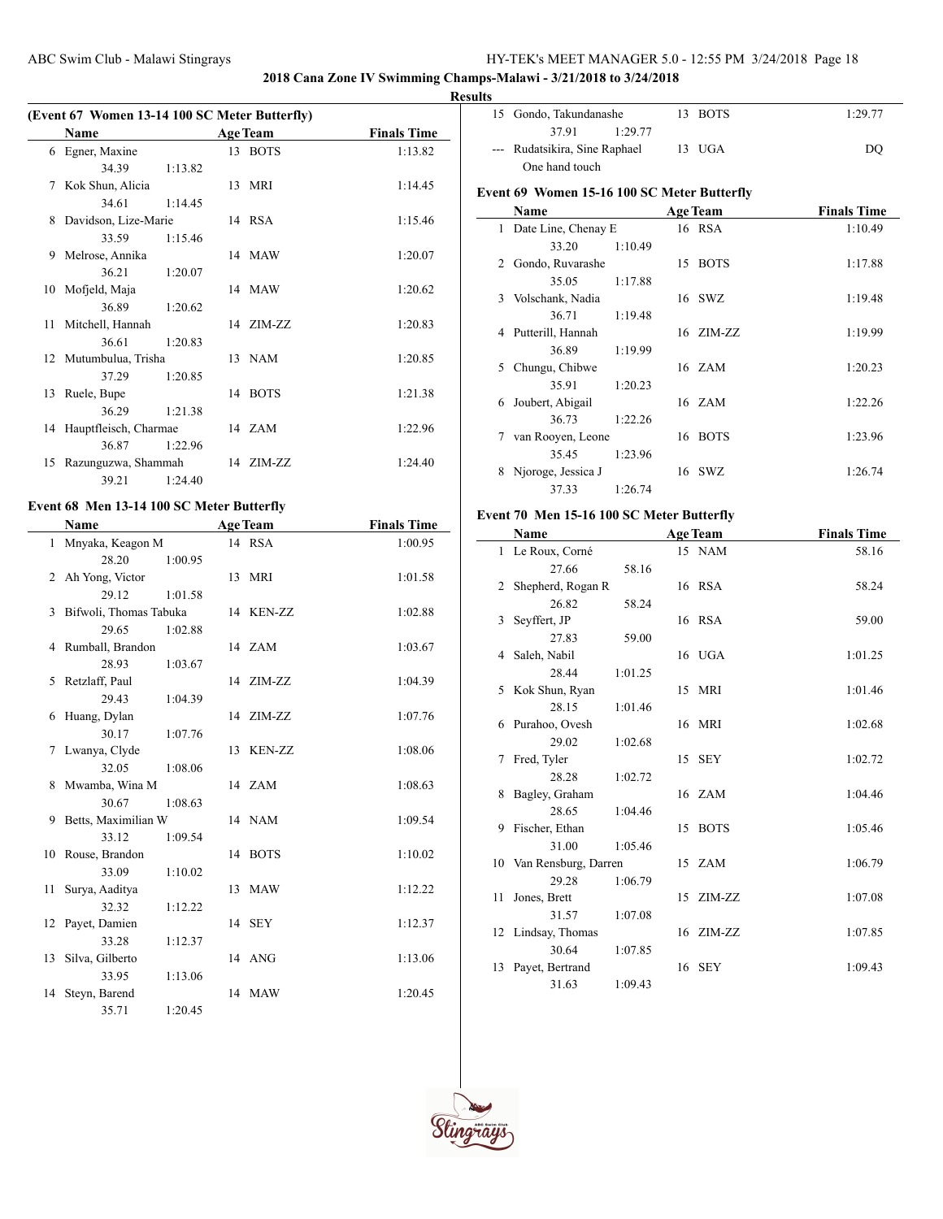## 2018 Cana Zone IV Swimming Champs-Malawi - 3/21/2018 to 3/24/2018

### Results

### (Event 67 Women 13-14 100 SC Meter Butterfly)

| | Name | Age | Team | Finals Time |
|---|---|---|---|---|
| 6 | Egner, Maxine | 13 | BOTS | 1:13.82 |
| | 34.39 1:13.82 | | | |
| 7 | Kok Shun, Alicia | 13 | MRI | 1:14.45 |
| | 34.61 1:14.45 | | | |
| 8 | Davidson, Lize-Marie | 14 | RSA | 1:15.46 |
| | 33.59 1:15.46 | | | |
| 9 | Melrose, Annika | 14 | MAW | 1:20.07 |
| | 36.21 1:20.07 | | | |
| 10 | Mofjeld, Maja | 14 | MAW | 1:20.62 |
| | 36.89 1:20.62 | | | |
| 11 | Mitchell, Hannah | 14 | ZIM-ZZ | 1:20.83 |
| | 36.61 1:20.83 | | | |
| 12 | Mutumbulua, Trisha | 13 | NAM | 1:20.85 |
| | 37.29 1:20.85 | | | |
| 13 | Ruele, Bupe | 14 | BOTS | 1:21.38 |
| | 36.29 1:21.38 | | | |
| 14 | Hauptfleisch, Charmae | 14 | ZAM | 1:22.96 |
| | 36.87 1:22.96 | | | |
| 15 | Razunguzwa, Shammah | 14 | ZIM-ZZ | 1:24.40 |
| | 39.21 1:24.40 | | | |

### Event 68 Men 13-14 100 SC Meter Butterfly

| | Name | Age | Team | Finals Time |
|---|---|---|---|---|
| 1 | Mnyaka, Keagon M | 14 | RSA | 1:00.95 |
| | 28.20 1:00.95 | | | |
| 2 | Ah Yong, Victor | 13 | MRI | 1:01.58 |
| | 29.12 1:01.58 | | | |
| 3 | Bifwoli, Thomas Tabuka | 14 | KEN-ZZ | 1:02.88 |
| | 29.65 1:02.88 | | | |
| 4 | Rumball, Brandon | 14 | ZAM | 1:03.67 |
| | 28.93 1:03.67 | | | |
| 5 | Retzlaff, Paul | 14 | ZIM-ZZ | 1:04.39 |
| | 29.43 1:04.39 | | | |
| 6 | Huang, Dylan | 14 | ZIM-ZZ | 1:07.76 |
| | 30.17 1:07.76 | | | |
| 7 | Lwanya, Clyde | 13 | KEN-ZZ | 1:08.06 |
| | 32.05 1:08.06 | | | |
| 8 | Mwamba, Wina M | 14 | ZAM | 1:08.63 |
| | 30.67 1:08.63 | | | |
| 9 | Betts, Maximilian W | 14 | NAM | 1:09.54 |
| | 33.12 1:09.54 | | | |
| 10 | Rouse, Brandon | 14 | BOTS | 1:10.02 |
| | 33.09 1:10.02 | | | |
| 11 | Surya, Aaditya | 13 | MAW | 1:12.22 |
| | 32.32 1:12.22 | | | |
| 12 | Payet, Damien | 14 | SEY | 1:12.37 |
| | 33.28 1:12.37 | | | |
| 13 | Silva, Gilberto | 14 | ANG | 1:13.06 |
| | 33.95 1:13.06 | | | |
| 14 | Steyn, Barend | 14 | MAW | 1:20.45 |
| | 35.71 1:20.45 | | | |
| 15 | Gondo, Takundanashe | 13 | BOTS | 1:29.77 |
| | 37.91 1:29.77 | | | |
| --- | Rudatsikira, Sine Raphael | 13 | UGA | DQ |
| | One hand touch | | | |

### Event 69 Women 15-16 100 SC Meter Butterfly

| | Name | Age | Team | Finals Time |
|---|---|---|---|---|
| 1 | Date Line, Chenay E | 16 | RSA | 1:10.49 |
| | 33.20 1:10.49 | | | |
| 2 | Gondo, Ruvarashe | 15 | BOTS | 1:17.88 |
| | 35.05 1:17.88 | | | |
| 3 | Volschank, Nadia | 16 | SWZ | 1:19.48 |
| | 36.71 1:19.48 | | | |
| 4 | Putterill, Hannah | 16 | ZIM-ZZ | 1:19.99 |
| | 36.89 1:19.99 | | | |
| 5 | Chungu, Chibwe | 16 | ZAM | 1:20.23 |
| | 35.91 1:20.23 | | | |
| 6 | Joubert, Abigail | 16 | ZAM | 1:22.26 |
| | 36.73 1:22.26 | | | |
| 7 | van Rooyen, Leone | 16 | BOTS | 1:23.96 |
| | 35.45 1:23.96 | | | |
| 8 | Njoroge, Jessica J | 16 | SWZ | 1:26.74 |
| | 37.33 1:26.74 | | | |

### Event 70 Men 15-16 100 SC Meter Butterfly

| | Name | Age | Team | Finals Time |
|---|---|---|---|---|
| 1 | Le Roux, Corné | 15 | NAM | 58.16 |
| | 27.66 58.16 | | | |
| 2 | Shepherd, Rogan R | 16 | RSA | 58.24 |
| | 26.82 58.24 | | | |
| 3 | Seyffert, JP | 16 | RSA | 59.00 |
| | 27.83 59.00 | | | |
| 4 | Saleh, Nabil | 16 | UGA | 1:01.25 |
| | 28.44 1:01.25 | | | |
| 5 | Kok Shun, Ryan | 15 | MRI | 1:01.46 |
| | 28.15 1:01.46 | | | |
| 6 | Purahoo, Ovesh | 16 | MRI | 1:02.68 |
| | 29.02 1:02.68 | | | |
| 7 | Fred, Tyler | 15 | SEY | 1:02.72 |
| | 28.28 1:02.72 | | | |
| 8 | Bagley, Graham | 16 | ZAM | 1:04.46 |
| | 28.65 1:04.46 | | | |
| 9 | Fischer, Ethan | 15 | BOTS | 1:05.46 |
| | 31.00 1:05.46 | | | |
| 10 | Van Rensburg, Darren | 15 | ZAM | 1:06.79 |
| | 29.28 1:06.79 | | | |
| 11 | Jones, Brett | 15 | ZIM-ZZ | 1:07.08 |
| | 31.57 1:07.08 | | | |
| 12 | Lindsay, Thomas | 16 | ZIM-ZZ | 1:07.85 |
| | 30.64 1:07.85 | | | |
| 13 | Payet, Bertrand | 16 | SEY | 1:09.43 |
| | 31.63 1:09.43 | | | |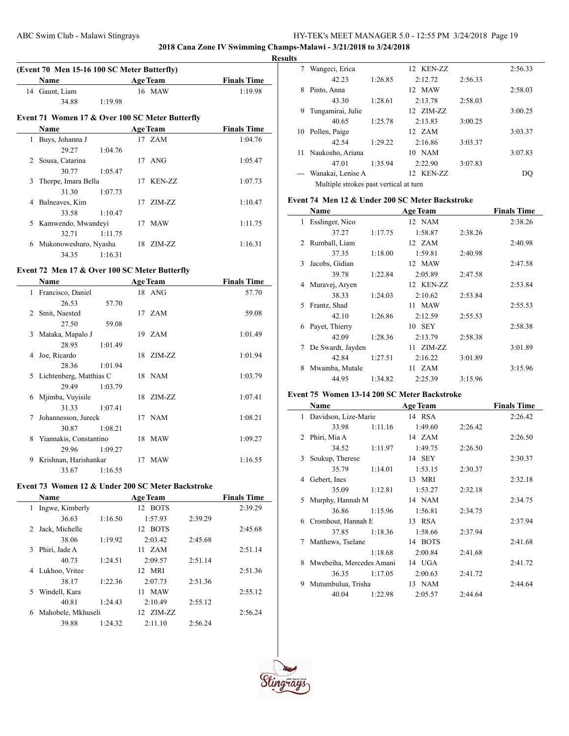2018 Cana Zone IV Swimming Champs-Malawi - 3/21/2018 to 3/24/2018

**Results**

### (Event 70 Men 15-16 100 SC Meter Butterfly)

| | Name | Age | Team | | | Finals Time |
|---|---|---|---|---|---|---|
| 14 | Gaunt, Liam | 16 | MAW | | | 1:19.98 |
| | 34.88 | 1:19.98 | | | | |

### Event 71 Women 17 & Over 100 SC Meter Butterfly

| | Name | Age | Team | Finals Time |
|---|---|---|---|---|
| 1 | Buys, Johanna J | 17 | ZAM | 1:04.76 |
| | 29.27 | 1:04.76 | | |
| 2 | Sousa, Catarina | 17 | ANG | 1:05.47 |
| | 30.77 | 1:05.47 | | |
| 3 | Thorpe, Imara Bella | 17 | KEN-ZZ | 1:07.73 |
| | 31.30 | 1:07.73 | | |
| 4 | Balneaves, Kim | 17 | ZIM-ZZ | 1:10.47 |
| | 33.58 | 1:10.47 | | |
| 5 | Kamwendo, Mwandeyi | 17 | MAW | 1:11.75 |
| | 32.71 | 1:11.75 | | |
| 6 | Mukonoweshuro, Nyasha | 18 | ZIM-ZZ | 1:16.31 |
| | 34.35 | 1:16.31 | | |

### Event 72 Men 17 & Over 100 SC Meter Butterfly

| | Name | Age | Team | Finals Time |
|---|---|---|---|---|
| 1 | Francisco, Daniel | 18 | ANG | 57.70 |
| | 26.53 | 57.70 | | |
| 2 | Smit, Naested | 17 | ZAM | 59.08 |
| | 27.50 | 59.08 | | |
| 3 | Mataka, Mapalo J | 19 | ZAM | 1:01.49 |
| | 28.95 | 1:01.49 | | |
| 4 | Joe, Ricardo | 18 | ZIM-ZZ | 1:01.94 |
| | 28.36 | 1:01.94 | | |
| 5 | Lichtenberg, Matthias C | 18 | NAM | 1:03.79 |
| | 29.49 | 1:03.79 | | |
| 6 | Mjimba, Vuyisile | 18 | ZIM-ZZ | 1:07.41 |
| | 31.33 | 1:07.41 | | |
| 7 | Johannesson, Jureck | 17 | NAM | 1:08.21 |
| | 30.87 | 1:08.21 | | |
| 8 | Yiannakis, Constantino | 18 | MAW | 1:09.27 |
| | 29.96 | 1:09.27 | | |
| 9 | Krishnan, Harishankar | 17 | MAW | 1:16.55 |
| | 33.67 | 1:16.55 | | |

### Event 73 Women 12 & Under 200 SC Meter Backstroke

| | Name | | Age | Team | | Finals Time |
|---|---|---|---|---|---|---|
| 1 | Ingwe, Kimberly | | 12 | BOTS | | 2:39.29 |
| | 36.63 | 1:16.50 | 1:57.93 | | 2:39.29 | |
| 2 | Jack, Michelle | | 12 | BOTS | | 2:45.68 |
| | 38.06 | 1:19.92 | 2:03.42 | | 2:45.68 | |
| 3 | Phiri, Jade A | | 11 | ZAM | | 2:51.14 |
| | 40.73 | 1:24.51 | 2:09.57 | | 2:51.14 | |
| 4 | Lukhoo, Vritee | | 12 | MRI | | 2:51.36 |
| | 38.17 | 1:22.36 | 2:07.73 | | 2:51.36 | |
| 5 | Windell, Kara | | 11 | MAW | | 2:55.12 |
| | 40.81 | 1:24.43 | 2:10.49 | | 2:55.12 | |
| 6 | Mahobele, Mkhuseli | | 12 | ZIM-ZZ | | 2:56.24 |
| | 39.88 | 1:24.32 | 2:11.10 | | 2:56.24 | |
| 7 | Wangeci, Erica | | 12 | KEN-ZZ | | 2:56.33 |
| | 42.23 | 1:26.85 | 2:12.72 | | 2:56.33 | |
| 8 | Pinto, Anna | | 12 | MAW | | 2:58.03 |
| | 43.30 | 1:28.61 | 2:13.78 | | 2:58.03 | |
| 9 | Tungamirai, Julie | | 12 | ZIM-ZZ | | 3:00.25 |
| | 40.65 | 1:25.78 | 2:13.83 | | 3:00.25 | |
| 10 | Pollen, Paige | | 12 | ZAM | | 3:03.37 |
| | 42.54 | 1:29.22 | 2:16.86 | | 3:03.37 | |
| 11 | Naukosho, Ariana | | 10 | NAM | | 3:07.83 |
| | 47.01 | 1:35.94 | 2:22.90 | | 3:07.83 | |
| --- | Wanakai, Lenise A | | 12 | KEN-ZZ | | DQ |
| | Multiple strokes past vertical at turn | | | | | |

### Event 74 Men 12 & Under 200 SC Meter Backstroke

| | Name | | Age | Team | | Finals Time |
|---|---|---|---|---|---|---|
| 1 | Esslinger, Nico | | 12 | NAM | | 2:38.26 |
| | 37.27 | 1:17.75 | 1:58.87 | | 2:38.26 | |
| 2 | Rumball, Liam | | 12 | ZAM | | 2:40.98 |
| | 37.35 | 1:18.00 | 1:59.81 | | 2:40.98 | |
| 3 | Jacobs, Gidian | | 12 | MAW | | 2:47.58 |
| | 39.78 | 1:22.84 | 2:05.89 | | 2:47.58 | |
| 4 | Muravej, Aryen | | 12 | KEN-ZZ | | 2:53.84 |
| | 38.33 | 1:24.03 | 2:10.62 | | 2:53.84 | |
| 5 | Frantz, Shad | | 11 | MAW | | 2:55.53 |
| | 42.10 | 1:26.86 | 2:12.59 | | 2:55.53 | |
| 6 | Payet, Thierry | | 10 | SEY | | 2:58.38 |
| | 42.09 | 1:28.36 | 2:13.79 | | 2:58.38 | |
| 7 | De Swardt, Jayden | | 11 | ZIM-ZZ | | 3:01.89 |
| | 42.84 | 1:27.51 | 2:16.22 | | 3:01.89 | |
| 8 | Mwamba, Mutale | | 11 | ZAM | | 3:15.96 |
| | 44.95 | 1:34.82 | 2:25.39 | | 3:15.96 | |

### Event 75 Women 13-14 200 SC Meter Backstroke

| | Name | | Age | Team | | Finals Time |
|---|---|---|---|---|---|---|
| 1 | Davidson, Lize-Marie | | 14 | RSA | | 2:26.42 |
| | 33.98 | 1:11.16 | 1:49.60 | | 2:26.42 | |
| 2 | Phiri, Mia A | | 14 | ZAM | | 2:26.50 |
| | 34.52 | 1:11.97 | 1:49.75 | | 2:26.50 | |
| 3 | Soukup, Therese | | 14 | SEY | | 2:30.37 |
| | 35.79 | 1:14.01 | 1:53.15 | | 2:30.37 | |
| 4 | Gebert, Ines | | 13 | MRI | | 2:32.18 |
| | 35.09 | 1:12.81 | 1:53.27 | | 2:32.18 | |
| 5 | Murphy, Hannah M | | 14 | NAM | | 2:34.75 |
| | 36.86 | 1:15.96 | 1:56.81 | | 2:34.75 | |
| 6 | Cromhout, Hannah E | | 13 | RSA | | 2:37.94 |
| | 37.85 | 1:18.36 | 1:58.66 | | 2:37.94 | |
| 7 | Matthews, Tselane | | 14 | BOTS | | 2:41.68 |
| | | 1:18.68 | 2:00.84 | | 2:41.68 | |
| 8 | Mwebeiha, Mercedes Amani | | 14 | UGA | | 2:41.72 |
| | 36.35 | 1:17.05 | 2:00.63 | | 2:41.72 | |
| 9 | Mutumbulua, Trisha | | 13 | NAM | | 2:44.64 |
| | 40.04 | 1:22.98 | 2:05.57 | | 2:44.64 | |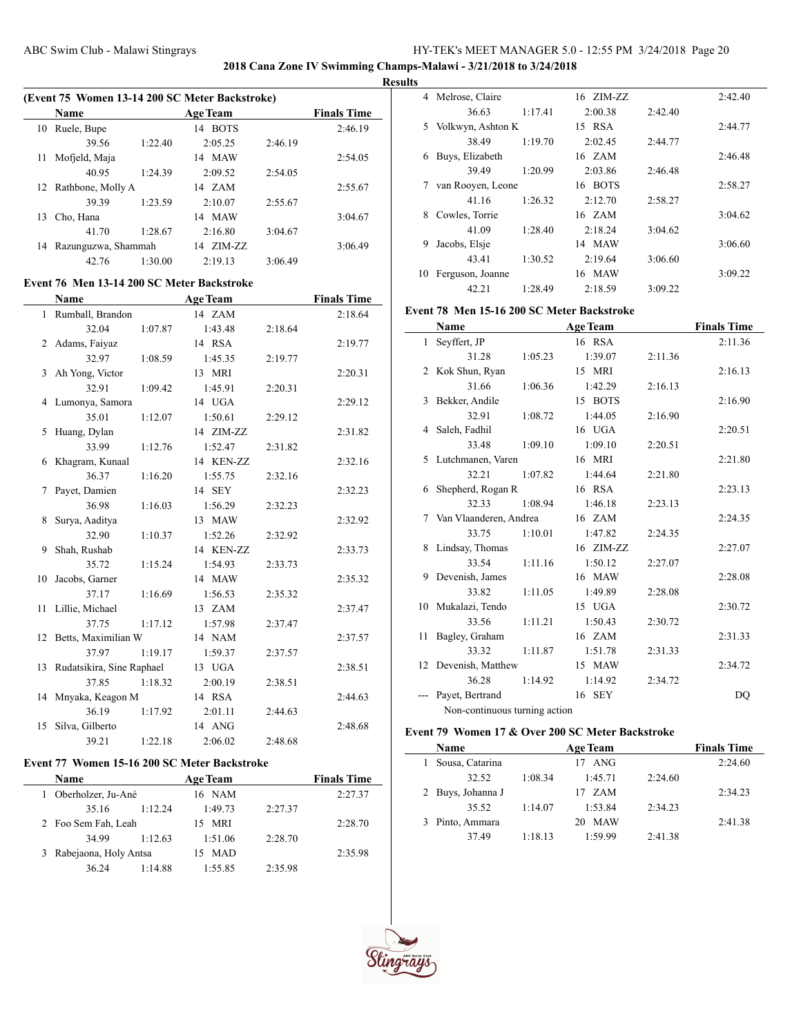**2018 Cana Zone IV Swimming Champs-Malawi - 3/21/2018 to 3/24/2018**

**Results**

### (Event 75 Women 13-14 200 SC Meter Backstroke)

| | Name | Age | Team | | Finals Time |
|---|---|---|---|---|---|
| 10 | Ruele, Bupe | 14 | BOTS | | 2:46.19 |
| | 39.56 | 1:22.40 | 2:05.25 | 2:46.19 | |
| 11 | Mofjeld, Maja | 14 | MAW | | 2:54.05 |
| | 40.95 | 1:24.39 | 2:09.52 | 2:54.05 | |
| 12 | Rathbone, Molly A | 14 | ZAM | | 2:55.67 |
| | 39.39 | 1:23.59 | 2:10.07 | 2:55.67 | |
| 13 | Cho, Hana | 14 | MAW | | 3:04.67 |
| | 41.70 | 1:28.67 | 2:16.80 | 3:04.67 | |
| 14 | Razunguzwa, Shammah | 14 | ZIM-ZZ | | 3:06.49 |
| | 42.76 | 1:30.00 | 2:19.13 | 3:06.49 | |

### Event 76 Men 13-14 200 SC Meter Backstroke

| | Name | Age | Team | | Finals Time |
|---|---|---|---|---|---|
| 1 | Rumball, Brandon | 14 | ZAM | | 2:18.64 |
| | 32.04 | 1:07.87 | 1:43.48 | 2:18.64 | |
| 2 | Adams, Faiyaz | 14 | RSA | | 2:19.77 |
| | 32.97 | 1:08.59 | 1:45.35 | 2:19.77 | |
| 3 | Ah Yong, Victor | 13 | MRI | | 2:20.31 |
| | 32.91 | 1:09.42 | 1:45.91 | 2:20.31 | |
| 4 | Lumonya, Samora | 14 | UGA | | 2:29.12 |
| | 35.01 | 1:12.07 | 1:50.61 | 2:29.12 | |
| 5 | Huang, Dylan | 14 | ZIM-ZZ | | 2:31.82 |
| | 33.99 | 1:12.76 | 1:52.47 | 2:31.82 | |
| 6 | Khagram, Kunaal | 14 | KEN-ZZ | | 2:32.16 |
| | 36.37 | 1:16.20 | 1:55.75 | 2:32.16 | |
| 7 | Payet, Damien | 14 | SEY | | 2:32.23 |
| | 36.98 | 1:16.03 | 1:56.29 | 2:32.23 | |
| 8 | Surya, Aaditya | 13 | MAW | | 2:32.92 |
| | 32.90 | 1:10.37 | 1:52.26 | 2:32.92 | |
| 9 | Shah, Rushab | 14 | KEN-ZZ | | 2:33.73 |
| | 35.72 | 1:15.24 | 1:54.93 | 2:33.73 | |
| 10 | Jacobs, Garner | 14 | MAW | | 2:35.32 |
| | 37.17 | 1:16.69 | 1:56.53 | 2:35.32 | |
| 11 | Lillie, Michael | 13 | ZAM | | 2:37.47 |
| | 37.75 | 1:17.12 | 1:57.98 | 2:37.47 | |
| 12 | Betts, Maximilian W | 14 | NAM | | 2:37.57 |
| | 37.97 | 1:19.17 | 1:59.37 | 2:37.57 | |
| 13 | Rudatsikira, Sine Raphael | 13 | UGA | | 2:38.51 |
| | 37.85 | 1:18.32 | 2:00.19 | 2:38.51 | |
| 14 | Mnyaka, Keagon M | 14 | RSA | | 2:44.63 |
| | 36.19 | 1:17.92 | 2:01.11 | 2:44.63 | |
| 15 | Silva, Gilberto | 14 | ANG | | 2:48.68 |
| | 39.21 | 1:22.18 | 2:06.02 | 2:48.68 | |

### Event 77 Women 15-16 200 SC Meter Backstroke

| | Name | Age | Team | | Finals Time |
|---|---|---|---|---|---|
| 1 | Oberholzer, Ju-Ané | 16 | NAM | | 2:27.37 |
| | 35.16 | 1:12.24 | 1:49.73 | 2:27.37 | |
| 2 | Foo Sem Fah, Leah | 15 | MRI | | 2:28.70 |
| | 34.99 | 1:12.63 | 1:51.06 | 2:28.70 | |
| 3 | Rabejaona, Holy Antsa | 15 | MAD | | 2:35.98 |
| | 36.24 | 1:14.88 | 1:55.85 | 2:35.98 | |
| 4 | Melrose, Claire | 16 | ZIM-ZZ | | 2:42.40 |
| | 36.63 | 1:17.41 | 2:00.38 | 2:42.40 | |
| 5 | Volkwyn, Ashton K | 15 | RSA | | 2:44.77 |
| | 38.49 | 1:19.70 | 2:02.45 | 2:44.77 | |
| 6 | Buys, Elizabeth | 16 | ZAM | | 2:46.48 |
| | 39.49 | 1:20.99 | 2:03.86 | 2:46.48 | |
| 7 | van Rooyen, Leone | 16 | BOTS | | 2:58.27 |
| | 41.16 | 1:26.32 | 2:12.70 | 2:58.27 | |
| 8 | Cowles, Torrie | 16 | ZAM | | 3:04.62 |
| | 41.09 | 1:28.40 | 2:18.24 | 3:04.62 | |
| 9 | Jacobs, Elsje | 14 | MAW | | 3:06.60 |
| | 43.41 | 1:30.52 | 2:19.64 | 3:06.60 | |
| 10 | Ferguson, Joanne | 16 | MAW | | 3:09.22 |
| | 42.21 | 1:28.49 | 2:18.59 | 3:09.22 | |

### Event 78 Men 15-16 200 SC Meter Backstroke

| | Name | Age | Team | | Finals Time |
|---|---|---|---|---|---|
| 1 | Seyffert, JP | 16 | RSA | | 2:11.36 |
| | 31.28 | 1:05.23 | 1:39.07 | 2:11.36 | |
| 2 | Kok Shun, Ryan | 15 | MRI | | 2:16.13 |
| | 31.66 | 1:06.36 | 1:42.29 | 2:16.13 | |
| 3 | Bekker, Andile | 15 | BOTS | | 2:16.90 |
| | 32.91 | 1:08.72 | 1:44.05 | 2:16.90 | |
| 4 | Saleh, Fadhil | 16 | UGA | | 2:20.51 |
| | 33.48 | 1:09.10 | 1:09.10 | 2:20.51 | |
| 5 | Lutchmanen, Varen | 16 | MRI | | 2:21.80 |
| | 32.21 | 1:07.82 | 1:44.64 | 2:21.80 | |
| 6 | Shepherd, Rogan R | 16 | RSA | | 2:23.13 |
| | 32.33 | 1:08.94 | 1:46.18 | 2:23.13 | |
| 7 | Van Vlaanderen, Andrea | 16 | ZAM | | 2:24.35 |
| | 33.75 | 1:10.01 | 1:47.82 | 2:24.35 | |
| 8 | Lindsay, Thomas | 16 | ZIM-ZZ | | 2:27.07 |
| | 33.54 | 1:11.16 | 1:50.12 | 2:27.07 | |
| 9 | Devenish, James | 16 | MAW | | 2:28.08 |
| | 33.82 | 1:11.05 | 1:49.89 | 2:28.08 | |
| 10 | Mukalazi, Tendo | 15 | UGA | | 2:30.72 |
| | 33.56 | 1:11.21 | 1:50.43 | 2:30.72 | |
| 11 | Bagley, Graham | 16 | ZAM | | 2:31.33 |
| | 33.32 | 1:11.87 | 1:51.78 | 2:31.33 | |
| 12 | Devenish, Matthew | 15 | MAW | | 2:34.72 |
| | 36.28 | 1:14.92 | 1:14.92 | 2:34.72 | |
| --- | Payet, Bertrand | 16 | SEY | | DQ |
| | Non-continuous turning action | | | | |

### Event 79 Women 17 & Over 200 SC Meter Backstroke

| | Name | Age | Team | | Finals Time |
|---|---|---|---|---|---|
| 1 | Sousa, Catarina | 17 | ANG | | 2:24.60 |
| | 32.52 | 1:08.34 | 1:45.71 | 2:24.60 | |
| 2 | Buys, Johanna J | 17 | ZAM | | 2:34.23 |
| | 35.52 | 1:14.07 | 1:53.84 | 2:34.23 | |
| 3 | Pinto, Ammara | 20 | MAW | | 2:41.38 |
| | 37.49 | 1:18.13 | 1:59.99 | 2:41.38 | |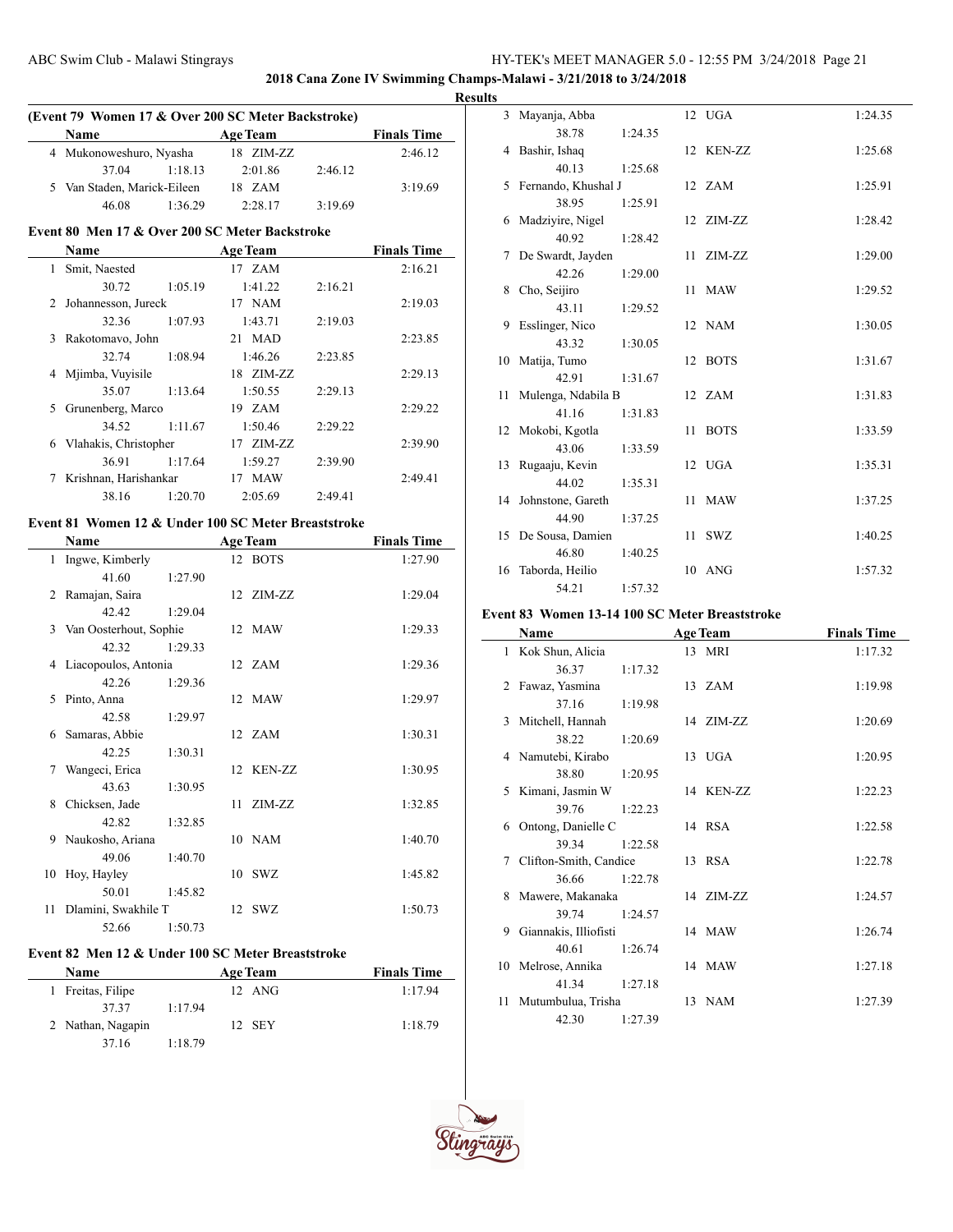## 2018 Cana Zone IV Swimming Champs-Malawi - 3/21/2018 to 3/24/2018

### Results

#### (Event 79 Women 17 & Over 200 SC Meter Backstroke)

| | Name | Age | Team | Finals Time |
|---|---|---|---|---|
| 4 | Mukonoweshuro, Nyasha | 18 | ZIM-ZZ | 2:46.12 |
| | 37.04 / 1:18.13 / 2:01.86 / 2:46.12 | | | |
| 5 | Van Staden, Marick-Eileen | 18 | ZAM | 3:19.69 |
| | 46.08 / 1:36.29 / 2:28.17 / 3:19.69 | | | |

#### Event 80 Men 17 & Over 200 SC Meter Backstroke

| | Name | Age | Team | Finals Time |
|---|---|---|---|---|
| 1 | Smit, Naested | 17 | ZAM | 2:16.21 |
| | 30.72 / 1:05.19 / 1:41.22 / 2:16.21 | | | |
| 2 | Johannesson, Jureck | 17 | NAM | 2:19.03 |
| | 32.36 / 1:07.93 / 1:43.71 / 2:19.03 | | | |
| 3 | Rakotomavo, John | 21 | MAD | 2:23.85 |
| | 32.74 / 1:08.94 / 1:46.26 / 2:23.85 | | | |
| 4 | Mjimba, Vuyisile | 18 | ZIM-ZZ | 2:29.13 |
| | 35.07 / 1:13.64 / 1:50.55 / 2:29.13 | | | |
| 5 | Grunenberg, Marco | 19 | ZAM | 2:29.22 |
| | 34.52 / 1:11.67 / 1:50.46 / 2:29.22 | | | |
| 6 | Vlahakis, Christopher | 17 | ZIM-ZZ | 2:39.90 |
| | 36.91 / 1:17.64 / 1:59.27 / 2:39.90 | | | |
| 7 | Krishnan, Harishankar | 17 | MAW | 2:49.41 |
| | 38.16 / 1:20.70 / 2:05.69 / 2:49.41 | | | |

#### Event 81 Women 12 & Under 100 SC Meter Breaststroke

| | Name | Age | Team | Finals Time |
|---|---|---|---|---|
| 1 | Ingwe, Kimberly | 12 | BOTS | 1:27.90 |
| | 41.60 / 1:27.90 | | | |
| 2 | Ramajan, Saira | 12 | ZIM-ZZ | 1:29.04 |
| | 42.42 / 1:29.04 | | | |
| 3 | Van Oosterhout, Sophie | 12 | MAW | 1:29.33 |
| | 42.32 / 1:29.33 | | | |
| 4 | Liacopoulos, Antonia | 12 | ZAM | 1:29.36 |
| | 42.26 / 1:29.36 | | | |
| 5 | Pinto, Anna | 12 | MAW | 1:29.97 |
| | 42.58 / 1:29.97 | | | |
| 6 | Samaras, Abbie | 12 | ZAM | 1:30.31 |
| | 42.25 / 1:30.31 | | | |
| 7 | Wangeci, Erica | 12 | KEN-ZZ | 1:30.95 |
| | 43.63 / 1:30.95 | | | |
| 8 | Chicksen, Jade | 11 | ZIM-ZZ | 1:32.85 |
| | 42.82 / 1:32.85 | | | |
| 9 | Naukosho, Ariana | 10 | NAM | 1:40.70 |
| | 49.06 / 1:40.70 | | | |
| 10 | Hoy, Hayley | 10 | SWZ | 1:45.82 |
| | 50.01 / 1:45.82 | | | |
| 11 | Dlamini, Swakhile T | 12 | SWZ | 1:50.73 |
| | 52.66 / 1:50.73 | | | |

#### Event 82 Men 12 & Under 100 SC Meter Breaststroke

| | Name | Age | Team | Finals Time |
|---|---|---|---|---|
| 1 | Freitas, Filipe | 12 | ANG | 1:17.94 |
| | 37.37 / 1:17.94 | | | |
| 2 | Nathan, Nagapin | 12 | SEY | 1:18.79 |
| | 37.16 / 1:18.79 | | | |
| 3 | Mayanja, Abba | 12 | UGA | 1:24.35 |
| | 38.78 / 1:24.35 | | | |
| 4 | Bashir, Ishaq | 12 | KEN-ZZ | 1:25.68 |
| | 40.13 / 1:25.68 | | | |
| 5 | Fernando, Khushal J | 12 | ZAM | 1:25.91 |
| | 38.95 / 1:25.91 | | | |
| 6 | Madziyire, Nigel | 12 | ZIM-ZZ | 1:28.42 |
| | 40.92 / 1:28.42 | | | |
| 7 | De Swardt, Jayden | 11 | ZIM-ZZ | 1:29.00 |
| | 42.26 / 1:29.00 | | | |
| 8 | Cho, Seijiro | 11 | MAW | 1:29.52 |
| | 43.11 / 1:29.52 | | | |
| 9 | Esslinger, Nico | 12 | NAM | 1:30.05 |
| | 43.32 / 1:30.05 | | | |
| 10 | Matija, Tumo | 12 | BOTS | 1:31.67 |
| | 42.91 / 1:31.67 | | | |
| 11 | Mulenga, Ndabila B | 12 | ZAM | 1:31.83 |
| | 41.16 / 1:31.83 | | | |
| 12 | Mokobi, Kgotla | 11 | BOTS | 1:33.59 |
| | 43.06 / 1:33.59 | | | |
| 13 | Rugaaju, Kevin | 12 | UGA | 1:35.31 |
| | 44.02 / 1:35.31 | | | |
| 14 | Johnstone, Gareth | 11 | MAW | 1:37.25 |
| | 44.90 / 1:37.25 | | | |
| 15 | De Sousa, Damien | 11 | SWZ | 1:40.25 |
| | 46.80 / 1:40.25 | | | |
| 16 | Taborda, Heilio | 10 | ANG | 1:57.32 |
| | 54.21 / 1:57.32 | | | |

#### Event 83 Women 13-14 100 SC Meter Breaststroke

| | Name | Age | Team | Finals Time |
|---|---|---|---|---|
| 1 | Kok Shun, Alicia | 13 | MRI | 1:17.32 |
| | 36.37 / 1:17.32 | | | |
| 2 | Fawaz, Yasmina | 13 | ZAM | 1:19.98 |
| | 37.16 / 1:19.98 | | | |
| 3 | Mitchell, Hannah | 14 | ZIM-ZZ | 1:20.69 |
| | 38.22 / 1:20.69 | | | |
| 4 | Namutebi, Kirabo | 13 | UGA | 1:20.95 |
| | 38.80 / 1:20.95 | | | |
| 5 | Kimani, Jasmin W | 14 | KEN-ZZ | 1:22.23 |
| | 39.76 / 1:22.23 | | | |
| 6 | Ontong, Danielle C | 14 | RSA | 1:22.58 |
| | 39.34 / 1:22.58 | | | |
| 7 | Clifton-Smith, Candice | 13 | RSA | 1:22.78 |
| | 36.66 / 1:22.78 | | | |
| 8 | Mawere, Makanaka | 14 | ZIM-ZZ | 1:24.57 |
| | 39.74 / 1:24.57 | | | |
| 9 | Giannakis, Illiofisti | 14 | MAW | 1:26.74 |
| | 40.61 / 1:26.74 | | | |
| 10 | Melrose, Annika | 14 | MAW | 1:27.18 |
| | 41.34 / 1:27.18 | | | |
| 11 | Mutumbulua, Trisha | 13 | NAM | 1:27.39 |
| | 42.30 / 1:27.39 | | | |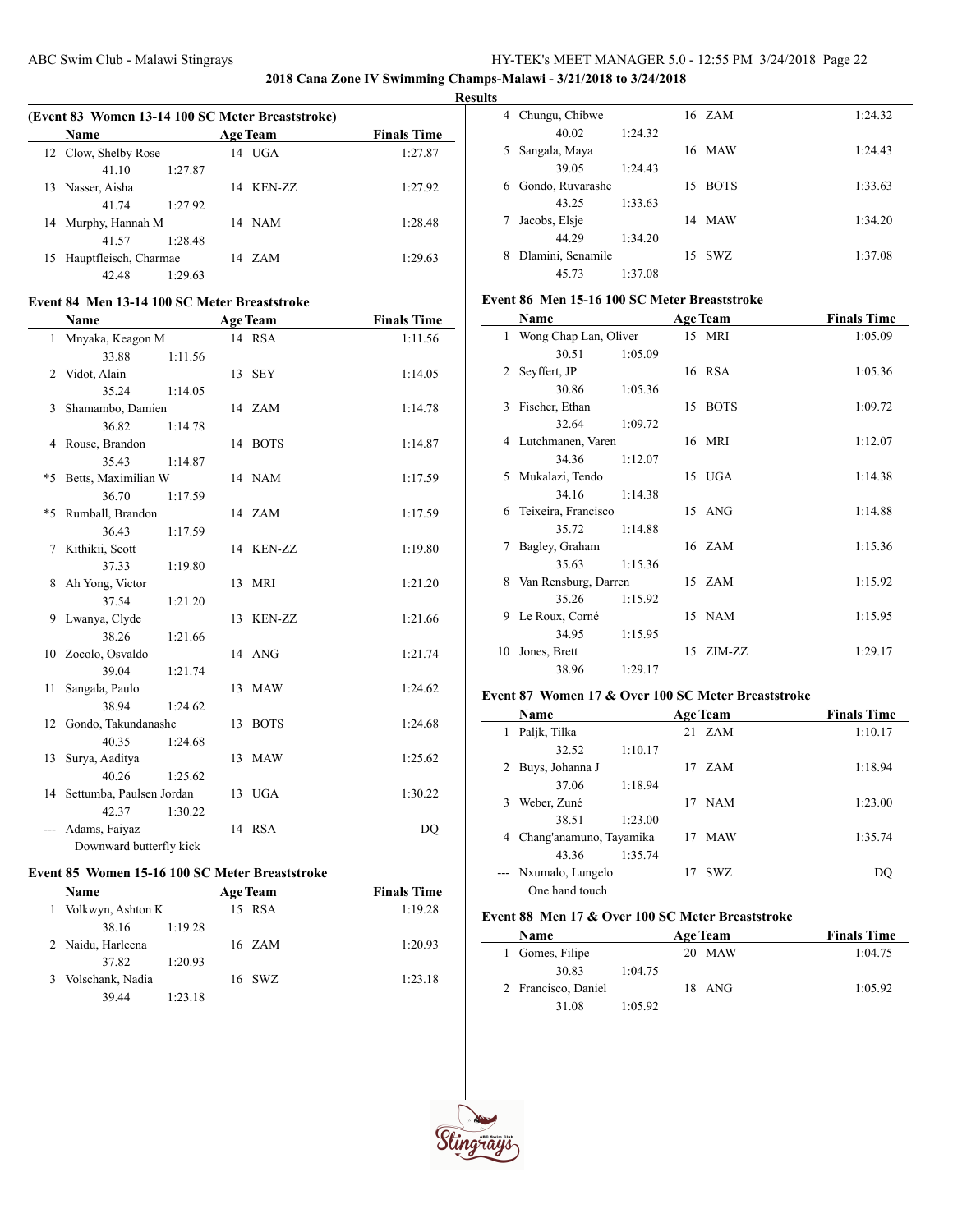## 2018 Cana Zone IV Swimming Champs-Malawi - 3/21/2018 to 3/24/2018

### Results

**(Event 83 Women 13-14 100 SC Meter Breaststroke)**

| | Name | Age | Team | Finals Time |
|---|---|---|---|---|
| 12 | Clow, Shelby Rose | 14 | UGA | 1:27.87 |
| | 41.10 1:27.87 | | | |
| 13 | Nasser, Aisha | 14 | KEN-ZZ | 1:27.92 |
| | 41.74 1:27.92 | | | |
| 14 | Murphy, Hannah M | 14 | NAM | 1:28.48 |
| | 41.57 1:28.48 | | | |
| 15 | Hauptfleisch, Charmae | 14 | ZAM | 1:29.63 |
| | 42.48 1:29.63 | | | |

**Event 84 Men 13-14 100 SC Meter Breaststroke**

| | Name | Age | Team | Finals Time |
|---|---|---|---|---|
| 1 | Mnyaka, Keagon M | 14 | RSA | 1:11.56 |
| | 33.88 1:11.56 | | | |
| 2 | Vidot, Alain | 13 | SEY | 1:14.05 |
| | 35.24 1:14.05 | | | |
| 3 | Shamambo, Damien | 14 | ZAM | 1:14.78 |
| | 36.82 1:14.78 | | | |
| 4 | Rouse, Brandon | 14 | BOTS | 1:14.87 |
| | 35.43 1:14.87 | | | |
| *5 | Betts, Maximilian W | 14 | NAM | 1:17.59 |
| | 36.70 1:17.59 | | | |
| *5 | Rumball, Brandon | 14 | ZAM | 1:17.59 |
| | 36.43 1:17.59 | | | |
| 7 | Kithikii, Scott | 14 | KEN-ZZ | 1:19.80 |
| | 37.33 1:19.80 | | | |
| 8 | Ah Yong, Victor | 13 | MRI | 1:21.20 |
| | 37.54 1:21.20 | | | |
| 9 | Lwanya, Clyde | 13 | KEN-ZZ | 1:21.66 |
| | 38.26 1:21.66 | | | |
| 10 | Zocolo, Osvaldo | 14 | ANG | 1:21.74 |
| | 39.04 1:21.74 | | | |
| 11 | Sangala, Paulo | 13 | MAW | 1:24.62 |
| | 38.94 1:24.62 | | | |
| 12 | Gondo, Takundanashe | 13 | BOTS | 1:24.68 |
| | 40.35 1:24.68 | | | |
| 13 | Surya, Aaditya | 13 | MAW | 1:25.62 |
| | 40.26 1:25.62 | | | |
| 14 | Settumba, Paulsen Jordan | 13 | UGA | 1:30.22 |
| | 42.37 1:30.22 | | | |
| --- | Adams, Faiyaz | 14 | RSA | DQ |
| | Downward butterfly kick | | | |

**Event 85 Women 15-16 100 SC Meter Breaststroke**

| | Name | Age | Team | Finals Time |
|---|---|---|---|---|
| 1 | Volkwyn, Ashton K | 15 | RSA | 1:19.28 |
| | 38.16 1:19.28 | | | |
| 2 | Naidu, Harleena | 16 | ZAM | 1:20.93 |
| | 37.82 1:20.93 | | | |
| 3 | Volschank, Nadia | 16 | SWZ | 1:23.18 |
| | 39.44 1:23.18 | | | |
| 4 | Chungu, Chibwe | 16 | ZAM | 1:24.32 |
| | 40.02 1:24.32 | | | |
| 5 | Sangala, Maya | 16 | MAW | 1:24.43 |
| | 39.05 1:24.43 | | | |
| 6 | Gondo, Ruvarashe | 15 | BOTS | 1:33.63 |
| | 43.25 1:33.63 | | | |
| 7 | Jacobs, Elsje | 14 | MAW | 1:34.20 |
| | 44.29 1:34.20 | | | |
| 8 | Dlamini, Senamile | 15 | SWZ | 1:37.08 |
| | 45.73 1:37.08 | | | |

**Event 86 Men 15-16 100 SC Meter Breaststroke**

| | Name | Age | Team | Finals Time |
|---|---|---|---|---|
| 1 | Wong Chap Lan, Oliver | 15 | MRI | 1:05.09 |
| | 30.51 1:05.09 | | | |
| 2 | Seyffert, JP | 16 | RSA | 1:05.36 |
| | 30.86 1:05.36 | | | |
| 3 | Fischer, Ethan | 15 | BOTS | 1:09.72 |
| | 32.64 1:09.72 | | | |
| 4 | Lutchmanen, Varen | 16 | MRI | 1:12.07 |
| | 34.36 1:12.07 | | | |
| 5 | Mukalazi, Tendo | 15 | UGA | 1:14.38 |
| | 34.16 1:14.38 | | | |
| 6 | Teixeira, Francisco | 15 | ANG | 1:14.88 |
| | 35.72 1:14.88 | | | |
| 7 | Bagley, Graham | 16 | ZAM | 1:15.36 |
| | 35.63 1:15.36 | | | |
| 8 | Van Rensburg, Darren | 15 | ZAM | 1:15.92 |
| | 35.26 1:15.92 | | | |
| 9 | Le Roux, Corné | 15 | NAM | 1:15.95 |
| | 34.95 1:15.95 | | | |
| 10 | Jones, Brett | 15 | ZIM-ZZ | 1:29.17 |
| | 38.96 1:29.17 | | | |

**Event 87 Women 17 & Over 100 SC Meter Breaststroke**

| | Name | Age | Team | Finals Time |
|---|---|---|---|---|
| 1 | Paljk, Tilka | 21 | ZAM | 1:10.17 |
| | 32.52 1:10.17 | | | |
| 2 | Buys, Johanna J | 17 | ZAM | 1:18.94 |
| | 37.06 1:18.94 | | | |
| 3 | Weber, Zuné | 17 | NAM | 1:23.00 |
| | 38.51 1:23.00 | | | |
| 4 | Chang'anamuno, Tayamika | 17 | MAW | 1:35.74 |
| | 43.36 1:35.74 | | | |
| --- | Nxumalo, Lungelo | 17 | SWZ | DQ |
| | One hand touch | | | |

**Event 88 Men 17 & Over 100 SC Meter Breaststroke**

| | Name | Age | Team | Finals Time |
|---|---|---|---|---|
| 1 | Gomes, Filipe | 20 | MAW | 1:04.75 |
| | 30.83 1:04.75 | | | |
| 2 | Francisco, Daniel | 18 | ANG | 1:05.92 |
| | 31.08 1:05.92 | | | |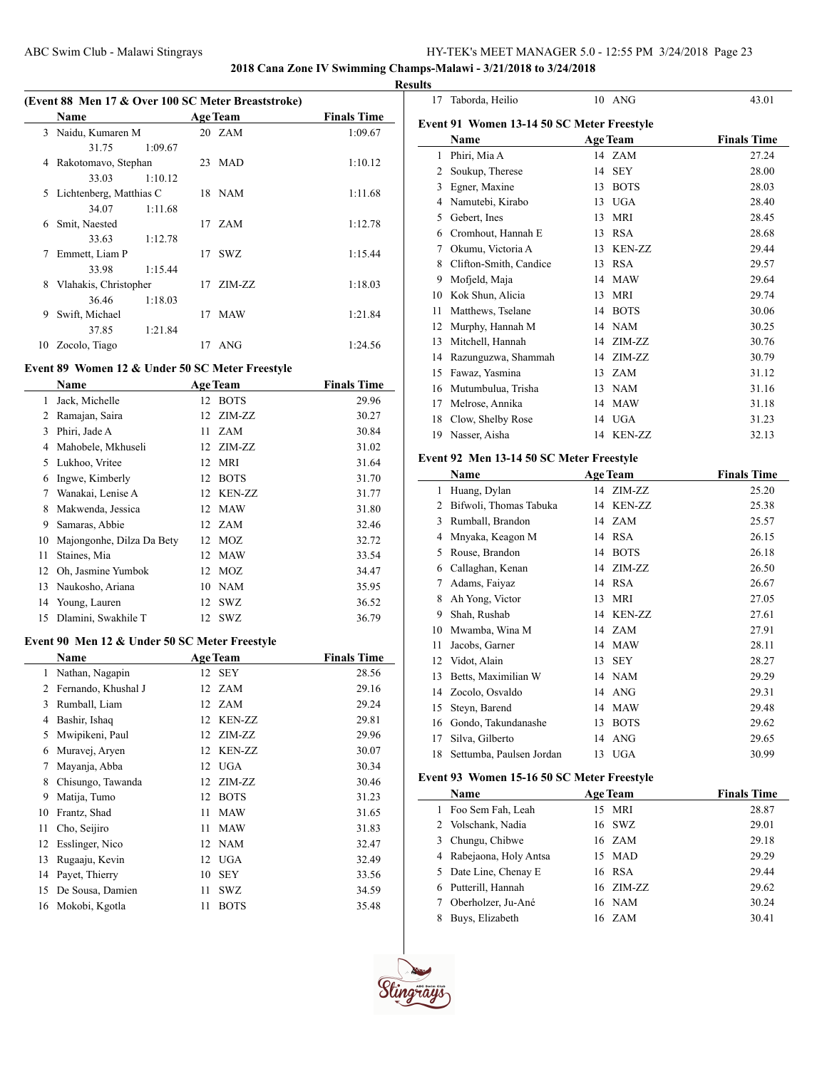## 2018 Cana Zone IV Swimming Champs-Malawi - 3/21/2018 to 3/24/2018

### Results

#### (Event 88 Men 17 & Over 100 SC Meter Breaststroke)

| | Name | Age | Team | Finals Time |
|---|---|---|---|---|
| 3 | Naidu, Kumaren M | 20 | ZAM | 1:09.67 |
| | 31.75 1:09.67 | | | |
| 4 | Rakotomavo, Stephan | 23 | MAD | 1:10.12 |
| | 33.03 1:10.12 | | | |
| 5 | Lichtenberg, Matthias C | 18 | NAM | 1:11.68 |
| | 34.07 1:11.68 | | | |
| 6 | Smit, Naested | 17 | ZAM | 1:12.78 |
| | 33.63 1:12.78 | | | |
| 7 | Emmett, Liam P | 17 | SWZ | 1:15.44 |
| | 33.98 1:15.44 | | | |
| 8 | Vlahakis, Christopher | 17 | ZIM-ZZ | 1:18.03 |
| | 36.46 1:18.03 | | | |
| 9 | Swift, Michael | 17 | MAW | 1:21.84 |
| | 37.85 1:21.84 | | | |
| 10 | Zocolo, Tiago | 17 | ANG | 1:24.56 |

#### Event 89 Women 12 & Under 50 SC Meter Freestyle

| | Name | Age | Team | Finals Time |
|---|---|---|---|---|
| 1 | Jack, Michelle | 12 | BOTS | 29.96 |
| 2 | Ramajan, Saira | 12 | ZIM-ZZ | 30.27 |
| 3 | Phiri, Jade A | 11 | ZAM | 30.84 |
| 4 | Mahobele, Mkhuseli | 12 | ZIM-ZZ | 31.02 |
| 5 | Lukhoo, Vritee | 12 | MRI | 31.64 |
| 6 | Ingwe, Kimberly | 12 | BOTS | 31.70 |
| 7 | Wanakai, Lenise A | 12 | KEN-ZZ | 31.77 |
| 8 | Makwenda, Jessica | 12 | MAW | 31.80 |
| 9 | Samaras, Abbie | 12 | ZAM | 32.46 |
| 10 | Majongonhe, Dilza Da Bety | 12 | MOZ | 32.72 |
| 11 | Staines, Mia | 12 | MAW | 33.54 |
| 12 | Oh, Jasmine Yumbok | 12 | MOZ | 34.47 |
| 13 | Naukosho, Ariana | 10 | NAM | 35.95 |
| 14 | Young, Lauren | 12 | SWZ | 36.52 |
| 15 | Dlamini, Swakhile T | 12 | SWZ | 36.79 |

#### Event 90 Men 12 & Under 50 SC Meter Freestyle

| | Name | Age | Team | Finals Time |
|---|---|---|---|---|
| 1 | Nathan, Nagapin | 12 | SEY | 28.56 |
| 2 | Fernando, Khushal J | 12 | ZAM | 29.16 |
| 3 | Rumball, Liam | 12 | ZAM | 29.24 |
| 4 | Bashir, Ishaq | 12 | KEN-ZZ | 29.81 |
| 5 | Mwipikeni, Paul | 12 | ZIM-ZZ | 29.96 |
| 6 | Muravej, Aryen | 12 | KEN-ZZ | 30.07 |
| 7 | Mayanja, Abba | 12 | UGA | 30.34 |
| 8 | Chisungo, Tawanda | 12 | ZIM-ZZ | 30.46 |
| 9 | Matija, Tumo | 12 | BOTS | 31.23 |
| 10 | Frantz, Shad | 11 | MAW | 31.65 |
| 11 | Cho, Seijiro | 11 | MAW | 31.83 |
| 12 | Esslinger, Nico | 12 | NAM | 32.47 |
| 13 | Rugaaju, Kevin | 12 | UGA | 32.49 |
| 14 | Payet, Thierry | 10 | SEY | 33.56 |
| 15 | De Sousa, Damien | 11 | SWZ | 34.59 |
| 16 | Mokobi, Kgotla | 11 | BOTS | 35.48 |
| 17 | Taborda, Heilio | 10 | ANG | 43.01 |

#### Event 91 Women 13-14 50 SC Meter Freestyle

| | Name | Age | Team | Finals Time |
|---|---|---|---|---|
| 1 | Phiri, Mia A | 14 | ZAM | 27.24 |
| 2 | Soukup, Therese | 14 | SEY | 28.00 |
| 3 | Egner, Maxine | 13 | BOTS | 28.03 |
| 4 | Namutebi, Kirabo | 13 | UGA | 28.40 |
| 5 | Gebert, Ines | 13 | MRI | 28.45 |
| 6 | Cromhout, Hannah E | 13 | RSA | 28.68 |
| 7 | Okumu, Victoria A | 13 | KEN-ZZ | 29.44 |
| 8 | Clifton-Smith, Candice | 13 | RSA | 29.57 |
| 9 | Mofjeld, Maja | 14 | MAW | 29.64 |
| 10 | Kok Shun, Alicia | 13 | MRI | 29.74 |
| 11 | Matthews, Tselane | 14 | BOTS | 30.06 |
| 12 | Murphy, Hannah M | 14 | NAM | 30.25 |
| 13 | Mitchell, Hannah | 14 | ZIM-ZZ | 30.76 |
| 14 | Razunguzwa, Shammah | 14 | ZIM-ZZ | 30.79 |
| 15 | Fawaz, Yasmina | 13 | ZAM | 31.12 |
| 16 | Mutumbulua, Trisha | 13 | NAM | 31.16 |
| 17 | Melrose, Annika | 14 | MAW | 31.18 |
| 18 | Clow, Shelby Rose | 14 | UGA | 31.23 |
| 19 | Nasser, Aisha | 14 | KEN-ZZ | 32.13 |

#### Event 92 Men 13-14 50 SC Meter Freestyle

| | Name | Age | Team | Finals Time |
|---|---|---|---|---|
| 1 | Huang, Dylan | 14 | ZIM-ZZ | 25.20 |
| 2 | Bifwoli, Thomas Tabuka | 14 | KEN-ZZ | 25.38 |
| 3 | Rumball, Brandon | 14 | ZAM | 25.57 |
| 4 | Mnyaka, Keagon M | 14 | RSA | 26.15 |
| 5 | Rouse, Brandon | 14 | BOTS | 26.18 |
| 6 | Callaghan, Kenan | 14 | ZIM-ZZ | 26.50 |
| 7 | Adams, Faiyaz | 14 | RSA | 26.67 |
| 8 | Ah Yong, Victor | 13 | MRI | 27.05 |
| 9 | Shah, Rushab | 14 | KEN-ZZ | 27.61 |
| 10 | Mwamba, Wina M | 14 | ZAM | 27.91 |
| 11 | Jacobs, Garner | 14 | MAW | 28.11 |
| 12 | Vidot, Alain | 13 | SEY | 28.27 |
| 13 | Betts, Maximilian W | 14 | NAM | 29.29 |
| 14 | Zocolo, Osvaldo | 14 | ANG | 29.31 |
| 15 | Steyn, Barend | 14 | MAW | 29.48 |
| 16 | Gondo, Takundanashe | 13 | BOTS | 29.62 |
| 17 | Silva, Gilberto | 14 | ANG | 29.65 |
| 18 | Settumba, Paulsen Jordan | 13 | UGA | 30.99 |

#### Event 93 Women 15-16 50 SC Meter Freestyle

| | Name | Age | Team | Finals Time |
|---|---|---|---|---|
| 1 | Foo Sem Fah, Leah | 15 | MRI | 28.87 |
| 2 | Volschank, Nadia | 16 | SWZ | 29.01 |
| 3 | Chungu, Chibwe | 16 | ZAM | 29.18 |
| 4 | Rabejaona, Holy Antsa | 15 | MAD | 29.29 |
| 5 | Date Line, Chenay E | 16 | RSA | 29.44 |
| 6 | Putterill, Hannah | 16 | ZIM-ZZ | 29.62 |
| 7 | Oberholzer, Ju-Ané | 16 | NAM | 30.24 |
| 8 | Buys, Elizabeth | 16 | ZAM | 30.41 |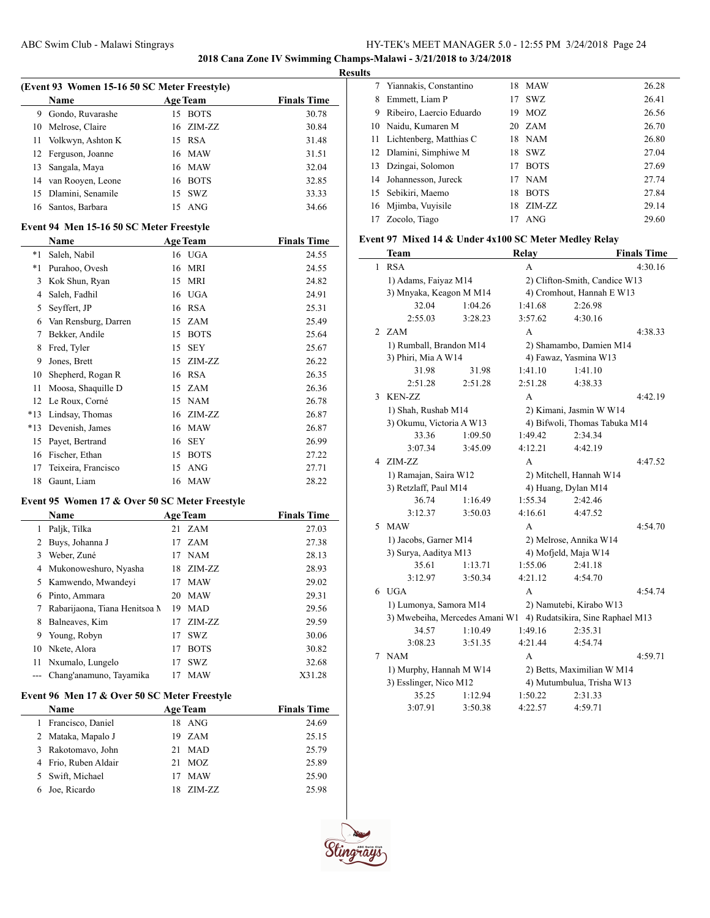## 2018 Cana Zone IV Swimming Champs-Malawi - 3/21/2018 to 3/24/2018

**Results**

### (Event 93 Women 15-16 50 SC Meter Freestyle)

| | Name | Age | Team | Finals Time |
|---|---|---|---|---|
| 9 | Gondo, Ruvarashe | 15 | BOTS | 30.78 |
| 10 | Melrose, Claire | 16 | ZIM-ZZ | 30.84 |
| 11 | Volkwyn, Ashton K | 15 | RSA | 31.48 |
| 12 | Ferguson, Joanne | 16 | MAW | 31.51 |
| 13 | Sangala, Maya | 16 | MAW | 32.04 |
| 14 | van Rooyen, Leone | 16 | BOTS | 32.85 |
| 15 | Dlamini, Senamile | 15 | SWZ | 33.33 |
| 16 | Santos, Barbara | 15 | ANG | 34.66 |

### Event 94 Men 15-16 50 SC Meter Freestyle

| | Name | Age | Team | Finals Time |
|---|---|---|---|---|
| *1 | Saleh, Nabil | 16 | UGA | 24.55 |
| *1 | Purahoo, Ovesh | 16 | MRI | 24.55 |
| 3 | Kok Shun, Ryan | 15 | MRI | 24.82 |
| 4 | Saleh, Fadhil | 16 | UGA | 24.91 |
| 5 | Seyffert, JP | 16 | RSA | 25.31 |
| 6 | Van Rensburg, Darren | 15 | ZAM | 25.49 |
| 7 | Bekker, Andile | 15 | BOTS | 25.64 |
| 8 | Fred, Tyler | 15 | SEY | 25.67 |
| 9 | Jones, Brett | 15 | ZIM-ZZ | 26.22 |
| 10 | Shepherd, Rogan R | 16 | RSA | 26.35 |
| 11 | Moosa, Shaquille D | 15 | ZAM | 26.36 |
| 12 | Le Roux, Corné | 15 | NAM | 26.78 |
| *13 | Lindsay, Thomas | 16 | ZIM-ZZ | 26.87 |
| *13 | Devenish, James | 16 | MAW | 26.87 |
| 15 | Payet, Bertrand | 16 | SEY | 26.99 |
| 16 | Fischer, Ethan | 15 | BOTS | 27.22 |
| 17 | Teixeira, Francisco | 15 | ANG | 27.71 |
| 18 | Gaunt, Liam | 16 | MAW | 28.22 |

### Event 95 Women 17 & Over 50 SC Meter Freestyle

| | Name | Age | Team | Finals Time |
|---|---|---|---|---|
| 1 | Paljk, Tilka | 21 | ZAM | 27.03 |
| 2 | Buys, Johanna J | 17 | ZAM | 27.38 |
| 3 | Weber, Zuné | 17 | NAM | 28.13 |
| 4 | Mukonoweshuro, Nyasha | 18 | ZIM-ZZ | 28.93 |
| 5 | Kamwendo, Mwandeyi | 17 | MAW | 29.02 |
| 6 | Pinto, Ammara | 20 | MAW | 29.31 |
| 7 | Rabarijaona, Tiana Henitsoa M | 19 | MAD | 29.56 |
| 8 | Balneaves, Kim | 17 | ZIM-ZZ | 29.59 |
| 9 | Young, Robyn | 17 | SWZ | 30.06 |
| 10 | Nkete, Alora | 17 | BOTS | 30.82 |
| 11 | Nxumalo, Lungelo | 17 | SWZ | 32.68 |
| --- | Chang'anamuno, Tayamika | 17 | MAW | X31.28 |

### Event 96 Men 17 & Over 50 SC Meter Freestyle

| | Name | Age | Team | Finals Time |
|---|---|---|---|---|
| 1 | Francisco, Daniel | 18 | ANG | 24.69 |
| 2 | Mataka, Mapalo J | 19 | ZAM | 25.15 |
| 3 | Rakotomavo, John | 21 | MAD | 25.79 |
| 4 | Frio, Ruben Aldair | 21 | MOZ | 25.89 |
| 5 | Swift, Michael | 17 | MAW | 25.90 |
| 6 | Joe, Ricardo | 18 | ZIM-ZZ | 25.98 |
| 7 | Yiannakis, Constantino | 18 | MAW | 26.28 |
| 8 | Emmett, Liam P | 17 | SWZ | 26.41 |
| 9 | Ribeiro, Laercio Eduardo | 19 | MOZ | 26.56 |
| 10 | Naidu, Kumaren M | 20 | ZAM | 26.70 |
| 11 | Lichtenberg, Matthias C | 18 | NAM | 26.80 |
| 12 | Dlamini, Simphiwe M | 18 | SWZ | 27.04 |
| 13 | Dzingai, Solomon | 17 | BOTS | 27.69 |
| 14 | Johannesson, Jureck | 17 | NAM | 27.74 |
| 15 | Sebikiri, Maemo | 18 | BOTS | 27.84 |
| 16 | Mjimba, Vuyisile | 18 | ZIM-ZZ | 29.14 |
| 17 | Zocolo, Tiago | 17 | ANG | 29.60 |

### Event 97 Mixed 14 & Under 4x100 SC Meter Medley Relay

| | Team | Relay | Finals Time |
|---|---|---|---|
| 1 | RSA | A | 4:30.16 |

1) Adams, Faiyaz M14; 2) Clifton-Smith, Candice W13; 3) Mnyaka, Keagon M M14; 4) Cromhout, Hannah E W13
32.04 1:04.26 1:41.68 2:26.98 2:55.03 3:28.23 3:57.62 4:30.16

| | Team | Relay | Finals Time |
|---|---|---|---|
| 2 | ZAM | A | 4:38.33 |

1) Rumball, Brandon M14; 2) Shamambo, Damien M14; 3) Phiri, Mia A W14; 4) Fawaz, Yasmina W13
31.98 31.98 1:41.10 1:41.10 2:51.28 2:51.28 2:51.28 4:38.33

| | Team | Relay | Finals Time |
|---|---|---|---|
| 3 | KEN-ZZ | A | 4:42.19 |

1) Shah, Rushab M14; 2) Kimani, Jasmin W W14; 3) Okumu, Victoria A W13; 4) Bifwoli, Thomas Tabuka M14
33.36 1:09.50 1:49.42 2:34.34 3:07.34 3:45.09 4:12.21 4:42.19

| | Team | Relay | Finals Time |
|---|---|---|---|
| 4 | ZIM-ZZ | A | 4:47.52 |

1) Ramajan, Saira W12; 2) Mitchell, Hannah W14; 3) Retzlaff, Paul M14; 4) Huang, Dylan M14
36.74 1:16.49 1:55.34 2:42.46 3:12.37 3:50.03 4:16.61 4:47.52

| | Team | Relay | Finals Time |
|---|---|---|---|
| 5 | MAW | A | 4:54.70 |

1) Jacobs, Garner M14; 2) Melrose, Annika W14; 3) Surya, Aaditya M13; 4) Mofjeld, Maja W14
35.61 1:13.71 1:55.06 2:41.18 3:12.97 3:50.34 4:21.12 4:54.70

| | Team | Relay | Finals Time |
|---|---|---|---|
| 6 | UGA | A | 4:54.74 |

1) Lumonya, Samora M14; 2) Namutebi, Kirabo W13; 3) Mwebeiha, Mercedes Amani W1; 4) Rudatsikira, Sine Raphael M13
34.57 1:10.49 1:49.16 2:35.31 3:08.23 3:51.35 4:21.44 4:54.74

| | Team | Relay | Finals Time |
|---|---|---|---|
| 7 | NAM | A | 4:59.71 |

1) Murphy, Hannah M W14; 2) Betts, Maximilian W M14; 3) Esslinger, Nico M12; 4) Mutumbulua, Trisha W13
35.25 1:12.94 1:50.22 2:31.33 3:07.91 3:50.38 4:22.57 4:59.71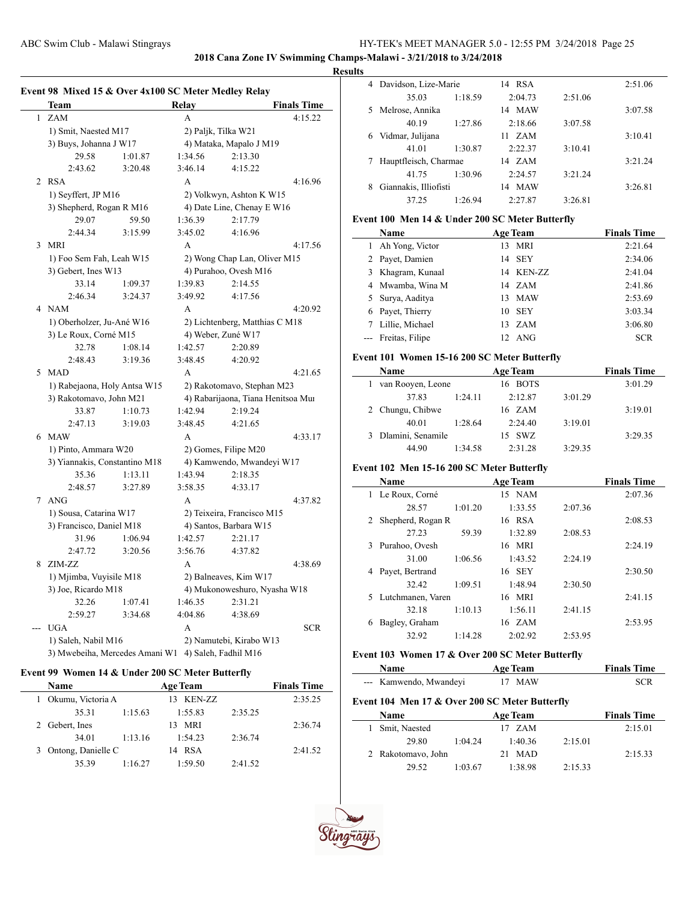**2018 Cana Zone IV Swimming Champs-Malawi - 3/21/2018 to 3/24/2018**

**Results**

### Event 98 Mixed 15 & Over 4x100 SC Meter Medley Relay

| | Team | Relay | | Finals Time |
|---|---|---|---|---|
| 1 | ZAM | A | | 4:15.22 |
| | 1) Smit, Naested M17 | 2) Paljk, Tilka W21 | | |
| | 3) Buys, Johanna J W17 | 4) Mataka, Mapalo J M19 | | |
| | 29.58 / 1:01.87 | 1:34.56 / 2:13.30 | | |
| | 2:43.62 / 3:20.48 | 3:46.14 / 4:15.22 | | |
| 2 | RSA | A | | 4:16.96 |
| | 1) Seyffert, JP M16 | 2) Volkwyn, Ashton K W15 | | |
| | 3) Shepherd, Rogan R M16 | 4) Date Line, Chenay E W16 | | |
| | 29.07 / 59.50 | 1:36.39 / 2:17.79 | | |
| | 2:44.34 / 3:15.99 | 3:45.02 / 4:16.96 | | |
| 3 | MRI | A | | 4:17.56 |
| | 1) Foo Sem Fah, Leah W15 | 2) Wong Chap Lan, Oliver M15 | | |
| | 3) Gebert, Ines W13 | 4) Purahoo, Ovesh M16 | | |
| | 33.14 / 1:09.37 | 1:39.83 / 2:14.55 | | |
| | 2:46.34 / 3:24.37 | 3:49.92 / 4:17.56 | | |
| 4 | NAM | A | | 4:20.92 |
| | 1) Oberholzer, Ju-Ané W16 | 2) Lichtenberg, Matthias C M18 | | |
| | 3) Le Roux, Corné M15 | 4) Weber, Zuné W17 | | |
| | 32.78 / 1:08.14 | 1:42.57 / 2:20.89 | | |
| | 2:48.43 / 3:19.36 | 3:48.45 / 4:20.92 | | |
| 5 | MAD | A | | 4:21.65 |
| | 1) Rabejaona, Holy Antsa W15 | 2) Rakotomavo, Stephan M23 | | |
| | 3) Rakotomavo, John M21 | 4) Rabarijaona, Tiana Henitsoa Mu | | |
| | 33.87 / 1:10.73 | 1:42.94 / 2:19.24 | | |
| | 2:47.13 / 3:19.03 | 3:48.45 / 4:21.65 | | |
| 6 | MAW | A | | 4:33.17 |
| | 1) Pinto, Ammara W20 | 2) Gomes, Filipe M20 | | |
| | 3) Yiannakis, Constantino M18 | 4) Kamwendo, Mwandeyi W17 | | |
| | 35.36 / 1:13.11 | 1:43.94 / 2:18.35 | | |
| | 2:48.57 / 3:27.89 | 3:58.35 / 4:33.17 | | |
| 7 | ANG | A | | 4:37.82 |
| | 1) Sousa, Catarina W17 | 2) Teixeira, Francisco M15 | | |
| | 3) Francisco, Daniel M18 | 4) Santos, Barbara W15 | | |
| | 31.96 / 1:06.94 | 1:42.57 / 2:21.17 | | |
| | 2:47.72 / 3:20.56 | 3:56.76 / 4:37.82 | | |
| 8 | ZIM-ZZ | A | | 4:38.69 |
| | 1) Mjimba, Vuyisile M18 | 2) Balneaves, Kim W17 | | |
| | 3) Joe, Ricardo M18 | 4) Mukonoweshuro, Nyasha W18 | | |
| | 32.26 / 1:07.41 | 1:46.35 / 2:31.21 | | |
| | 2:59.27 / 3:34.68 | 4:04.86 / 4:38.69 | | |
| --- | UGA | A | | SCR |
| | 1) Saleh, Nabil M16 | 2) Namutebi, Kirabo W13 | | |
| | 3) Mwebeiha, Mercedes Amani W1 | 4) Saleh, Fadhil M16 | | |

### Event 99 Women 14 & Under 200 SC Meter Butterfly

| | Name | Age | Team | Finals Time |
|---|---|---|---|---|
| 1 | Okumu, Victoria A | 13 | KEN-ZZ | 2:35.25 |
| | 35.31 / 1:15.63 / 1:55.83 / 2:35.25 | | | |
| 2 | Gebert, Ines | 13 | MRI | 2:36.74 |
| | 34.01 / 1:13.16 / 1:54.23 / 2:36.74 | | | |
| 3 | Ontong, Danielle C | 14 | RSA | 2:41.52 |
| | 35.39 / 1:16.27 / 1:59.50 / 2:41.52 | | | |
| 4 | Davidson, Lize-Marie | 14 | RSA | 2:51.06 |
| | 35.03 / 1:18.59 / 2:04.73 / 2:51.06 | | | |
| 5 | Melrose, Annika | 14 | MAW | 3:07.58 |
| | 40.19 / 1:27.86 / 2:18.66 / 3:07.58 | | | |
| 6 | Vidmar, Julijana | 11 | ZAM | 3:10.41 |
| | 41.01 / 1:30.87 / 2:22.37 / 3:10.41 | | | |
| 7 | Hauptfleisch, Charmae | 14 | ZAM | 3:21.24 |
| | 41.75 / 1:30.96 / 2:24.57 / 3:21.24 | | | |
| 8 | Giannakis, Illiofisti | 14 | MAW | 3:26.81 |
| | 37.25 / 1:26.94 / 2:27.87 / 3:26.81 | | | |

### Event 100 Men 14 & Under 200 SC Meter Butterfly

| | Name | Age | Team | Finals Time |
|---|---|---|---|---|
| 1 | Ah Yong, Victor | 13 | MRI | 2:21.64 |
| 2 | Payet, Damien | 14 | SEY | 2:34.06 |
| 3 | Khagram, Kunaal | 14 | KEN-ZZ | 2:41.04 |
| 4 | Mwamba, Wina M | 14 | ZAM | 2:41.86 |
| 5 | Surya, Aaditya | 13 | MAW | 2:53.69 |
| 6 | Payet, Thierry | 10 | SEY | 3:03.34 |
| 7 | Lillie, Michael | 13 | ZAM | 3:06.80 |
| --- | Freitas, Filipe | 12 | ANG | SCR |

### Event 101 Women 15-16 200 SC Meter Butterfly

| | Name | Age | Team | Finals Time |
|---|---|---|---|---|
| 1 | van Rooyen, Leone | 16 | BOTS | 3:01.29 |
| | 37.83 / 1:24.11 / 2:12.87 / 3:01.29 | | | |
| 2 | Chungu, Chibwe | 16 | ZAM | 3:19.01 |
| | 40.01 / 1:28.64 / 2:24.40 / 3:19.01 | | | |
| 3 | Dlamini, Senamile | 15 | SWZ | 3:29.35 |
| | 44.90 / 1:34.58 / 2:31.28 / 3:29.35 | | | |

### Event 102 Men 15-16 200 SC Meter Butterfly

| | Name | Age | Team | Finals Time |
|---|---|---|---|---|
| 1 | Le Roux, Corné | 15 | NAM | 2:07.36 |
| | 28.57 / 1:01.20 / 1:33.55 / 2:07.36 | | | |
| 2 | Shepherd, Rogan R | 16 | RSA | 2:08.53 |
| | 27.23 / 59.39 / 1:32.89 / 2:08.53 | | | |
| 3 | Purahoo, Ovesh | 16 | MRI | 2:24.19 |
| | 31.00 / 1:06.56 / 1:43.52 / 2:24.19 | | | |
| 4 | Payet, Bertrand | 16 | SEY | 2:30.50 |
| | 32.42 / 1:09.51 / 1:48.94 / 2:30.50 | | | |
| 5 | Lutchmanen, Varen | 16 | MRI | 2:41.15 |
| | 32.18 / 1:10.13 / 1:56.11 / 2:41.15 | | | |
| 6 | Bagley, Graham | 16 | ZAM | 2:53.95 |
| | 32.92 / 1:14.28 / 2:02.92 / 2:53.95 | | | |

### Event 103 Women 17 & Over 200 SC Meter Butterfly

| | Name | Age | Team | Finals Time |
|---|---|---|---|---|
| --- | Kamwendo, Mwandeyi | 17 | MAW | SCR |

### Event 104 Men 17 & Over 200 SC Meter Butterfly

| | Name | Age | Team | Finals Time |
|---|---|---|---|---|
| 1 | Smit, Naested | 17 | ZAM | 2:15.01 |
| | 29.80 / 1:04.24 / 1:40.36 / 2:15.01 | | | |
| 2 | Rakotomavo, John | 21 | MAD | 2:15.33 |
| | 29.52 / 1:03.67 / 1:38.98 / 2:15.33 | | | |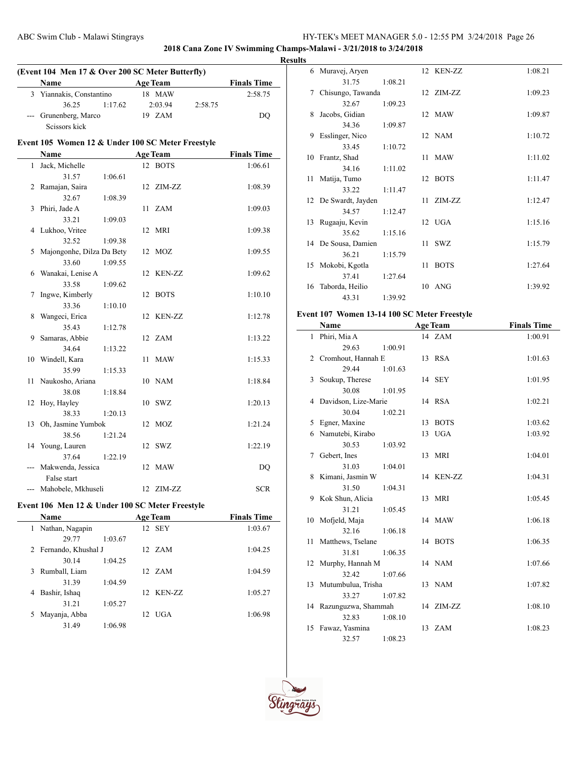**2018 Cana Zone IV Swimming Champs-Malawi - 3/21/2018 to 3/24/2018**

**Results**

### (Event 104 Men 17 & Over 200 SC Meter Butterfly)

| | Name | Age | Team | Finals Time |
|---|---|---|---|---|
| 3 | Yiannakis, Constantino | 18 | MAW | 2:58.75 |
| | 36.25 1:17.62 2:03.94 2:58.75 | | | |
| --- | Grunenberg, Marco | 19 | ZAM | DQ |
| | Scissors kick | | | |

### Event 105 Women 12 & Under 100 SC Meter Freestyle

| | Name | Age | Team | Finals Time |
|---|---|---|---|---|
| 1 | Jack, Michelle | 12 | BOTS | 1:06.61 |
| | 31.57 1:06.61 | | | |
| 2 | Ramajan, Saira | 12 | ZIM-ZZ | 1:08.39 |
| | 32.67 1:08.39 | | | |
| 3 | Phiri, Jade A | 11 | ZAM | 1:09.03 |
| | 33.21 1:09.03 | | | |
| 4 | Lukhoo, Vritee | 12 | MRI | 1:09.38 |
| | 32.52 1:09.38 | | | |
| 5 | Majongonhe, Dilza Da Bety | 12 | MOZ | 1:09.55 |
| | 33.60 1:09.55 | | | |
| 6 | Wanakai, Lenise A | 12 | KEN-ZZ | 1:09.62 |
| | 33.58 1:09.62 | | | |
| 7 | Ingwe, Kimberly | 12 | BOTS | 1:10.10 |
| | 33.36 1:10.10 | | | |
| 8 | Wangeci, Erica | 12 | KEN-ZZ | 1:12.78 |
| | 35.43 1:12.78 | | | |
| 9 | Samaras, Abbie | 12 | ZAM | 1:13.22 |
| | 34.64 1:13.22 | | | |
| 10 | Windell, Kara | 11 | MAW | 1:15.33 |
| | 35.99 1:15.33 | | | |
| 11 | Naukosho, Ariana | 10 | NAM | 1:18.84 |
| | 38.08 1:18.84 | | | |
| 12 | Hoy, Hayley | 10 | SWZ | 1:20.13 |
| | 38.33 1:20.13 | | | |
| 13 | Oh, Jasmine Yumbok | 12 | MOZ | 1:21.24 |
| | 38.56 1:21.24 | | | |
| 14 | Young, Lauren | 12 | SWZ | 1:22.19 |
| | 37.64 1:22.19 | | | |
| --- | Makwenda, Jessica | 12 | MAW | DQ |
| | False start | | | |
| --- | Mahobele, Mkhuseli | 12 | ZIM-ZZ | SCR |

### Event 106 Men 12 & Under 100 SC Meter Freestyle

| | Name | Age | Team | Finals Time |
|---|---|---|---|---|
| 1 | Nathan, Nagapin | 12 | SEY | 1:03.67 |
| | 29.77 1:03.67 | | | |
| 2 | Fernando, Khushal J | 12 | ZAM | 1:04.25 |
| | 30.14 1:04.25 | | | |
| 3 | Rumball, Liam | 12 | ZAM | 1:04.59 |
| | 31.39 1:04.59 | | | |
| 4 | Bashir, Ishaq | 12 | KEN-ZZ | 1:05.27 |
| | 31.21 1:05.27 | | | |
| 5 | Mayanja, Abba | 12 | UGA | 1:06.98 |
| | 31.49 1:06.98 | | | |
| 6 | Muravej, Aryen | 12 | KEN-ZZ | 1:08.21 |
| | 31.75 1:08.21 | | | |
| 7 | Chisungo, Tawanda | 12 | ZIM-ZZ | 1:09.23 |
| | 32.67 1:09.23 | | | |
| 8 | Jacobs, Gidian | 12 | MAW | 1:09.87 |
| | 34.36 1:09.87 | | | |
| 9 | Esslinger, Nico | 12 | NAM | 1:10.72 |
| | 33.45 1:10.72 | | | |
| 10 | Frantz, Shad | 11 | MAW | 1:11.02 |
| | 34.16 1:11.02 | | | |
| 11 | Matija, Tumo | 12 | BOTS | 1:11.47 |
| | 33.22 1:11.47 | | | |
| 12 | De Swardt, Jayden | 11 | ZIM-ZZ | 1:12.47 |
| | 34.57 1:12.47 | | | |
| 13 | Rugaaju, Kevin | 12 | UGA | 1:15.16 |
| | 35.62 1:15.16 | | | |
| 14 | De Sousa, Damien | 11 | SWZ | 1:15.79 |
| | 36.21 1:15.79 | | | |
| 15 | Mokobi, Kgotla | 11 | BOTS | 1:27.64 |
| | 37.41 1:27.64 | | | |
| 16 | Taborda, Heilio | 10 | ANG | 1:39.92 |
| | 43.31 1:39.92 | | | |

### Event 107 Women 13-14 100 SC Meter Freestyle

| | Name | Age | Team | Finals Time |
|---|---|---|---|---|
| 1 | Phiri, Mia A | 14 | ZAM | 1:00.91 |
| | 29.63 1:00.91 | | | |
| 2 | Cromhout, Hannah E | 13 | RSA | 1:01.63 |
| | 29.44 1:01.63 | | | |
| 3 | Soukup, Therese | 14 | SEY | 1:01.95 |
| | 30.08 1:01.95 | | | |
| 4 | Davidson, Lize-Marie | 14 | RSA | 1:02.21 |
| | 30.04 1:02.21 | | | |
| 5 | Egner, Maxine | 13 | BOTS | 1:03.62 |
| 6 | Namutebi, Kirabo | 13 | UGA | 1:03.92 |
| | 30.53 1:03.92 | | | |
| 7 | Gebert, Ines | 13 | MRI | 1:04.01 |
| | 31.03 1:04.01 | | | |
| 8 | Kimani, Jasmin W | 14 | KEN-ZZ | 1:04.31 |
| | 31.50 1:04.31 | | | |
| 9 | Kok Shun, Alicia | 13 | MRI | 1:05.45 |
| | 31.21 1:05.45 | | | |
| 10 | Mofjeld, Maja | 14 | MAW | 1:06.18 |
| | 32.16 1:06.18 | | | |
| 11 | Matthews, Tselane | 14 | BOTS | 1:06.35 |
| | 31.81 1:06.35 | | | |
| 12 | Murphy, Hannah M | 14 | NAM | 1:07.66 |
| | 32.42 1:07.66 | | | |
| 13 | Mutumbulua, Trisha | 13 | NAM | 1:07.82 |
| | 33.27 1:07.82 | | | |
| 14 | Razunguzwa, Shammah | 14 | ZIM-ZZ | 1:08.10 |
| | 32.83 1:08.10 | | | |
| 15 | Fawaz, Yasmina | 13 | ZAM | 1:08.23 |
| | 32.57 1:08.23 | | | |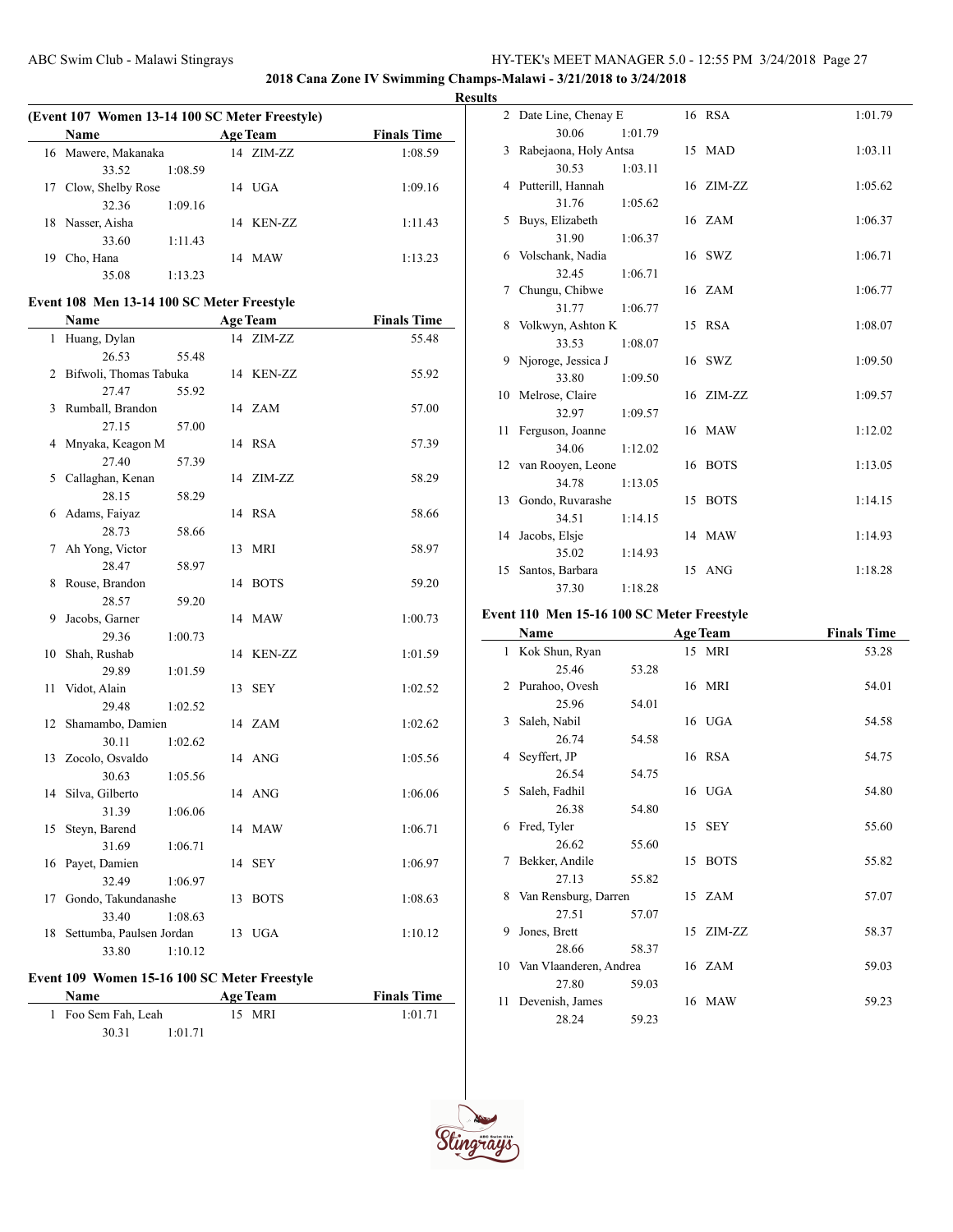## 2018 Cana Zone IV Swimming Champs-Malawi - 3/21/2018 to 3/24/2018

### Results

**(Event 107 Women 13-14 100 SC Meter Freestyle)**

| | Name | Age | Team | Finals Time |
|---|---|---|---|---|
| 16 | Mawere, Makanaka | 14 | ZIM-ZZ | 1:08.59 |
| | 33.52 1:08.59 | | | |
| 17 | Clow, Shelby Rose | 14 | UGA | 1:09.16 |
| | 32.36 1:09.16 | | | |
| 18 | Nasser, Aisha | 14 | KEN-ZZ | 1:11.43 |
| | 33.60 1:11.43 | | | |
| 19 | Cho, Hana | 14 | MAW | 1:13.23 |
| | 35.08 1:13.23 | | | |

**Event 108 Men 13-14 100 SC Meter Freestyle**

| | Name | Age | Team | Finals Time |
|---|---|---|---|---|
| 1 | Huang, Dylan | 14 | ZIM-ZZ | 55.48 |
| | 26.53 55.48 | | | |
| 2 | Bifwoli, Thomas Tabuka | 14 | KEN-ZZ | 55.92 |
| | 27.47 55.92 | | | |
| 3 | Rumball, Brandon | 14 | ZAM | 57.00 |
| | 27.15 57.00 | | | |
| 4 | Mnyaka, Keagon M | 14 | RSA | 57.39 |
| | 27.40 57.39 | | | |
| 5 | Callaghan, Kenan | 14 | ZIM-ZZ | 58.29 |
| | 28.15 58.29 | | | |
| 6 | Adams, Faiyaz | 14 | RSA | 58.66 |
| | 28.73 58.66 | | | |
| 7 | Ah Yong, Victor | 13 | MRI | 58.97 |
| | 28.47 58.97 | | | |
| 8 | Rouse, Brandon | 14 | BOTS | 59.20 |
| | 28.57 59.20 | | | |
| 9 | Jacobs, Garner | 14 | MAW | 1:00.73 |
| | 29.36 1:00.73 | | | |
| 10 | Shah, Rushab | 14 | KEN-ZZ | 1:01.59 |
| | 29.89 1:01.59 | | | |
| 11 | Vidot, Alain | 13 | SEY | 1:02.52 |
| | 29.48 1:02.52 | | | |
| 12 | Shamambo, Damien | 14 | ZAM | 1:02.62 |
| | 30.11 1:02.62 | | | |
| 13 | Zocolo, Osvaldo | 14 | ANG | 1:05.56 |
| | 30.63 1:05.56 | | | |
| 14 | Silva, Gilberto | 14 | ANG | 1:06.06 |
| | 31.39 1:06.06 | | | |
| 15 | Steyn, Barend | 14 | MAW | 1:06.71 |
| | 31.69 1:06.71 | | | |
| 16 | Payet, Damien | 14 | SEY | 1:06.97 |
| | 32.49 1:06.97 | | | |
| 17 | Gondo, Takundanashe | 13 | BOTS | 1:08.63 |
| | 33.40 1:08.63 | | | |
| 18 | Settumba, Paulsen Jordan | 13 | UGA | 1:10.12 |
| | 33.80 1:10.12 | | | |

**Event 109 Women 15-16 100 SC Meter Freestyle**

| | Name | Age | Team | Finals Time |
|---|---|---|---|---|
| 1 | Foo Sem Fah, Leah | 15 | MRI | 1:01.71 |
| | 30.31 1:01.71 | | | |
| 2 | Date Line, Chenay E | 16 | RSA | 1:01.79 |
| | 30.06 1:01.79 | | | |
| 3 | Rabejaona, Holy Antsa | 15 | MAD | 1:03.11 |
| | 30.53 1:03.11 | | | |
| 4 | Putterill, Hannah | 16 | ZIM-ZZ | 1:05.62 |
| | 31.76 1:05.62 | | | |
| 5 | Buys, Elizabeth | 16 | ZAM | 1:06.37 |
| | 31.90 1:06.37 | | | |
| 6 | Volschank, Nadia | 16 | SWZ | 1:06.71 |
| | 32.45 1:06.71 | | | |
| 7 | Chungu, Chibwe | 16 | ZAM | 1:06.77 |
| | 31.77 1:06.77 | | | |
| 8 | Volkwyn, Ashton K | 15 | RSA | 1:08.07 |
| | 33.53 1:08.07 | | | |
| 9 | Njoroge, Jessica J | 16 | SWZ | 1:09.50 |
| | 33.80 1:09.50 | | | |
| 10 | Melrose, Claire | 16 | ZIM-ZZ | 1:09.57 |
| | 32.97 1:09.57 | | | |
| 11 | Ferguson, Joanne | 16 | MAW | 1:12.02 |
| | 34.06 1:12.02 | | | |
| 12 | van Rooyen, Leone | 16 | BOTS | 1:13.05 |
| | 34.78 1:13.05 | | | |
| 13 | Gondo, Ruvarashe | 15 | BOTS | 1:14.15 |
| | 34.51 1:14.15 | | | |
| 14 | Jacobs, Elsje | 14 | MAW | 1:14.93 |
| | 35.02 1:14.93 | | | |
| 15 | Santos, Barbara | 15 | ANG | 1:18.28 |
| | 37.30 1:18.28 | | | |

**Event 110 Men 15-16 100 SC Meter Freestyle**

| | Name | Age | Team | Finals Time |
|---|---|---|---|---|
| 1 | Kok Shun, Ryan | 15 | MRI | 53.28 |
| | 25.46 53.28 | | | |
| 2 | Purahoo, Ovesh | 16 | MRI | 54.01 |
| | 25.96 54.01 | | | |
| 3 | Saleh, Nabil | 16 | UGA | 54.58 |
| | 26.74 54.58 | | | |
| 4 | Seyffert, JP | 16 | RSA | 54.75 |
| | 26.54 54.75 | | | |
| 5 | Saleh, Fadhil | 16 | UGA | 54.80 |
| | 26.38 54.80 | | | |
| 6 | Fred, Tyler | 15 | SEY | 55.60 |
| | 26.62 55.60 | | | |
| 7 | Bekker, Andile | 15 | BOTS | 55.82 |
| | 27.13 55.82 | | | |
| 8 | Van Rensburg, Darren | 15 | ZAM | 57.07 |
| | 27.51 57.07 | | | |
| 9 | Jones, Brett | 15 | ZIM-ZZ | 58.37 |
| | 28.66 58.37 | | | |
| 10 | Van Vlaanderen, Andrea | 16 | ZAM | 59.03 |
| | 27.80 59.03 | | | |
| 11 | Devenish, James | 16 | MAW | 59.23 |
| | 28.24 59.23 | | | |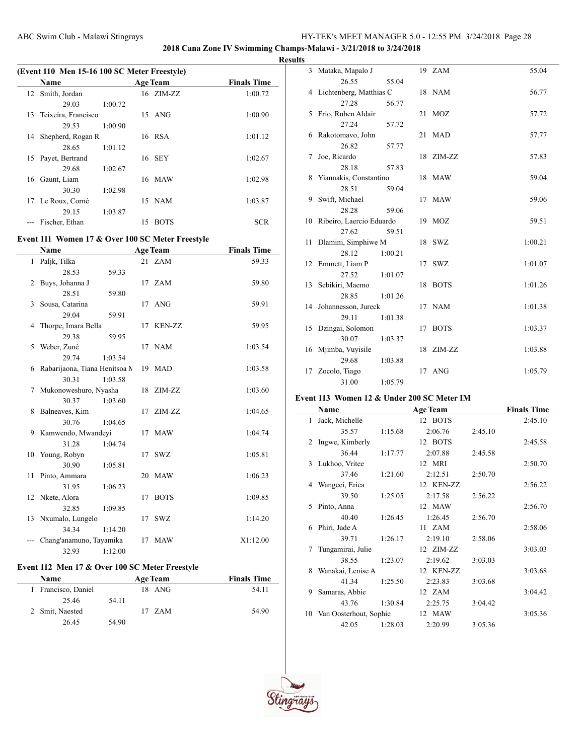## 2018 Cana Zone IV Swimming Champs-Malawi - 3/21/2018 to 3/24/2018

### Results

**(Event 110 Men 15-16 100 SC Meter Freestyle)**

| | Name | Age | Team | Finals Time |
|---|---|---|---|---|
| 12 | Smith, Jordan | 16 | ZIM-ZZ | 1:00.72 |
| | 29.03 1:00.72 | | | |
| 13 | Teixeira, Francisco | 15 | ANG | 1:00.90 |
| | 29.53 1:00.90 | | | |
| 14 | Shepherd, Rogan R | 16 | RSA | 1:01.12 |
| | 28.65 1:01.12 | | | |
| 15 | Payet, Bertrand | 16 | SEY | 1:02.67 |
| | 29.68 1:02.67 | | | |
| 16 | Gaunt, Liam | 16 | MAW | 1:02.98 |
| | 30.30 1:02.98 | | | |
| 17 | Le Roux, Corné | 15 | NAM | 1:03.87 |
| | 29.15 1:03.87 | | | |
| --- | Fischer, Ethan | 15 | BOTS | SCR |

### Event 111 Women 17 & Over 100 SC Meter Freestyle

| | Name | Age | Team | Finals Time |
|---|---|---|---|---|
| 1 | Paljk, Tilka | 21 | ZAM | 59.33 |
| | 28.53 59.33 | | | |
| 2 | Buys, Johanna J | 17 | ZAM | 59.80 |
| | 28.51 59.80 | | | |
| 3 | Sousa, Catarina | 17 | ANG | 59.91 |
| | 29.04 59.91 | | | |
| 4 | Thorpe, Imara Bella | 17 | KEN-ZZ | 59.95 |
| | 29.38 59.95 | | | |
| 5 | Weber, Zuné | 17 | NAM | 1:03.54 |
| | 29.74 1:03.54 | | | |
| 6 | Rabarijaona, Tiana Henitsoa N | 19 | MAD | 1:03.58 |
| | 30.31 1:03.58 | | | |
| 7 | Mukonoweshuro, Nyasha | 18 | ZIM-ZZ | 1:03.60 |
| | 30.37 1:03.60 | | | |
| 8 | Balneaves, Kim | 17 | ZIM-ZZ | 1:04.65 |
| | 30.76 1:04.65 | | | |
| 9 | Kamwendo, Mwandeyi | 17 | MAW | 1:04.74 |
| | 31.28 1:04.74 | | | |
| 10 | Young, Robyn | 17 | SWZ | 1:05.81 |
| | 30.90 1:05.81 | | | |
| 11 | Pinto, Ammara | 20 | MAW | 1:06.23 |
| | 31.95 1:06.23 | | | |
| 12 | Nkete, Alora | 17 | BOTS | 1:09.85 |
| | 32.85 1:09.85 | | | |
| 13 | Nxumalo, Lungelo | 17 | SWZ | 1:14.20 |
| | 34.34 1:14.20 | | | |
| --- | Chang'anamuno, Tayamika | 17 | MAW | X1:12.00 |
| | 32.93 1:12.00 | | | |

### Event 112 Men 17 & Over 100 SC Meter Freestyle

| | Name | Age | Team | Finals Time |
|---|---|---|---|---|
| 1 | Francisco, Daniel | 18 | ANG | 54.11 |
| | 25.46 54.11 | | | |
| 2 | Smit, Naested | 17 | ZAM | 54.90 |
| | 26.45 54.90 | | | |
| 3 | Mataka, Mapalo J | 19 | ZAM | 55.04 |
| | 26.55 55.04 | | | |
| 4 | Lichtenberg, Matthias C | 18 | NAM | 56.77 |
| | 27.28 56.77 | | | |
| 5 | Frio, Ruben Aldair | 21 | MOZ | 57.72 |
| | 27.24 57.72 | | | |
| 6 | Rakotomavo, John | 21 | MAD | 57.77 |
| | 26.82 57.77 | | | |
| 7 | Joe, Ricardo | 18 | ZIM-ZZ | 57.83 |
| | 28.18 57.83 | | | |
| 8 | Yiannakis, Constantino | 18 | MAW | 59.04 |
| | 28.51 59.04 | | | |
| 9 | Swift, Michael | 17 | MAW | 59.06 |
| | 28.28 59.06 | | | |
| 10 | Ribeiro, Laercio Eduardo | 19 | MOZ | 59.51 |
| | 27.62 59.51 | | | |
| 11 | Dlamini, Simphiwe M | 18 | SWZ | 1:00.21 |
| | 28.12 1:00.21 | | | |
| 12 | Emmett, Liam P | 17 | SWZ | 1:01.07 |
| | 27.52 1:01.07 | | | |
| 13 | Sebikiri, Maemo | 18 | BOTS | 1:01.26 |
| | 28.85 1:01.26 | | | |
| 14 | Johannesson, Jureck | 17 | NAM | 1:01.38 |
| | 29.11 1:01.38 | | | |
| 15 | Dzingai, Solomon | 17 | BOTS | 1:03.37 |
| | 30.07 1:03.37 | | | |
| 16 | Mjimba, Vuyisile | 18 | ZIM-ZZ | 1:03.88 |
| | 29.68 1:03.88 | | | |
| 17 | Zocolo, Tiago | 17 | ANG | 1:05.79 |
| | 31.00 1:05.79 | | | |

### Event 113 Women 12 & Under 200 SC Meter IM

| | Name | Age | Team | Finals Time |
|---|---|---|---|---|
| 1 | Jack, Michelle | 12 | BOTS | 2:45.10 |
| | 35.57 1:15.68 2:06.76 2:45.10 | | | |
| 2 | Ingwe, Kimberly | 12 | BOTS | 2:45.58 |
| | 36.44 1:17.77 2:07.88 2:45.58 | | | |
| 3 | Lukhoo, Vritee | 12 | MRI | 2:50.70 |
| | 37.46 1:21.60 2:12.51 2:50.70 | | | |
| 4 | Wangeci, Erica | 12 | KEN-ZZ | 2:56.22 |
| | 39.50 1:25.05 2:17.58 2:56.22 | | | |
| 5 | Pinto, Anna | 12 | MAW | 2:56.70 |
| | 40.40 1:26.45 1:26.45 2:56.70 | | | |
| 6 | Phiri, Jade A | 11 | ZAM | 2:58.06 |
| | 39.71 1:26.17 2:19.10 2:58.06 | | | |
| 7 | Tungamirai, Julie | 12 | ZIM-ZZ | 3:03.03 |
| | 38.55 1:23.07 2:19.62 3:03.03 | | | |
| 8 | Wanakai, Lenise A | 12 | KEN-ZZ | 3:03.68 |
| | 41.34 1:25.50 2:23.83 3:03.68 | | | |
| 9 | Samaras, Abbie | 12 | ZAM | 3:04.42 |
| | 43.76 1:30.84 2:25.75 3:04.42 | | | |
| 10 | Van Oosterhout, Sophie | 12 | MAW | 3:05.36 |
| | 42.05 1:28.03 2:20.99 3:05.36 | | | |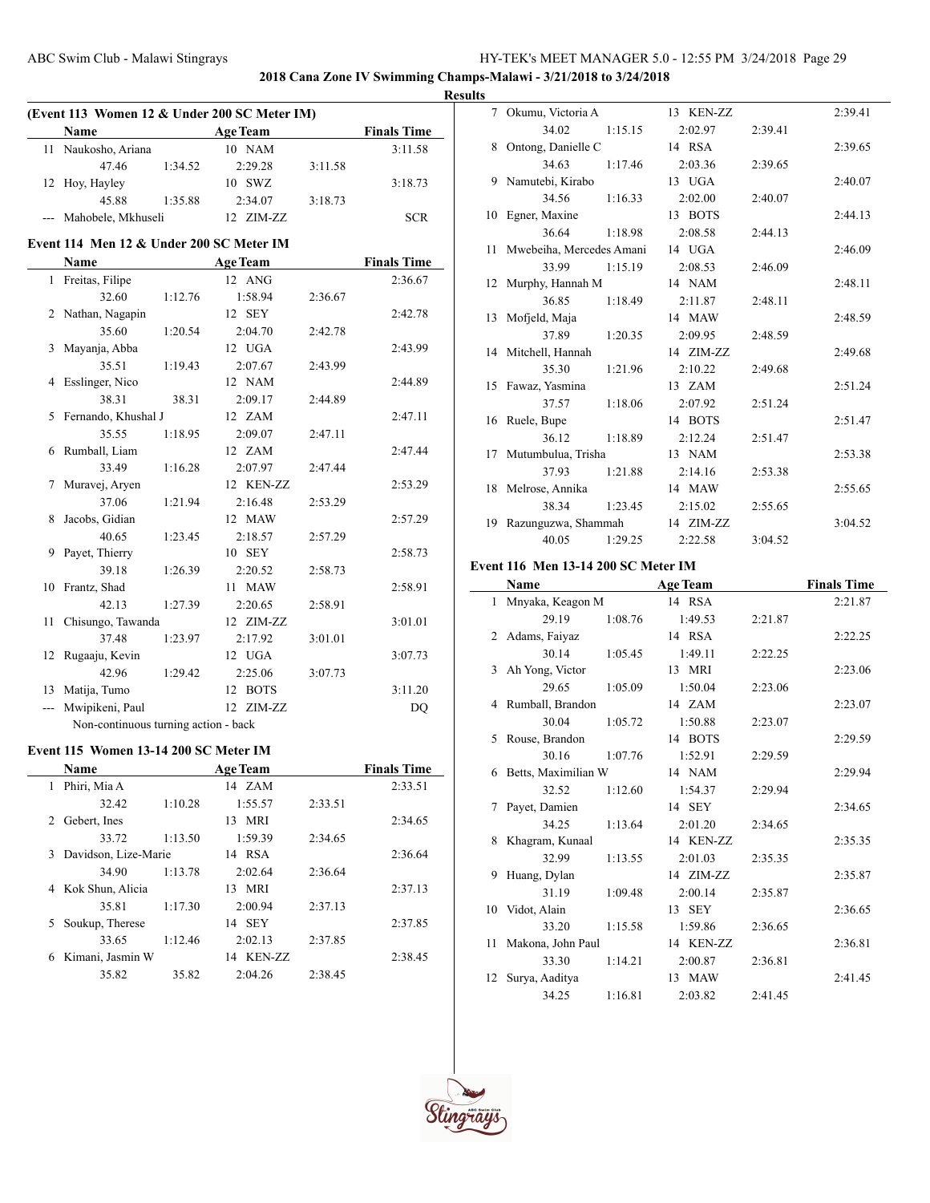**2018 Cana Zone IV Swimming Champs-Malawi - 3/21/2018 to 3/24/2018**

**Results**

### (Event 113 Women 12 & Under 200 SC Meter IM)

| | Name | Age | Team | Finals Time |
|---|---|---|---|---|
| 11 | Naukosho, Ariana | 10 | NAM | 3:11.58 |
| | 47.46 / 1:34.52 / 2:29.28 / 3:11.58 | | | |
| 12 | Hoy, Hayley | 10 | SWZ | 3:18.73 |
| | 45.88 / 1:35.88 / 2:34.07 / 3:18.73 | | | |
| --- | Mahobele, Mkhuseli | 12 | ZIM-ZZ | SCR |

### Event 114 Men 12 & Under 200 SC Meter IM

| | Name | Age | Team | Finals Time |
|---|---|---|---|---|
| 1 | Freitas, Filipe | 12 | ANG | 2:36.67 |
| | 32.60 / 1:12.76 / 1:58.94 / 2:36.67 | | | |
| 2 | Nathan, Nagapin | 12 | SEY | 2:42.78 |
| | 35.60 / 1:20.54 / 2:04.70 / 2:42.78 | | | |
| 3 | Mayanja, Abba | 12 | UGA | 2:43.99 |
| | 35.51 / 1:19.43 / 2:07.67 / 2:43.99 | | | |
| 4 | Esslinger, Nico | 12 | NAM | 2:44.89 |
| | 38.31 / 38.31 / 2:09.17 / 2:44.89 | | | |
| 5 | Fernando, Khushal J | 12 | ZAM | 2:47.11 |
| | 35.55 / 1:18.95 / 2:09.07 / 2:47.11 | | | |
| 6 | Rumball, Liam | 12 | ZAM | 2:47.44 |
| | 33.49 / 1:16.28 / 2:07.97 / 2:47.44 | | | |
| 7 | Muravej, Aryen | 12 | KEN-ZZ | 2:53.29 |
| | 37.06 / 1:21.94 / 2:16.48 / 2:53.29 | | | |
| 8 | Jacobs, Gidian | 12 | MAW | 2:57.29 |
| | 40.65 / 1:23.45 / 2:18.57 / 2:57.29 | | | |
| 9 | Payet, Thierry | 10 | SEY | 2:58.73 |
| | 39.18 / 1:26.39 / 2:20.52 / 2:58.73 | | | |
| 10 | Frantz, Shad | 11 | MAW | 2:58.91 |
| | 42.13 / 1:27.39 / 2:20.65 / 2:58.91 | | | |
| 11 | Chisungo, Tawanda | 12 | ZIM-ZZ | 3:01.01 |
| | 37.48 / 1:23.97 / 2:17.92 / 3:01.01 | | | |
| 12 | Rugaaju, Kevin | 12 | UGA | 3:07.73 |
| | 42.96 / 1:29.42 / 2:25.06 / 3:07.73 | | | |
| 13 | Matija, Tumo | 12 | BOTS | 3:11.20 |
| --- | Mwipikeni, Paul | 12 | ZIM-ZZ | DQ |
| | Non-continuous turning action - back | | | |

### Event 115 Women 13-14 200 SC Meter IM

| | Name | Age | Team | Finals Time |
|---|---|---|---|---|
| 1 | Phiri, Mia A | 14 | ZAM | 2:33.51 |
| | 32.42 / 1:10.28 / 1:55.57 / 2:33.51 | | | |
| 2 | Gebert, Ines | 13 | MRI | 2:34.65 |
| | 33.72 / 1:13.50 / 1:59.39 / 2:34.65 | | | |
| 3 | Davidson, Lize-Marie | 14 | RSA | 2:36.64 |
| | 34.90 / 1:13.78 / 2:02.64 / 2:36.64 | | | |
| 4 | Kok Shun, Alicia | 13 | MRI | 2:37.13 |
| | 35.81 / 1:17.30 / 2:00.94 / 2:37.13 | | | |
| 5 | Soukup, Therese | 14 | SEY | 2:37.85 |
| | 33.65 / 1:12.46 / 2:02.13 / 2:37.85 | | | |
| 6 | Kimani, Jasmin W | 14 | KEN-ZZ | 2:38.45 |
| | 35.82 / 35.82 / 2:04.26 / 2:38.45 | | | |
| 7 | Okumu, Victoria A | 13 | KEN-ZZ | 2:39.41 |
| | 34.02 / 1:15.15 / 2:02.97 / 2:39.41 | | | |
| 8 | Ontong, Danielle C | 14 | RSA | 2:39.65 |
| | 34.63 / 1:17.46 / 2:03.36 / 2:39.65 | | | |
| 9 | Namutebi, Kirabo | 13 | UGA | 2:40.07 |
| | 34.56 / 1:16.33 / 2:02.00 / 2:40.07 | | | |
| 10 | Egner, Maxine | 13 | BOTS | 2:44.13 |
| | 36.64 / 1:18.98 / 2:08.58 / 2:44.13 | | | |
| 11 | Mwebeiha, Mercedes Amani | 14 | UGA | 2:46.09 |
| | 33.99 / 1:15.19 / 2:08.53 / 2:46.09 | | | |
| 12 | Murphy, Hannah M | 14 | NAM | 2:48.11 |
| | 36.85 / 1:18.49 / 2:11.87 / 2:48.11 | | | |
| 13 | Mofjeld, Maja | 14 | MAW | 2:48.59 |
| | 37.89 / 1:20.35 / 2:09.95 / 2:48.59 | | | |
| 14 | Mitchell, Hannah | 14 | ZIM-ZZ | 2:49.68 |
| | 35.30 / 1:21.96 / 2:10.22 / 2:49.68 | | | |
| 15 | Fawaz, Yasmina | 13 | ZAM | 2:51.24 |
| | 37.57 / 1:18.06 / 2:07.92 / 2:51.24 | | | |
| 16 | Ruele, Bupe | 14 | BOTS | 2:51.47 |
| | 36.12 / 1:18.89 / 2:12.24 / 2:51.47 | | | |
| 17 | Mutumbulua, Trisha | 13 | NAM | 2:53.38 |
| | 37.93 / 1:21.88 / 2:14.16 / 2:53.38 | | | |
| 18 | Melrose, Annika | 14 | MAW | 2:55.65 |
| | 38.34 / 1:23.45 / 2:15.02 / 2:55.65 | | | |
| 19 | Razunguzwa, Shammah | 14 | ZIM-ZZ | 3:04.52 |
| | 40.05 / 1:29.25 / 2:22.58 / 3:04.52 | | | |

### Event 116 Men 13-14 200 SC Meter IM

| | Name | Age | Team | Finals Time |
|---|---|---|---|---|
| 1 | Mnyaka, Keagon M | 14 | RSA | 2:21.87 |
| | 29.19 / 1:08.76 / 1:49.53 / 2:21.87 | | | |
| 2 | Adams, Faiyaz | 14 | RSA | 2:22.25 |
| | 30.14 / 1:05.45 / 1:49.11 / 2:22.25 | | | |
| 3 | Ah Yong, Victor | 13 | MRI | 2:23.06 |
| | 29.65 / 1:05.09 / 1:50.04 / 2:23.06 | | | |
| 4 | Rumball, Brandon | 14 | ZAM | 2:23.07 |
| | 30.04 / 1:05.72 / 1:50.88 / 2:23.07 | | | |
| 5 | Rouse, Brandon | 14 | BOTS | 2:29.59 |
| | 30.16 / 1:07.76 / 1:52.91 / 2:29.59 | | | |
| 6 | Betts, Maximilian W | 14 | NAM | 2:29.94 |
| | 32.52 / 1:12.60 / 1:54.37 / 2:29.94 | | | |
| 7 | Payet, Damien | 14 | SEY | 2:34.65 |
| | 34.25 / 1:13.64 / 2:01.20 / 2:34.65 | | | |
| 8 | Khagram, Kunaal | 14 | KEN-ZZ | 2:35.35 |
| | 32.99 / 1:13.55 / 2:01.03 / 2:35.35 | | | |
| 9 | Huang, Dylan | 14 | ZIM-ZZ | 2:35.87 |
| | 31.19 / 1:09.48 / 2:00.14 / 2:35.87 | | | |
| 10 | Vidot, Alain | 13 | SEY | 2:36.65 |
| | 33.20 / 1:15.58 / 1:59.86 / 2:36.65 | | | |
| 11 | Makona, John Paul | 14 | KEN-ZZ | 2:36.81 |
| | 33.30 / 1:14.21 / 2:00.87 / 2:36.81 | | | |
| 12 | Surya, Aaditya | 13 | MAW | 2:41.45 |
| | 34.25 / 1:16.81 / 2:03.82 / 2:41.45 | | | |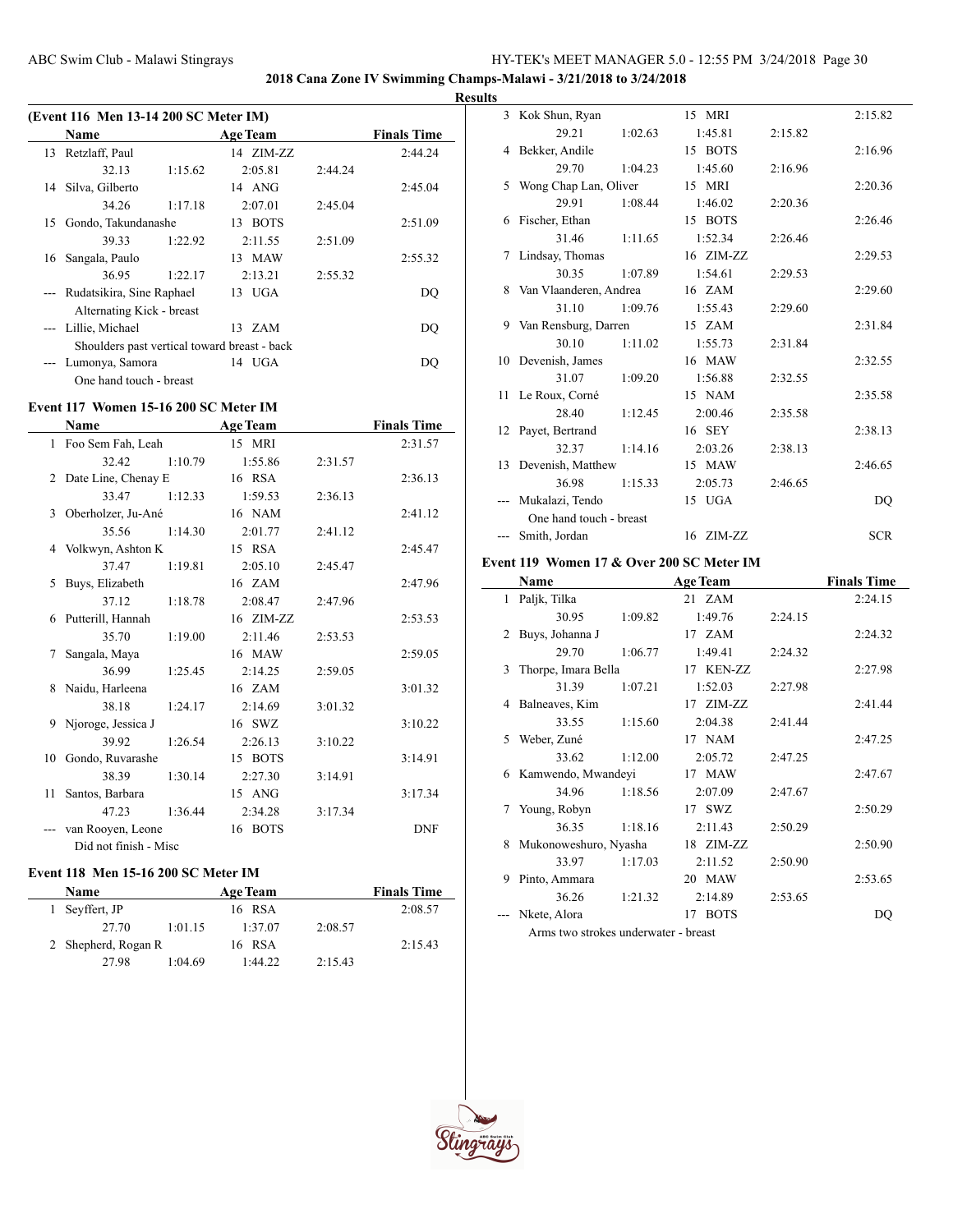2018 Cana Zone IV Swimming Champs-Malawi - 3/21/2018 to 3/24/2018

Results

### (Event 116 Men 13-14 200 SC Meter IM)

| | Name | Age | Team | | | | Finals Time |
|---|---|---|---|---|---|---|---|
| 13 | Retzlaff, Paul | 14 | ZIM-ZZ | | | | 2:44.24 |
| | 32.13 | 1:15.62 | 2:05.81 | 2:44.24 | | | |
| 14 | Silva, Gilberto | 14 | ANG | | | | 2:45.04 |
| | 34.26 | 1:17.18 | 2:07.01 | 2:45.04 | | | |
| 15 | Gondo, Takundanashe | 13 | BOTS | | | | 2:51.09 |
| | 39.33 | 1:22.92 | 2:11.55 | 2:51.09 | | | |
| 16 | Sangala, Paulo | 13 | MAW | | | | 2:55.32 |
| | 36.95 | 1:22.17 | 2:13.21 | 2:55.32 | | | |
| --- | Rudatsikira, Sine Raphael | 13 | UGA | | | | DQ |
| | Alternating Kick - breast | | | | | | |
| --- | Lillie, Michael | 13 | ZAM | | | | DQ |
| | Shoulders past vertical toward breast - back | | | | | | |
| --- | Lumonya, Samora | 14 | UGA | | | | DQ |
| | One hand touch - breast | | | | | | |

### Event 117 Women 15-16 200 SC Meter IM

| | Name | Age | Team | | | | Finals Time |
|---|---|---|---|---|---|---|---|
| 1 | Foo Sem Fah, Leah | 15 | MRI | | | | 2:31.57 |
| | 32.42 | 1:10.79 | 1:55.86 | 2:31.57 | | | |
| 2 | Date Line, Chenay E | 16 | RSA | | | | 2:36.13 |
| | 33.47 | 1:12.33 | 1:59.53 | 2:36.13 | | | |
| 3 | Oberholzer, Ju-Ané | 16 | NAM | | | | 2:41.12 |
| | 35.56 | 1:14.30 | 2:01.77 | 2:41.12 | | | |
| 4 | Volkwyn, Ashton K | 15 | RSA | | | | 2:45.47 |
| | 37.47 | 1:19.81 | 2:05.10 | 2:45.47 | | | |
| 5 | Buys, Elizabeth | 16 | ZAM | | | | 2:47.96 |
| | 37.12 | 1:18.78 | 2:08.47 | 2:47.96 | | | |
| 6 | Putterill, Hannah | 16 | ZIM-ZZ | | | | 2:53.53 |
| | 35.70 | 1:19.00 | 2:11.46 | 2:53.53 | | | |
| 7 | Sangala, Maya | 16 | MAW | | | | 2:59.05 |
| | 36.99 | 1:25.45 | 2:14.25 | 2:59.05 | | | |
| 8 | Naidu, Harleena | 16 | ZAM | | | | 3:01.32 |
| | 38.18 | 1:24.17 | 2:14.69 | 3:01.32 | | | |
| 9 | Njoroge, Jessica J | 16 | SWZ | | | | 3:10.22 |
| | 39.92 | 1:26.54 | 2:26.13 | 3:10.22 | | | |
| 10 | Gondo, Ruvarashe | 15 | BOTS | | | | 3:14.91 |
| | 38.39 | 1:30.14 | 2:27.30 | 3:14.91 | | | |
| 11 | Santos, Barbara | 15 | ANG | | | | 3:17.34 |
| | 47.23 | 1:36.44 | 2:34.28 | 3:17.34 | | | |
| --- | van Rooyen, Leone | 16 | BOTS | | | | DNF |
| | Did not finish - Misc | | | | | | |

### Event 118 Men 15-16 200 SC Meter IM

| | Name | Age | Team | | | | Finals Time |
|---|---|---|---|---|---|---|---|
| 1 | Seyffert, JP | 16 | RSA | | | | 2:08.57 |
| | 27.70 | 1:01.15 | 1:37.07 | 2:08.57 | | | |
| 2 | Shepherd, Rogan R | 16 | RSA | | | | 2:15.43 |
| | 27.98 | 1:04.69 | 1:44.22 | 2:15.43 | | | |
| 3 | Kok Shun, Ryan | 15 | MRI | | | | 2:15.82 |
| | 29.21 | 1:02.63 | 1:45.81 | 2:15.82 | | | |
| 4 | Bekker, Andile | 15 | BOTS | | | | 2:16.96 |
| | 29.70 | 1:04.23 | 1:45.60 | 2:16.96 | | | |
| 5 | Wong Chap Lan, Oliver | 15 | MRI | | | | 2:20.36 |
| | 29.91 | 1:08.44 | 1:46.02 | 2:20.36 | | | |
| 6 | Fischer, Ethan | 15 | BOTS | | | | 2:26.46 |
| | 31.46 | 1:11.65 | 1:52.34 | 2:26.46 | | | |
| 7 | Lindsay, Thomas | 16 | ZIM-ZZ | | | | 2:29.53 |
| | 30.35 | 1:07.89 | 1:54.61 | 2:29.53 | | | |
| 8 | Van Vlaanderen, Andrea | 16 | ZAM | | | | 2:29.60 |
| | 31.10 | 1:09.76 | 1:55.43 | 2:29.60 | | | |
| 9 | Van Rensburg, Darren | 15 | ZAM | | | | 2:31.84 |
| | 30.10 | 1:11.02 | 1:55.73 | 2:31.84 | | | |
| 10 | Devenish, James | 16 | MAW | | | | 2:32.55 |
| | 31.07 | 1:09.20 | 1:56.88 | 2:32.55 | | | |
| 11 | Le Roux, Corné | 15 | NAM | | | | 2:35.58 |
| | 28.40 | 1:12.45 | 2:00.46 | 2:35.58 | | | |
| 12 | Payet, Bertrand | 16 | SEY | | | | 2:38.13 |
| | 32.37 | 1:14.16 | 2:03.26 | 2:38.13 | | | |
| 13 | Devenish, Matthew | 15 | MAW | | | | 2:46.65 |
| | 36.98 | 1:15.33 | 2:05.73 | 2:46.65 | | | |
| --- | Mukalazi, Tendo | 15 | UGA | | | | DQ |
| | One hand touch - breast | | | | | | |
| --- | Smith, Jordan | 16 | ZIM-ZZ | | | | SCR |

### Event 119 Women 17 & Over 200 SC Meter IM

| | Name | Age | Team | | | | Finals Time |
|---|---|---|---|---|---|---|---|
| 1 | Paljk, Tilka | 21 | ZAM | | | | 2:24.15 |
| | 30.95 | 1:09.82 | 1:49.76 | 2:24.15 | | | |
| 2 | Buys, Johanna J | 17 | ZAM | | | | 2:24.32 |
| | 29.70 | 1:06.77 | 1:49.41 | 2:24.32 | | | |
| 3 | Thorpe, Imara Bella | 17 | KEN-ZZ | | | | 2:27.98 |
| | 31.39 | 1:07.21 | 1:52.03 | 2:27.98 | | | |
| 4 | Balneaves, Kim | 17 | ZIM-ZZ | | | | 2:41.44 |
| | 33.55 | 1:15.60 | 2:04.38 | 2:41.44 | | | |
| 5 | Weber, Zuné | 17 | NAM | | | | 2:47.25 |
| | 33.62 | 1:12.00 | 2:05.72 | 2:47.25 | | | |
| 6 | Kamwendo, Mwandeyi | 17 | MAW | | | | 2:47.67 |
| | 34.96 | 1:18.56 | 2:07.09 | 2:47.67 | | | |
| 7 | Young, Robyn | 17 | SWZ | | | | 2:50.29 |
| | 36.35 | 1:18.16 | 2:11.43 | 2:50.29 | | | |
| 8 | Mukonoweshuro, Nyasha | 18 | ZIM-ZZ | | | | 2:50.90 |
| | 33.97 | 1:17.03 | 2:11.52 | 2:50.90 | | | |
| 9 | Pinto, Ammara | 20 | MAW | | | | 2:53.65 |
| | 36.26 | 1:21.32 | 2:14.89 | 2:53.65 | | | |
| --- | Nkete, Alora | 17 | BOTS | | | | DQ |
| | Arms two strokes underwater - breast | | | | | | |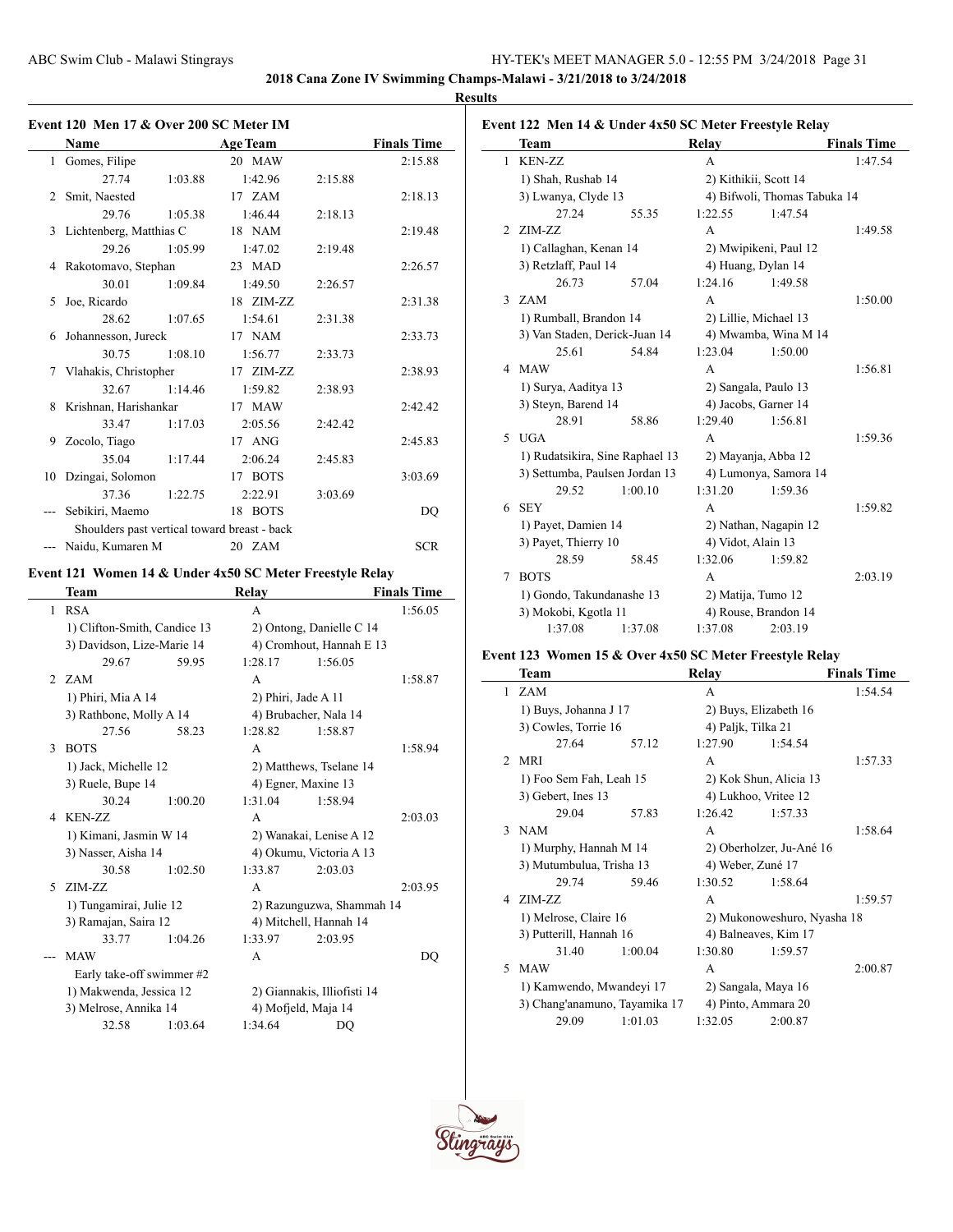## 2018 Cana Zone IV Swimming Champs-Malawi - 3/21/2018 to 3/24/2018

### Results

#### Event 120 Men 17 & Over 200 SC Meter IM

| | Name | Age | Team | Finals Time |
|---|---|---|---|---|
| 1 | Gomes, Filipe | 20 | MAW | 2:15.88 |
| | 27.74 1:03.88 1:42.96 2:15.88 | | | |
| 2 | Smit, Naested | 17 | ZAM | 2:18.13 |
| | 29.76 1:05.38 1:46.44 2:18.13 | | | |
| 3 | Lichtenberg, Matthias C | 18 | NAM | 2:19.48 |
| | 29.26 1:05.99 1:47.02 2:19.48 | | | |
| 4 | Rakotomavo, Stephan | 23 | MAD | 2:26.57 |
| | 30.01 1:09.84 1:49.50 2:26.57 | | | |
| 5 | Joe, Ricardo | 18 | ZIM-ZZ | 2:31.38 |
| | 28.62 1:07.65 1:54.61 2:31.38 | | | |
| 6 | Johannesson, Jureck | 17 | NAM | 2:33.73 |
| | 30.75 1:08.10 1:56.77 2:33.73 | | | |
| 7 | Vlahakis, Christopher | 17 | ZIM-ZZ | 2:38.93 |
| | 32.67 1:14.46 1:59.82 2:38.93 | | | |
| 8 | Krishnan, Harishankar | 17 | MAW | 2:42.42 |
| | 33.47 1:17.03 2:05.56 2:42.42 | | | |
| 9 | Zocolo, Tiago | 17 | ANG | 2:45.83 |
| | 35.04 1:17.44 2:06.24 2:45.83 | | | |
| 10 | Dzingai, Solomon | 17 | BOTS | 3:03.69 |
| | 37.36 1:22.75 2:22.91 3:03.69 | | | |
| --- | Sebikiri, Maemo | 18 | BOTS | DQ |
| | Shoulders past vertical toward breast - back | | | |
| --- | Naidu, Kumaren M | 20 | ZAM | SCR |

#### Event 121 Women 14 & Under 4x50 SC Meter Freestyle Relay

| | Team | Relay | Finals Time |
|---|---|---|---|
| 1 | RSA | A | 1:56.05 |
| | 1) Clifton-Smith, Candice 13; 2) Ontong, Danielle C 14; 3) Davidson, Lize-Marie 14; 4) Cromhout, Hannah E 13 | | |
| | 29.67 59.95 1:28.17 1:56.05 | | |
| 2 | ZAM | A | 1:58.87 |
| | 1) Phiri, Mia A 14; 2) Phiri, Jade A 11; 3) Rathbone, Molly A 14; 4) Brubacher, Nala 14 | | |
| | 27.56 58.23 1:28.82 1:58.87 | | |
| 3 | BOTS | A | 1:58.94 |
| | 1) Jack, Michelle 12; 2) Matthews, Tselane 14; 3) Ruele, Bupe 14; 4) Egner, Maxine 13 | | |
| | 30.24 1:00.20 1:31.04 1:58.94 | | |
| 4 | KEN-ZZ | A | 2:03.03 |
| | 1) Kimani, Jasmin W 14; 2) Wanakai, Lenise A 12; 3) Nasser, Aisha 14; 4) Okumu, Victoria A 13 | | |
| | 30.58 1:02.50 1:33.87 2:03.03 | | |
| 5 | ZIM-ZZ | A | 2:03.95 |
| | 1) Tungamirai, Julie 12; 2) Razunguzwa, Shammah 14; 3) Ramajan, Saira 12; 4) Mitchell, Hannah 14 | | |
| | 33.77 1:04.26 1:33.97 2:03.95 | | |
| --- | MAW | A | DQ |
| | Early take-off swimmer #2 | | |
| | 1) Makwenda, Jessica 12; 2) Giannakis, Illiofisti 14; 3) Melrose, Annika 14; 4) Mofjeld, Maja 14 | | |
| | 32.58 1:03.64 1:34.64 DQ | | |

#### Event 122 Men 14 & Under 4x50 SC Meter Freestyle Relay

| | Team | Relay | Finals Time |
|---|---|---|---|
| 1 | KEN-ZZ | A | 1:47.54 |
| | 1) Shah, Rushab 14; 2) Kithikii, Scott 14; 3) Lwanya, Clyde 13; 4) Bifwoli, Thomas Tabuka 14 | | |
| | 27.24 55.35 1:22.55 1:47.54 | | |
| 2 | ZIM-ZZ | A | 1:49.58 |
| | 1) Callaghan, Kenan 14; 2) Mwipikeni, Paul 12; 3) Retzlaff, Paul 14; 4) Huang, Dylan 14 | | |
| | 26.73 57.04 1:24.16 1:49.58 | | |
| 3 | ZAM | A | 1:50.00 |
| | 1) Rumball, Brandon 14; 2) Lillie, Michael 13; 3) Van Staden, Derick-Juan 14; 4) Mwamba, Wina M 14 | | |
| | 25.61 54.84 1:23.04 1:50.00 | | |
| 4 | MAW | A | 1:56.81 |
| | 1) Surya, Aaditya 13; 2) Sangala, Paulo 13; 3) Steyn, Barend 14; 4) Jacobs, Garner 14 | | |
| | 28.91 58.86 1:29.40 1:56.81 | | |
| 5 | UGA | A | 1:59.36 |
| | 1) Rudatsikira, Sine Raphael 13; 2) Mayanja, Abba 12; 3) Settumba, Paulsen Jordan 13; 4) Lumonya, Samora 14 | | |
| | 29.52 1:00.10 1:31.20 1:59.36 | | |
| 6 | SEY | A | 1:59.82 |
| | 1) Payet, Damien 14; 2) Nathan, Nagapin 12; 3) Payet, Thierry 10; 4) Vidot, Alain 13 | | |
| | 28.59 58.45 1:32.06 1:59.82 | | |
| 7 | BOTS | A | 2:03.19 |
| | 1) Gondo, Takundanashe 13; 2) Matija, Tumo 12; 3) Mokobi, Kgotla 11; 4) Rouse, Brandon 14 | | |
| | 1:37.08 1:37.08 1:37.08 2:03.19 | | |

#### Event 123 Women 15 & Over 4x50 SC Meter Freestyle Relay

| | Team | Relay | Finals Time |
|---|---|---|---|
| 1 | ZAM | A | 1:54.54 |
| | 1) Buys, Johanna J 17; 2) Buys, Elizabeth 16; 3) Cowles, Torrie 16; 4) Paljk, Tilka 21 | | |
| | 27.64 57.12 1:27.90 1:54.54 | | |
| 2 | MRI | A | 1:57.33 |
| | 1) Foo Sem Fah, Leah 15; 2) Kok Shun, Alicia 13; 3) Gebert, Ines 13; 4) Lukhoo, Vritee 12 | | |
| | 29.04 57.83 1:26.42 1:57.33 | | |
| 3 | NAM | A | 1:58.64 |
| | 1) Murphy, Hannah M 14; 2) Oberholzer, Ju-Ané 16; 3) Mutumbulua, Trisha 13; 4) Weber, Zuné 17 | | |
| | 29.74 59.46 1:30.52 1:58.64 | | |
| 4 | ZIM-ZZ | A | 1:59.57 |
| | 1) Melrose, Claire 16; 2) Mukonoweshuro, Nyasha 18; 3) Putterill, Hannah 16; 4) Balneaves, Kim 17 | | |
| | 31.40 1:00.04 1:30.80 1:59.57 | | |
| 5 | MAW | A | 2:00.87 |
| | 1) Kamwendo, Mwandeyi 17; 2) Sangala, Maya 16; 3) Chang'anamuno, Tayamika 17; 4) Pinto, Ammara 20 | | |
| | 29.09 1:01.03 1:32.05 2:00.87 | | |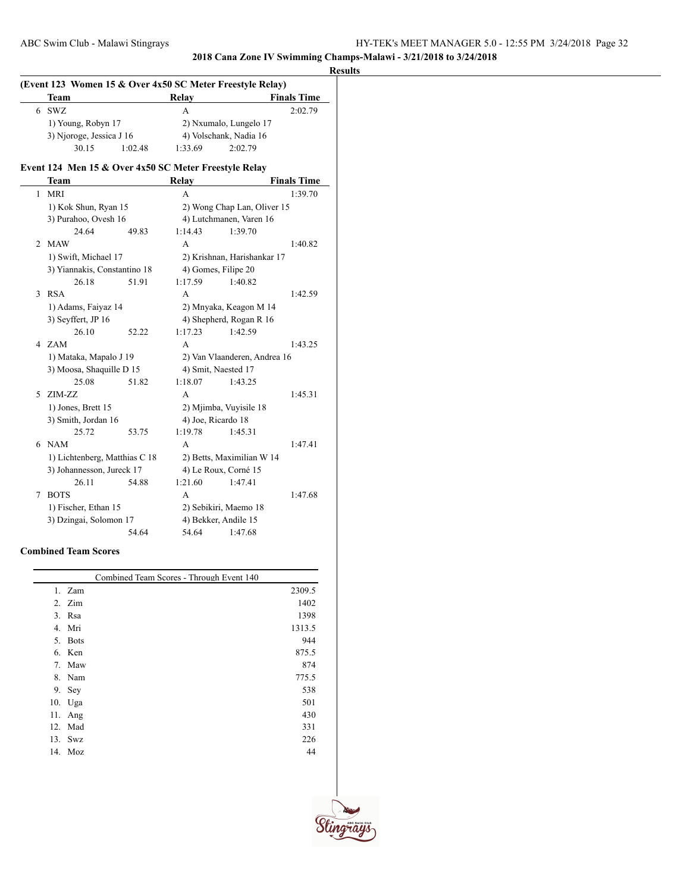**2018 Cana Zone IV Swimming Champs-Malawi - 3/21/2018 to 3/24/2018**

**Results**

### (Event 123 Women 15 & Over 4x50 SC Meter Freestyle Relay)

| | Team | Relay | Finals Time |
|---|---|---|---|
| 6 | SWZ | A | 2:02.79 |
| | 1) Young, Robyn 17 | 2) Nxumalo, Lungelo 17 | |
| | 3) Njoroge, Jessica J 16 | 4) Volschank, Nadia 16 | |
| | 30.15 1:02.48 | 1:33.69 2:02.79 | |

### Event 124 Men 15 & Over 4x50 SC Meter Freestyle Relay

| | Team | Relay | Finals Time |
|---|---|---|---|
| 1 | MRI | A | 1:39.70 |
| | 1) Kok Shun, Ryan 15 | 2) Wong Chap Lan, Oliver 15 | |
| | 3) Purahoo, Ovesh 16 | 4) Lutchmanen, Varen 16 | |
| | 24.64 49.83 | 1:14.43 1:39.70 | |
| 2 | MAW | A | 1:40.82 |
| | 1) Swift, Michael 17 | 2) Krishnan, Harishankar 17 | |
| | 3) Yiannakis, Constantino 18 | 4) Gomes, Filipe 20 | |
| | 26.18 51.91 | 1:17.59 1:40.82 | |
| 3 | RSA | A | 1:42.59 |
| | 1) Adams, Faiyaz 14 | 2) Mnyaka, Keagon M 14 | |
| | 3) Seyffert, JP 16 | 4) Shepherd, Rogan R 16 | |
| | 26.10 52.22 | 1:17.23 1:42.59 | |
| 4 | ZAM | A | 1:43.25 |
| | 1) Mataka, Mapalo J 19 | 2) Van Vlaanderen, Andrea 16 | |
| | 3) Moosa, Shaquille D 15 | 4) Smit, Naested 17 | |
| | 25.08 51.82 | 1:18.07 1:43.25 | |
| 5 | ZIM-ZZ | A | 1:45.31 |
| | 1) Jones, Brett 15 | 2) Mjimba, Vuyisile 18 | |
| | 3) Smith, Jordan 16 | 4) Joe, Ricardo 18 | |
| | 25.72 53.75 | 1:19.78 1:45.31 | |
| 6 | NAM | A | 1:47.41 |
| | 1) Lichtenberg, Matthias C 18 | 2) Betts, Maximilian W 14 | |
| | 3) Johannesson, Jureck 17 | 4) Le Roux, Corné 15 | |
| | 26.11 54.88 | 1:21.60 1:47.41 | |
| 7 | BOTS | A | 1:47.68 |
| | 1) Fischer, Ethan 15 | 2) Sebikiri, Maemo 18 | |
| | 3) Dzingai, Solomon 17 | 4) Bekker, Andile 15 | |
| | 54.64 | 54.64 1:47.68 | |

### Combined Team Scores

| | Combined Team Scores - Through Event 140 | |
|---|---|---|
| 1. | Zam | 2309.5 |
| 2. | Zim | 1402 |
| 3. | Rsa | 1398 |
| 4. | Mri | 1313.5 |
| 5. | Bots | 944 |
| 6. | Ken | 875.5 |
| 7. | Maw | 874 |
| 8. | Nam | 775.5 |
| 9. | Sey | 538 |
| 10. | Uga | 501 |
| 11. | Ang | 430 |
| 12. | Mad | 331 |
| 13. | Swz | 226 |
| 14. | Moz | 44 |